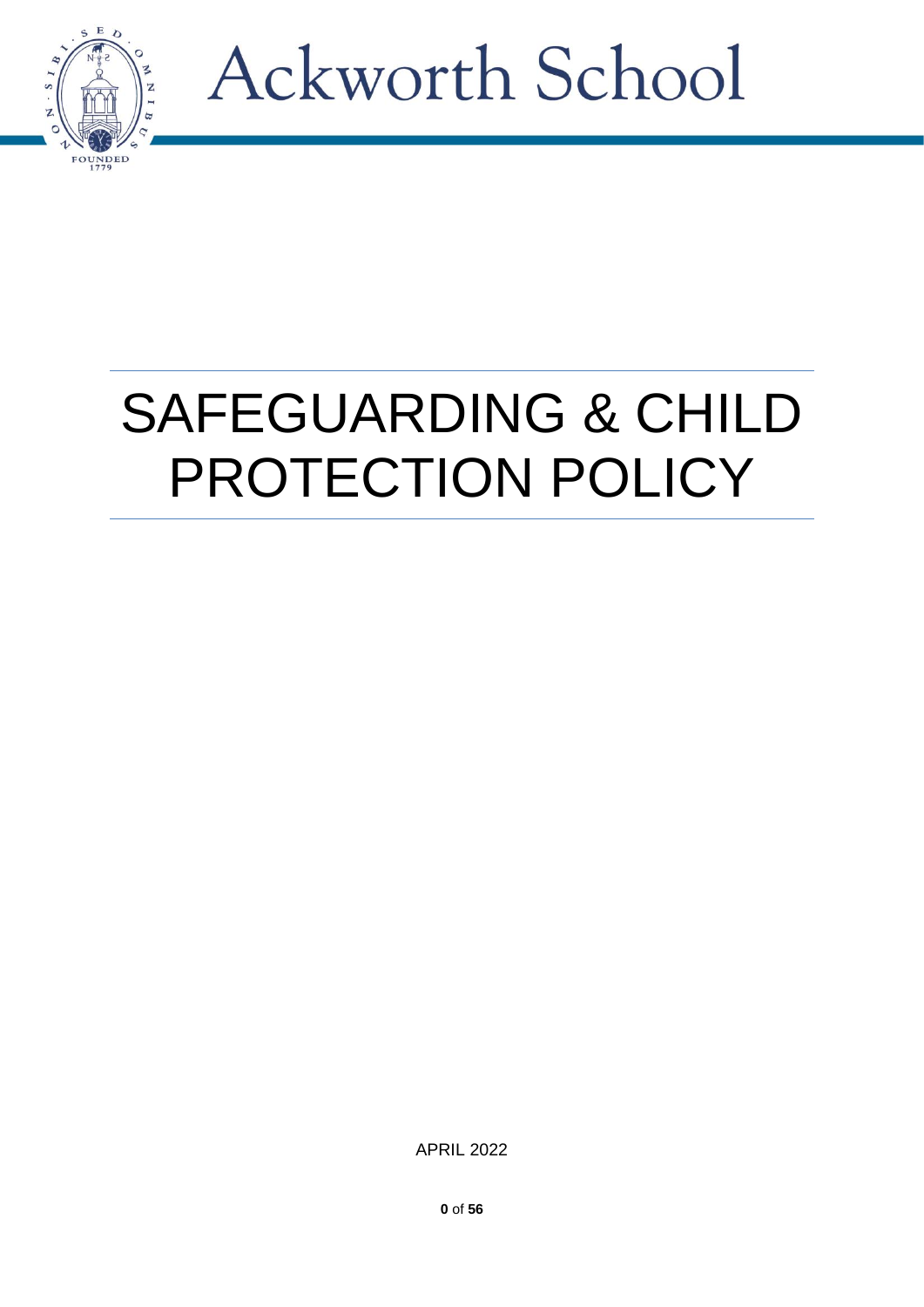Ackworth School

# SAFEGUARDING & CHILD PROTECTION POLICY

APRIL 2022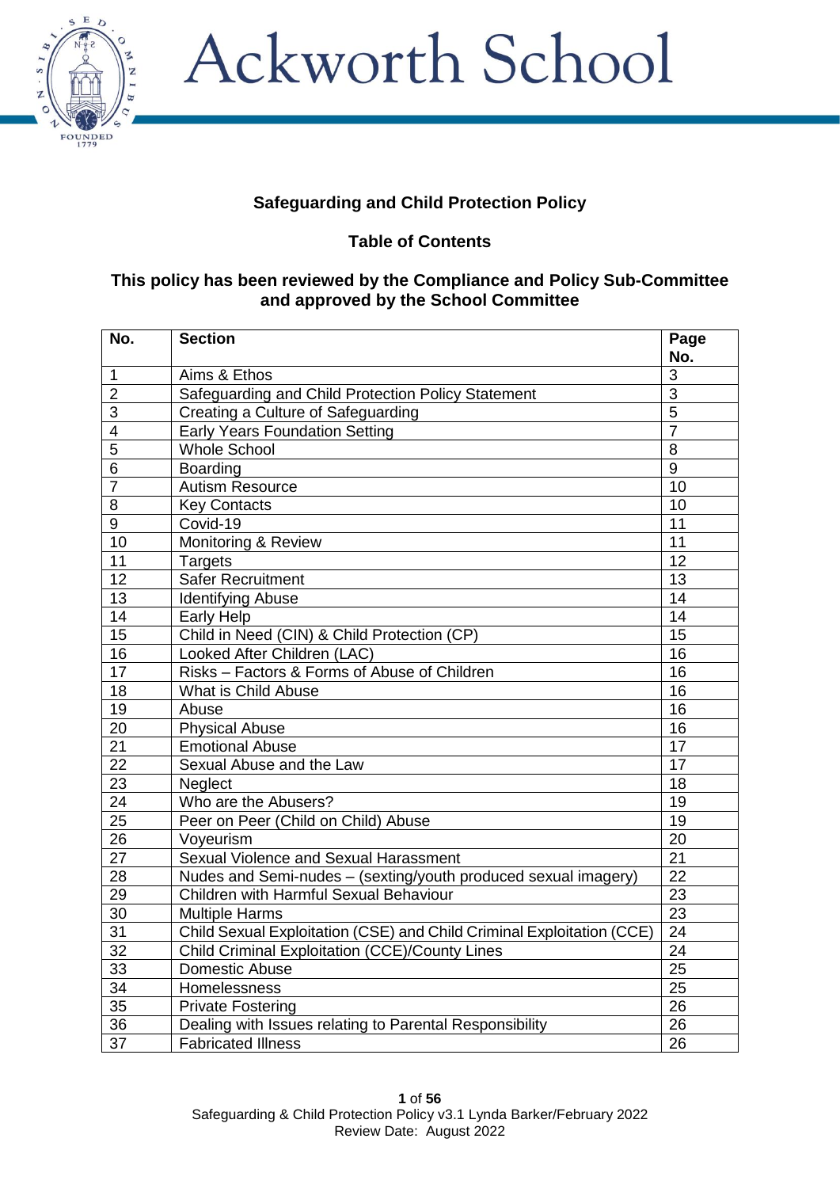# Ackworth School

**Safeguarding and Child Protection Policy**

**Table of Contents**

**This policy has been reviewed by the Compliance and Policy Sub-Committee and approved by the School Committee**

| No. | Section | Page No. |
|---|---|---|
| 1 | Aims & Ethos | 3 |
| 2 | Safeguarding and Child Protection Policy Statement | 3 |
| 3 | Creating a Culture of Safeguarding | 5 |
| 4 | Early Years Foundation Setting | 7 |
| 5 | Whole School | 8 |
| 6 | Boarding | 9 |
| 7 | Autism Resource | 10 |
| 8 | Key Contacts | 10 |
| 9 | Covid-19 | 11 |
| 10 | Monitoring & Review | 11 |
| 11 | Targets | 12 |
| 12 | Safer Recruitment | 13 |
| 13 | Identifying Abuse | 14 |
| 14 | Early Help | 14 |
| 15 | Child in Need (CIN) & Child Protection (CP) | 15 |
| 16 | Looked After Children (LAC) | 16 |
| 17 | Risks – Factors & Forms of Abuse of Children | 16 |
| 18 | What is Child Abuse | 16 |
| 19 | Abuse | 16 |
| 20 | Physical Abuse | 16 |
| 21 | Emotional Abuse | 17 |
| 22 | Sexual Abuse and the Law | 17 |
| 23 | Neglect | 18 |
| 24 | Who are the Abusers? | 19 |
| 25 | Peer on Peer (Child on Child) Abuse | 19 |
| 26 | Voyeurism | 20 |
| 27 | Sexual Violence and Sexual Harassment | 21 |
| 28 | Nudes and Semi-nudes – (sexting/youth produced sexual imagery) | 22 |
| 29 | Children with Harmful Sexual Behaviour | 23 |
| 30 | Multiple Harms | 23 |
| 31 | Child Sexual Exploitation (CSE) and Child Criminal Exploitation (CCE) | 24 |
| 32 | Child Criminal Exploitation (CCE)/County Lines | 24 |
| 33 | Domestic Abuse | 25 |
| 34 | Homelessness | 25 |
| 35 | Private Fostering | 26 |
| 36 | Dealing with Issues relating to Parental Responsibility | 26 |
| 37 | Fabricated Illness | 26 |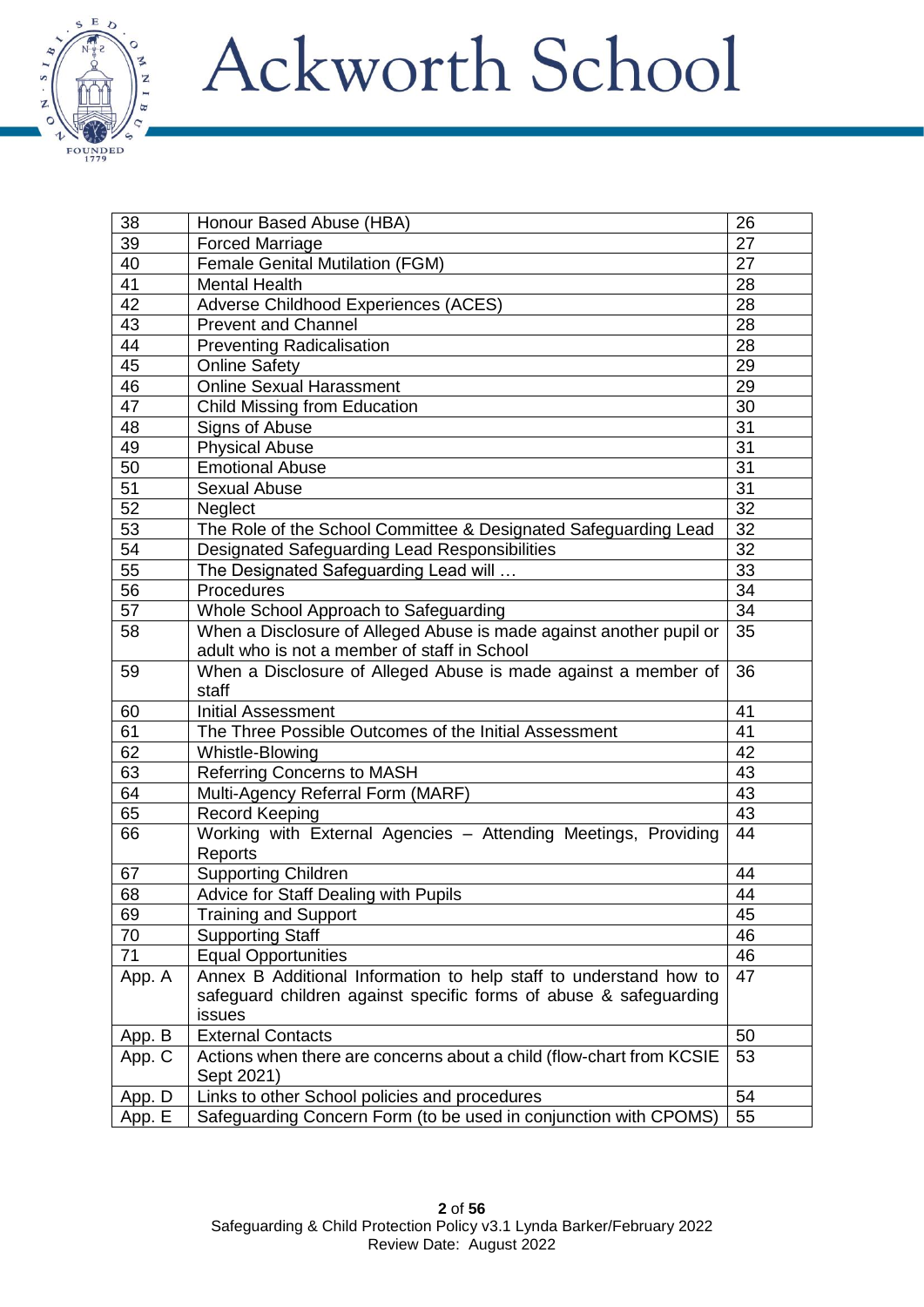| 38 | Honour Based Abuse (HBA) | 26 |
|---|---|---|
| 39 | Forced Marriage | 27 |
| 40 | Female Genital Mutilation (FGM) | 27 |
| 41 | Mental Health | 28 |
| 42 | Adverse Childhood Experiences (ACES) | 28 |
| 43 | Prevent and Channel | 28 |
| 44 | Preventing Radicalisation | 28 |
| 45 | Online Safety | 29 |
| 46 | Online Sexual Harassment | 29 |
| 47 | Child Missing from Education | 30 |
| 48 | Signs of Abuse | 31 |
| 49 | Physical Abuse | 31 |
| 50 | Emotional Abuse | 31 |
| 51 | Sexual Abuse | 31 |
| 52 | Neglect | 32 |
| 53 | The Role of the School Committee & Designated Safeguarding Lead | 32 |
| 54 | Designated Safeguarding Lead Responsibilities | 32 |
| 55 | The Designated Safeguarding Lead will … | 33 |
| 56 | Procedures | 34 |
| 57 | Whole School Approach to Safeguarding | 34 |
| 58 | When a Disclosure of Alleged Abuse is made against another pupil or adult who is not a member of staff in School | 35 |
| 59 | When a Disclosure of Alleged Abuse is made against a member of staff | 36 |
| 60 | Initial Assessment | 41 |
| 61 | The Three Possible Outcomes of the Initial Assessment | 41 |
| 62 | Whistle-Blowing | 42 |
| 63 | Referring Concerns to MASH | 43 |
| 64 | Multi-Agency Referral Form (MARF) | 43 |
| 65 | Record Keeping | 43 |
| 66 | Working with External Agencies – Attending Meetings, Providing Reports | 44 |
| 67 | Supporting Children | 44 |
| 68 | Advice for Staff Dealing with Pupils | 44 |
| 69 | Training and Support | 45 |
| 70 | Supporting Staff | 46 |
| 71 | Equal Opportunities | 46 |
| App. A | Annex B Additional Information to help staff to understand how to safeguard children against specific forms of abuse & safeguarding issues | 47 |
| App. B | External Contacts | 50 |
| App. C | Actions when there are concerns about a child (flow-chart from KCSIE Sept 2021) | 53 |
| App. D | Links to other School policies and procedures | 54 |
| App. E | Safeguarding Concern Form (to be used in conjunction with CPOMS) | 55 |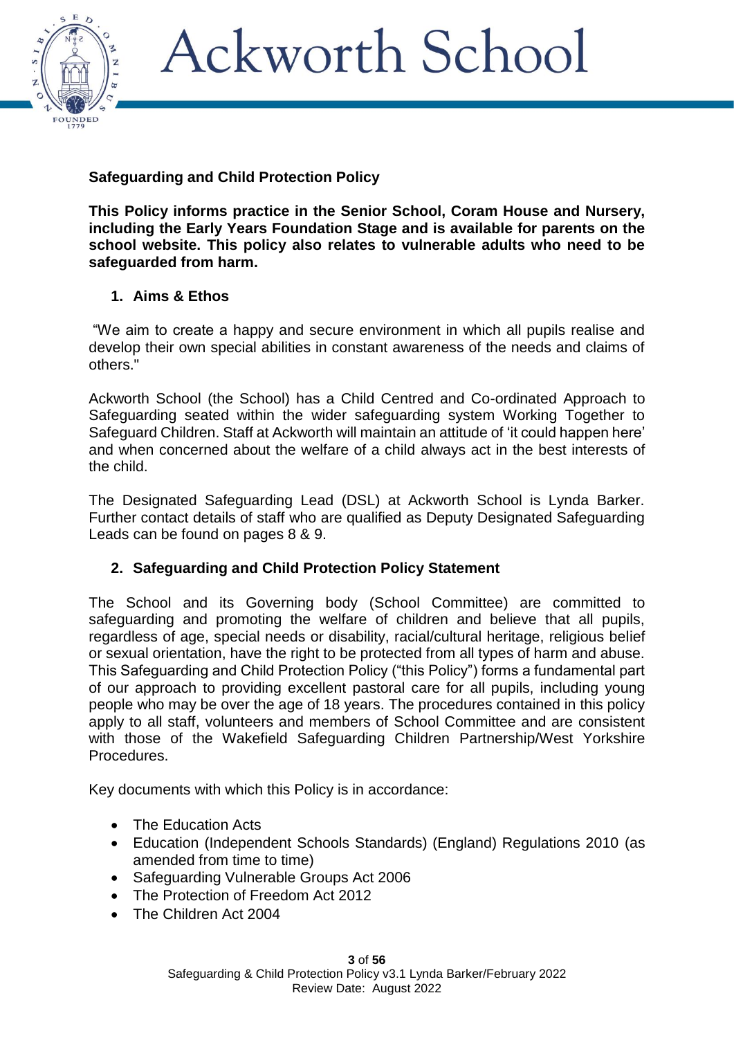Ackworth School

**Safeguarding and Child Protection Policy**

**This Policy informs practice in the Senior School, Coram House and Nursery, including the Early Years Foundation Stage and is available for parents on the school website. This policy also relates to vulnerable adults who need to be safeguarded from harm.**

## 1. Aims & Ethos

"We aim to create a happy and secure environment in which all pupils realise and develop their own special abilities in constant awareness of the needs and claims of others."

Ackworth School (the School) has a Child Centred and Co-ordinated Approach to Safeguarding seated within the wider safeguarding system Working Together to Safeguard Children. Staff at Ackworth will maintain an attitude of 'it could happen here' and when concerned about the welfare of a child always act in the best interests of the child.

The Designated Safeguarding Lead (DSL) at Ackworth School is Lynda Barker. Further contact details of staff who are qualified as Deputy Designated Safeguarding Leads can be found on pages 8 & 9.

## 2. Safeguarding and Child Protection Policy Statement

The School and its Governing body (School Committee) are committed to safeguarding and promoting the welfare of children and believe that all pupils, regardless of age, special needs or disability, racial/cultural heritage, religious belief or sexual orientation, have the right to be protected from all types of harm and abuse. This Safeguarding and Child Protection Policy ("this Policy") forms a fundamental part of our approach to providing excellent pastoral care for all pupils, including young people who may be over the age of 18 years. The procedures contained in this policy apply to all staff, volunteers and members of School Committee and are consistent with those of the Wakefield Safeguarding Children Partnership/West Yorkshire Procedures.

Key documents with which this Policy is in accordance:

- The Education Acts
- Education (Independent Schools Standards) (England) Regulations 2010 (as amended from time to time)
- Safeguarding Vulnerable Groups Act 2006
- The Protection of Freedom Act 2012
- The Children Act 2004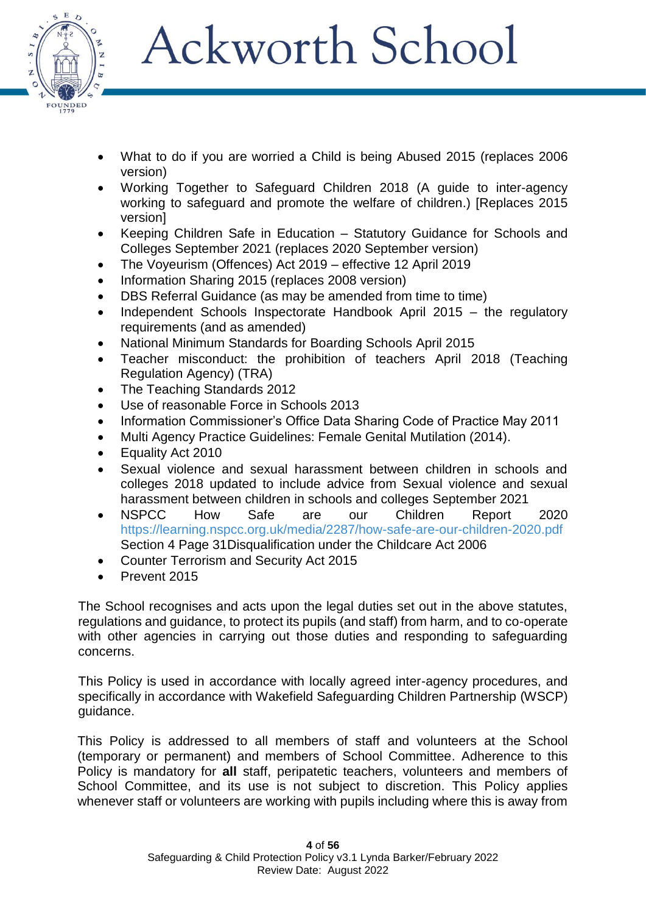- What to do if you are worried a Child is being Abused 2015 (replaces 2006 version)
- Working Together to Safeguard Children 2018 (A guide to inter-agency working to safeguard and promote the welfare of children.) [Replaces 2015 version]
- Keeping Children Safe in Education – Statutory Guidance for Schools and Colleges September 2021 (replaces 2020 September version)
- The Voyeurism (Offences) Act 2019 – effective 12 April 2019
- Information Sharing 2015 (replaces 2008 version)
- DBS Referral Guidance (as may be amended from time to time)
- Independent Schools Inspectorate Handbook April 2015 – the regulatory requirements (and as amended)
- National Minimum Standards for Boarding Schools April 2015
- Teacher misconduct: the prohibition of teachers April 2018 (Teaching Regulation Agency) (TRA)
- The Teaching Standards 2012
- Use of reasonable Force in Schools 2013
- Information Commissioner's Office Data Sharing Code of Practice May 2011
- Multi Agency Practice Guidelines: Female Genital Mutilation (2014).
- Equality Act 2010
- Sexual violence and sexual harassment between children in schools and colleges 2018 updated to include advice from Sexual violence and sexual harassment between children in schools and colleges September 2021
- NSPCC How Safe are our Children Report 2020 https://learning.nspcc.org.uk/media/2287/how-safe-are-our-children-2020.pdf Section 4 Page 31Disqualification under the Childcare Act 2006
- Counter Terrorism and Security Act 2015
- Prevent 2015

The School recognises and acts upon the legal duties set out in the above statutes, regulations and guidance, to protect its pupils (and staff) from harm, and to co-operate with other agencies in carrying out those duties and responding to safeguarding concerns.

This Policy is used in accordance with locally agreed inter-agency procedures, and specifically in accordance with Wakefield Safeguarding Children Partnership (WSCP) guidance.

This Policy is addressed to all members of staff and volunteers at the School (temporary or permanent) and members of School Committee. Adherence to this Policy is mandatory for **all** staff, peripatetic teachers, volunteers and members of School Committee, and its use is not subject to discretion. This Policy applies whenever staff or volunteers are working with pupils including where this is away from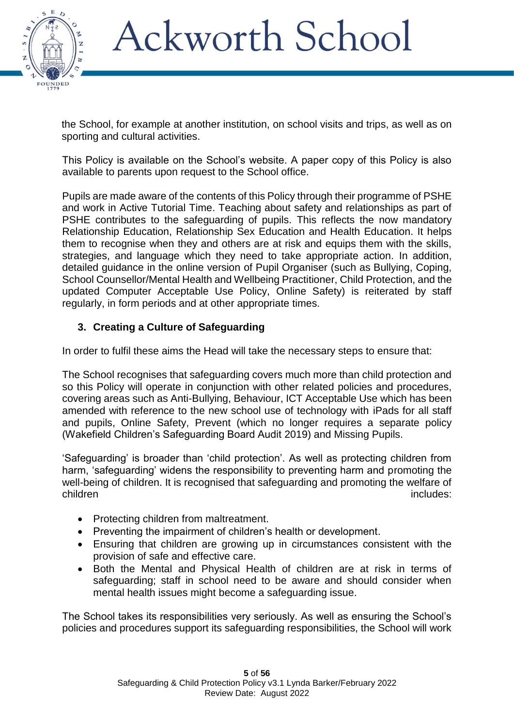the School, for example at another institution, on school visits and trips, as well as on sporting and cultural activities.

This Policy is available on the School's website. A paper copy of this Policy is also available to parents upon request to the School office.

Pupils are made aware of the contents of this Policy through their programme of PSHE and work in Active Tutorial Time. Teaching about safety and relationships as part of PSHE contributes to the safeguarding of pupils. This reflects the now mandatory Relationship Education, Relationship Sex Education and Health Education. It helps them to recognise when they and others are at risk and equips them with the skills, strategies, and language which they need to take appropriate action. In addition, detailed guidance in the online version of Pupil Organiser (such as Bullying, Coping, School Counsellor/Mental Health and Wellbeing Practitioner, Child Protection, and the updated Computer Acceptable Use Policy, Online Safety) is reiterated by staff regularly, in form periods and at other appropriate times.

### 3. Creating a Culture of Safeguarding

In order to fulfil these aims the Head will take the necessary steps to ensure that:

The School recognises that safeguarding covers much more than child protection and so this Policy will operate in conjunction with other related policies and procedures, covering areas such as Anti-Bullying, Behaviour, ICT Acceptable Use which has been amended with reference to the new school use of technology with iPads for all staff and pupils, Online Safety, Prevent (which no longer requires a separate policy (Wakefield Children's Safeguarding Board Audit 2019) and Missing Pupils.

'Safeguarding' is broader than 'child protection'. As well as protecting children from harm, 'safeguarding' widens the responsibility to preventing harm and promoting the well-being of children. It is recognised that safeguarding and promoting the welfare of children includes:

- Protecting children from maltreatment.
- Preventing the impairment of children's health or development.
- Ensuring that children are growing up in circumstances consistent with the provision of safe and effective care.
- Both the Mental and Physical Health of children are at risk in terms of safeguarding; staff in school need to be aware and should consider when mental health issues might become a safeguarding issue.

The School takes its responsibilities very seriously. As well as ensuring the School's policies and procedures support its safeguarding responsibilities, the School will work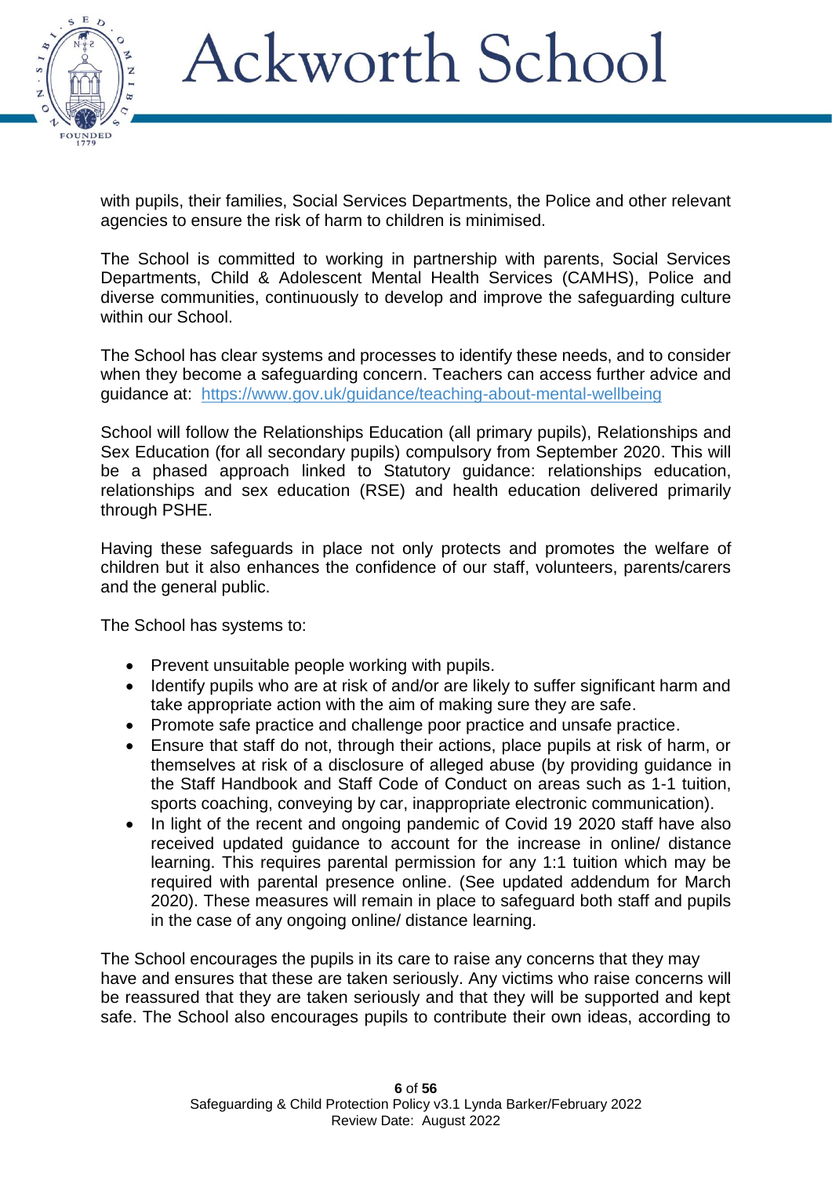with pupils, their families, Social Services Departments, the Police and other relevant agencies to ensure the risk of harm to children is minimised.

The School is committed to working in partnership with parents, Social Services Departments, Child & Adolescent Mental Health Services (CAMHS), Police and diverse communities, continuously to develop and improve the safeguarding culture within our School.

The School has clear systems and processes to identify these needs, and to consider when they become a safeguarding concern. Teachers can access further advice and guidance at: https://www.gov.uk/guidance/teaching-about-mental-wellbeing

School will follow the Relationships Education (all primary pupils), Relationships and Sex Education (for all secondary pupils) compulsory from September 2020. This will be a phased approach linked to Statutory guidance: relationships education, relationships and sex education (RSE) and health education delivered primarily through PSHE.

Having these safeguards in place not only protects and promotes the welfare of children but it also enhances the confidence of our staff, volunteers, parents/carers and the general public.

The School has systems to:

- Prevent unsuitable people working with pupils.
- Identify pupils who are at risk of and/or are likely to suffer significant harm and take appropriate action with the aim of making sure they are safe.
- Promote safe practice and challenge poor practice and unsafe practice.
- Ensure that staff do not, through their actions, place pupils at risk of harm, or themselves at risk of a disclosure of alleged abuse (by providing guidance in the Staff Handbook and Staff Code of Conduct on areas such as 1-1 tuition, sports coaching, conveying by car, inappropriate electronic communication).
- In light of the recent and ongoing pandemic of Covid 19 2020 staff have also received updated guidance to account for the increase in online/ distance learning. This requires parental permission for any 1:1 tuition which may be required with parental presence online. (See updated addendum for March 2020). These measures will remain in place to safeguard both staff and pupils in the case of any ongoing online/ distance learning.

The School encourages the pupils in its care to raise any concerns that they may have and ensures that these are taken seriously. Any victims who raise concerns will be reassured that they are taken seriously and that they will be supported and kept safe. The School also encourages pupils to contribute their own ideas, according to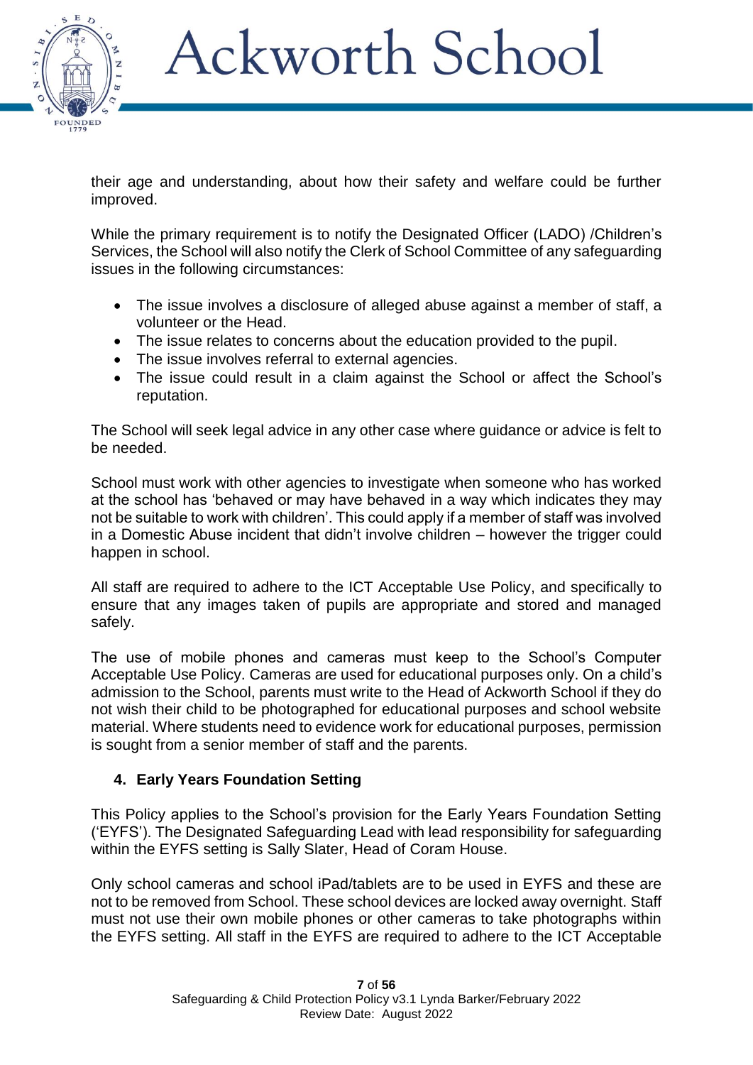their age and understanding, about how their safety and welfare could be further improved.

While the primary requirement is to notify the Designated Officer (LADO) /Children's Services, the School will also notify the Clerk of School Committee of any safeguarding issues in the following circumstances:

- The issue involves a disclosure of alleged abuse against a member of staff, a volunteer or the Head.
- The issue relates to concerns about the education provided to the pupil.
- The issue involves referral to external agencies.
- The issue could result in a claim against the School or affect the School's reputation.

The School will seek legal advice in any other case where guidance or advice is felt to be needed.

School must work with other agencies to investigate when someone who has worked at the school has 'behaved or may have behaved in a way which indicates they may not be suitable to work with children'. This could apply if a member of staff was involved in a Domestic Abuse incident that didn't involve children – however the trigger could happen in school.

All staff are required to adhere to the ICT Acceptable Use Policy, and specifically to ensure that any images taken of pupils are appropriate and stored and managed safely.

The use of mobile phones and cameras must keep to the School's Computer Acceptable Use Policy. Cameras are used for educational purposes only. On a child's admission to the School, parents must write to the Head of Ackworth School if they do not wish their child to be photographed for educational purposes and school website material. Where students need to evidence work for educational purposes, permission is sought from a senior member of staff and the parents.

## 4. Early Years Foundation Setting

This Policy applies to the School's provision for the Early Years Foundation Setting ('EYFS'). The Designated Safeguarding Lead with lead responsibility for safeguarding within the EYFS setting is Sally Slater, Head of Coram House.

Only school cameras and school iPad/tablets are to be used in EYFS and these are not to be removed from School. These school devices are locked away overnight. Staff must not use their own mobile phones or other cameras to take photographs within the EYFS setting. All staff in the EYFS are required to adhere to the ICT Acceptable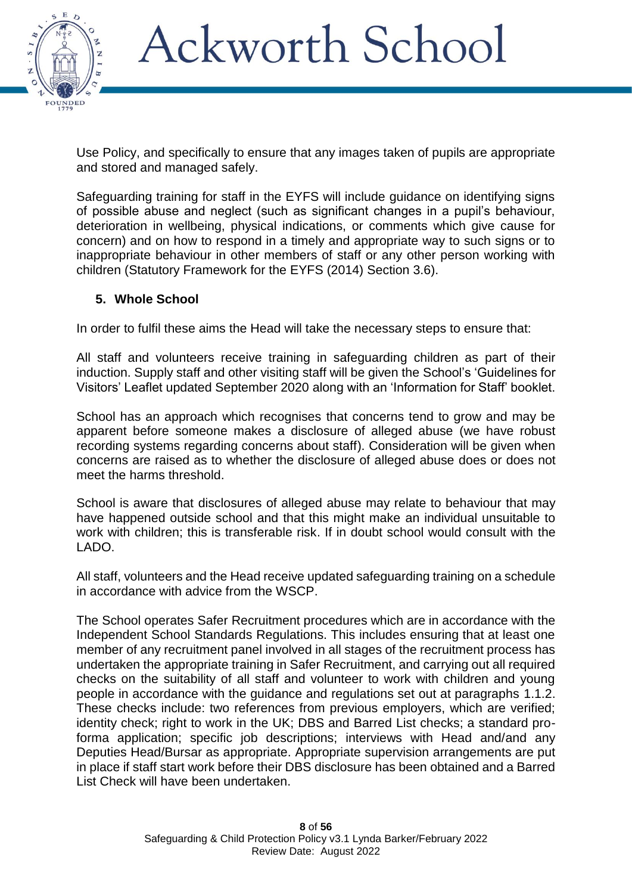Use Policy, and specifically to ensure that any images taken of pupils are appropriate and stored and managed safely.

Safeguarding training for staff in the EYFS will include guidance on identifying signs of possible abuse and neglect (such as significant changes in a pupil's behaviour, deterioration in wellbeing, physical indications, or comments which give cause for concern) and on how to respond in a timely and appropriate way to such signs or to inappropriate behaviour in other members of staff or any other person working with children (Statutory Framework for the EYFS (2014) Section 3.6).

## 5. Whole School

In order to fulfil these aims the Head will take the necessary steps to ensure that:

All staff and volunteers receive training in safeguarding children as part of their induction. Supply staff and other visiting staff will be given the School's 'Guidelines for Visitors' Leaflet updated September 2020 along with an 'Information for Staff' booklet.

School has an approach which recognises that concerns tend to grow and may be apparent before someone makes a disclosure of alleged abuse (we have robust recording systems regarding concerns about staff). Consideration will be given when concerns are raised as to whether the disclosure of alleged abuse does or does not meet the harms threshold.

School is aware that disclosures of alleged abuse may relate to behaviour that may have happened outside school and that this might make an individual unsuitable to work with children; this is transferable risk. If in doubt school would consult with the LADO.

All staff, volunteers and the Head receive updated safeguarding training on a schedule in accordance with advice from the WSCP.

The School operates Safer Recruitment procedures which are in accordance with the Independent School Standards Regulations. This includes ensuring that at least one member of any recruitment panel involved in all stages of the recruitment process has undertaken the appropriate training in Safer Recruitment, and carrying out all required checks on the suitability of all staff and volunteer to work with children and young people in accordance with the guidance and regulations set out at paragraphs 1.1.2. These checks include: two references from previous employers, which are verified; identity check; right to work in the UK; DBS and Barred List checks; a standard pro-forma application; specific job descriptions; interviews with Head and/and any Deputies Head/Bursar as appropriate. Appropriate supervision arrangements are put in place if staff start work before their DBS disclosure has been obtained and a Barred List Check will have been undertaken.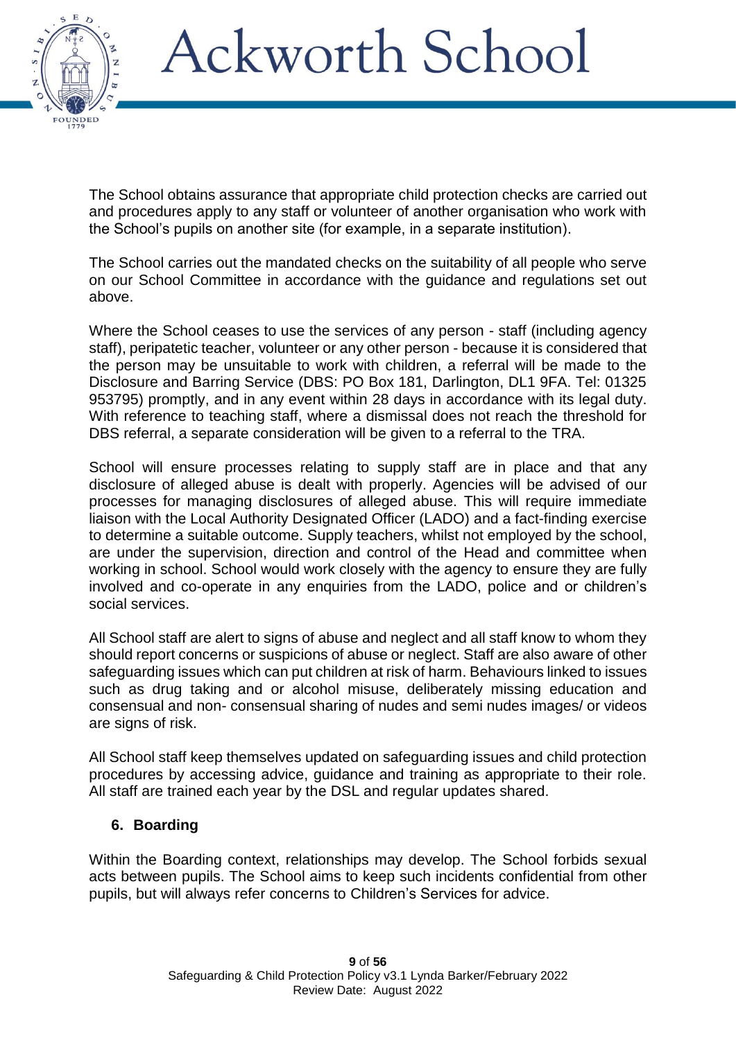The School obtains assurance that appropriate child protection checks are carried out and procedures apply to any staff or volunteer of another organisation who work with the School's pupils on another site (for example, in a separate institution).

The School carries out the mandated checks on the suitability of all people who serve on our School Committee in accordance with the guidance and regulations set out above.

Where the School ceases to use the services of any person - staff (including agency staff), peripatetic teacher, volunteer or any other person - because it is considered that the person may be unsuitable to work with children, a referral will be made to the Disclosure and Barring Service (DBS: PO Box 181, Darlington, DL1 9FA. Tel: 01325 953795) promptly, and in any event within 28 days in accordance with its legal duty. With reference to teaching staff, where a dismissal does not reach the threshold for DBS referral, a separate consideration will be given to a referral to the TRA.

School will ensure processes relating to supply staff are in place and that any disclosure of alleged abuse is dealt with properly. Agencies will be advised of our processes for managing disclosures of alleged abuse. This will require immediate liaison with the Local Authority Designated Officer (LADO) and a fact-finding exercise to determine a suitable outcome. Supply teachers, whilst not employed by the school, are under the supervision, direction and control of the Head and committee when working in school. School would work closely with the agency to ensure they are fully involved and co-operate in any enquiries from the LADO, police and or children's social services.

All School staff are alert to signs of abuse and neglect and all staff know to whom they should report concerns or suspicions of abuse or neglect. Staff are also aware of other safeguarding issues which can put children at risk of harm. Behaviours linked to issues such as drug taking and or alcohol misuse, deliberately missing education and consensual and non- consensual sharing of nudes and semi nudes images/ or videos are signs of risk.

All School staff keep themselves updated on safeguarding issues and child protection procedures by accessing advice, guidance and training as appropriate to their role. All staff are trained each year by the DSL and regular updates shared.

## 6. Boarding

Within the Boarding context, relationships may develop. The School forbids sexual acts between pupils. The School aims to keep such incidents confidential from other pupils, but will always refer concerns to Children's Services for advice.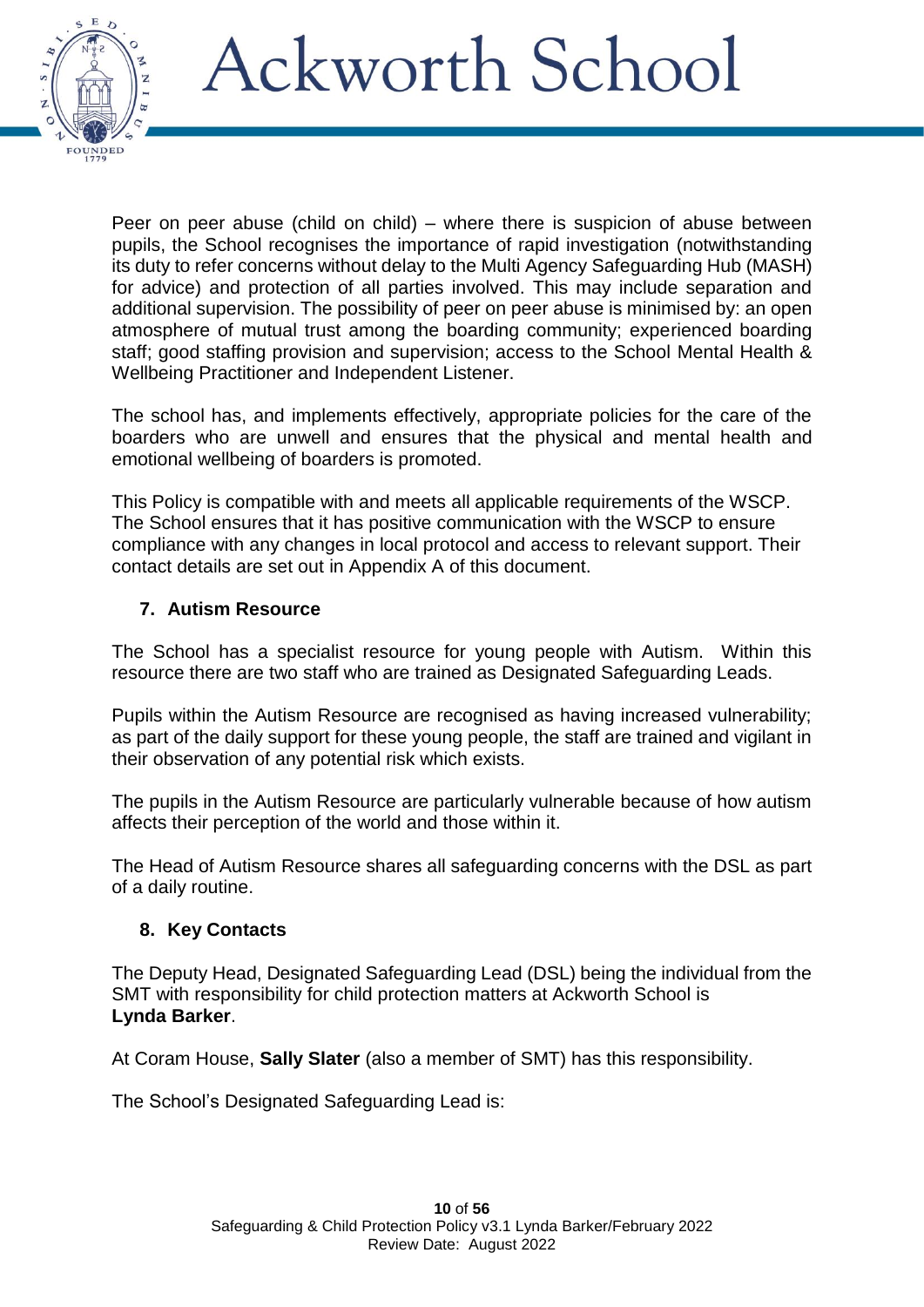Peer on peer abuse (child on child) – where there is suspicion of abuse between pupils, the School recognises the importance of rapid investigation (notwithstanding its duty to refer concerns without delay to the Multi Agency Safeguarding Hub (MASH) for advice) and protection of all parties involved. This may include separation and additional supervision. The possibility of peer on peer abuse is minimised by: an open atmosphere of mutual trust among the boarding community; experienced boarding staff; good staffing provision and supervision; access to the School Mental Health & Wellbeing Practitioner and Independent Listener.

The school has, and implements effectively, appropriate policies for the care of the boarders who are unwell and ensures that the physical and mental health and emotional wellbeing of boarders is promoted.

This Policy is compatible with and meets all applicable requirements of the WSCP. The School ensures that it has positive communication with the WSCP to ensure compliance with any changes in local protocol and access to relevant support. Their contact details are set out in Appendix A of this document.

## 7. Autism Resource

The School has a specialist resource for young people with Autism. Within this resource there are two staff who are trained as Designated Safeguarding Leads.

Pupils within the Autism Resource are recognised as having increased vulnerability; as part of the daily support for these young people, the staff are trained and vigilant in their observation of any potential risk which exists.

The pupils in the Autism Resource are particularly vulnerable because of how autism affects their perception of the world and those within it.

The Head of Autism Resource shares all safeguarding concerns with the DSL as part of a daily routine.

## 8. Key Contacts

The Deputy Head, Designated Safeguarding Lead (DSL) being the individual from the SMT with responsibility for child protection matters at Ackworth School is **Lynda Barker**.

At Coram House, **Sally Slater** (also a member of SMT) has this responsibility.

The School's Designated Safeguarding Lead is: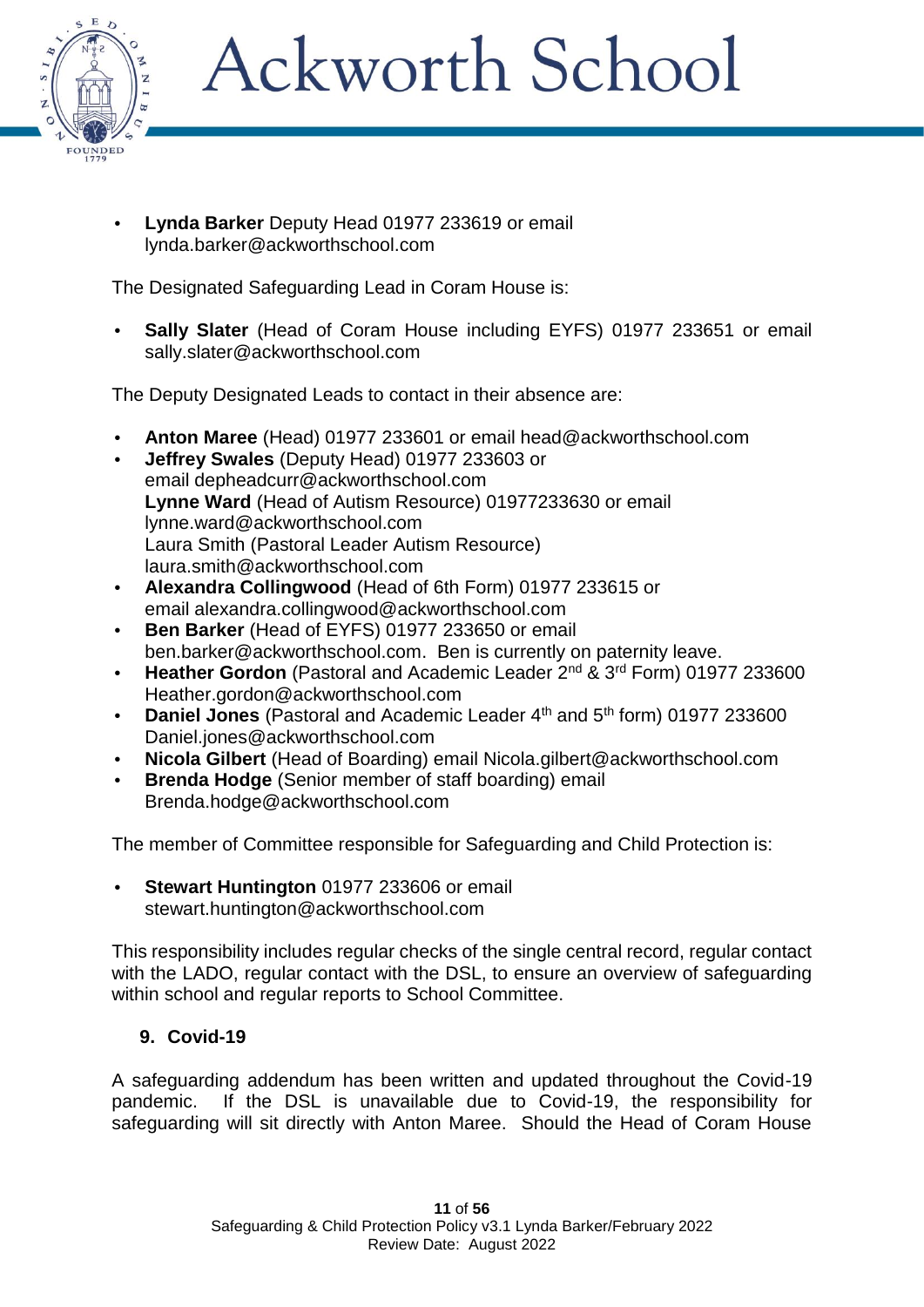- **Lynda Barker** Deputy Head 01977 233619 or email lynda.barker@ackworthschool.com

The Designated Safeguarding Lead in Coram House is:

- **Sally Slater** (Head of Coram House including EYFS) 01977 233651 or email sally.slater@ackworthschool.com

The Deputy Designated Leads to contact in their absence are:

- **Anton Maree** (Head) 01977 233601 or email head@ackworthschool.com
- **Jeffrey Swales** (Deputy Head) 01977 233603 or email depheadcurr@ackworthschool.com
  **Lynne Ward** (Head of Autism Resource) 01977233630 or email lynne.ward@ackworthschool.com
  Laura Smith (Pastoral Leader Autism Resource) laura.smith@ackworthschool.com
- **Alexandra Collingwood** (Head of 6th Form) 01977 233615 or email alexandra.collingwood@ackworthschool.com
- **Ben Barker** (Head of EYFS) 01977 233650 or email ben.barker@ackworthschool.com. Ben is currently on paternity leave.
- **Heather Gordon** (Pastoral and Academic Leader 2nd & 3rd Form) 01977 233600 Heather.gordon@ackworthschool.com
- **Daniel Jones** (Pastoral and Academic Leader 4th and 5th form) 01977 233600 Daniel.jones@ackworthschool.com
- **Nicola Gilbert** (Head of Boarding) email Nicola.gilbert@ackworthschool.com
- **Brenda Hodge** (Senior member of staff boarding) email Brenda.hodge@ackworthschool.com

The member of Committee responsible for Safeguarding and Child Protection is:

- **Stewart Huntington** 01977 233606 or email stewart.huntington@ackworthschool.com

This responsibility includes regular checks of the single central record, regular contact with the LADO, regular contact with the DSL, to ensure an overview of safeguarding within school and regular reports to School Committee.

## 9. Covid-19

A safeguarding addendum has been written and updated throughout the Covid-19 pandemic. If the DSL is unavailable due to Covid-19, the responsibility for safeguarding will sit directly with Anton Maree. Should the Head of Coram House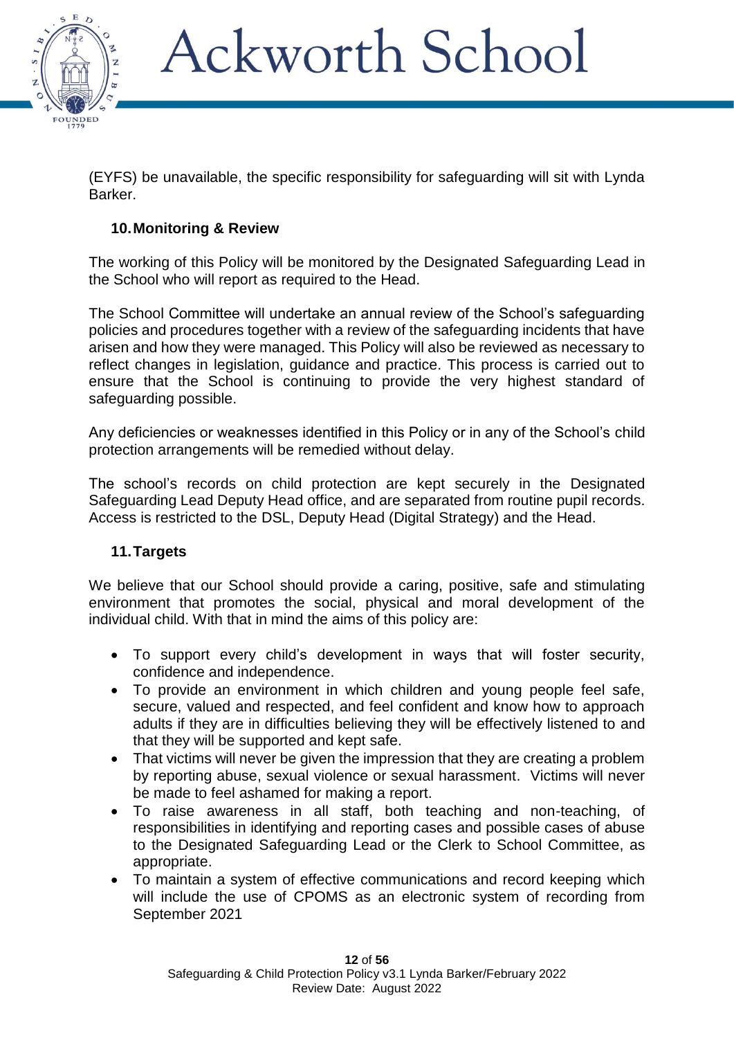(EYFS) be unavailable, the specific responsibility for safeguarding will sit with Lynda Barker.

### 10. Monitoring & Review

The working of this Policy will be monitored by the Designated Safeguarding Lead in the School who will report as required to the Head.

The School Committee will undertake an annual review of the School's safeguarding policies and procedures together with a review of the safeguarding incidents that have arisen and how they were managed. This Policy will also be reviewed as necessary to reflect changes in legislation, guidance and practice. This process is carried out to ensure that the School is continuing to provide the very highest standard of safeguarding possible.

Any deficiencies or weaknesses identified in this Policy or in any of the School's child protection arrangements will be remedied without delay.

The school's records on child protection are kept securely in the Designated Safeguarding Lead Deputy Head office, and are separated from routine pupil records. Access is restricted to the DSL, Deputy Head (Digital Strategy) and the Head.

### 11. Targets

We believe that our School should provide a caring, positive, safe and stimulating environment that promotes the social, physical and moral development of the individual child. With that in mind the aims of this policy are:

- To support every child's development in ways that will foster security, confidence and independence.
- To provide an environment in which children and young people feel safe, secure, valued and respected, and feel confident and know how to approach adults if they are in difficulties believing they will be effectively listened to and that they will be supported and kept safe.
- That victims will never be given the impression that they are creating a problem by reporting abuse, sexual violence or sexual harassment. Victims will never be made to feel ashamed for making a report.
- To raise awareness in all staff, both teaching and non-teaching, of responsibilities in identifying and reporting cases and possible cases of abuse to the Designated Safeguarding Lead or the Clerk to School Committee, as appropriate.
- To maintain a system of effective communications and record keeping which will include the use of CPOMS as an electronic system of recording from September 2021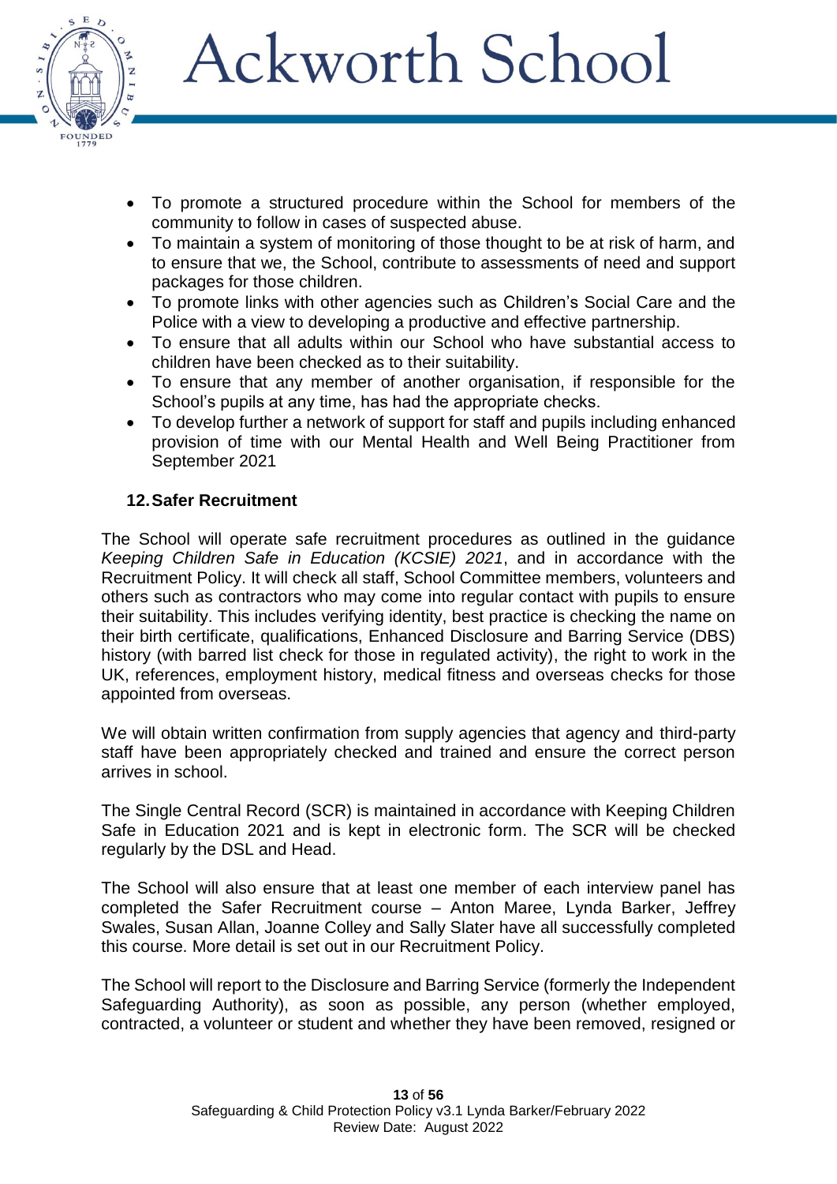- To promote a structured procedure within the School for members of the community to follow in cases of suspected abuse.
- To maintain a system of monitoring of those thought to be at risk of harm, and to ensure that we, the School, contribute to assessments of need and support packages for those children.
- To promote links with other agencies such as Children's Social Care and the Police with a view to developing a productive and effective partnership.
- To ensure that all adults within our School who have substantial access to children have been checked as to their suitability.
- To ensure that any member of another organisation, if responsible for the School's pupils at any time, has had the appropriate checks.
- To develop further a network of support for staff and pupils including enhanced provision of time with our Mental Health and Well Being Practitioner from September 2021

## 12. Safer Recruitment

The School will operate safe recruitment procedures as outlined in the guidance *Keeping Children Safe in Education (KCSIE) 2021*, and in accordance with the Recruitment Policy. It will check all staff, School Committee members, volunteers and others such as contractors who may come into regular contact with pupils to ensure their suitability. This includes verifying identity, best practice is checking the name on their birth certificate, qualifications, Enhanced Disclosure and Barring Service (DBS) history (with barred list check for those in regulated activity), the right to work in the UK, references, employment history, medical fitness and overseas checks for those appointed from overseas.

We will obtain written confirmation from supply agencies that agency and third-party staff have been appropriately checked and trained and ensure the correct person arrives in school.

The Single Central Record (SCR) is maintained in accordance with Keeping Children Safe in Education 2021 and is kept in electronic form. The SCR will be checked regularly by the DSL and Head.

The School will also ensure that at least one member of each interview panel has completed the Safer Recruitment course – Anton Maree, Lynda Barker, Jeffrey Swales, Susan Allan, Joanne Colley and Sally Slater have all successfully completed this course. More detail is set out in our Recruitment Policy.

The School will report to the Disclosure and Barring Service (formerly the Independent Safeguarding Authority), as soon as possible, any person (whether employed, contracted, a volunteer or student and whether they have been removed, resigned or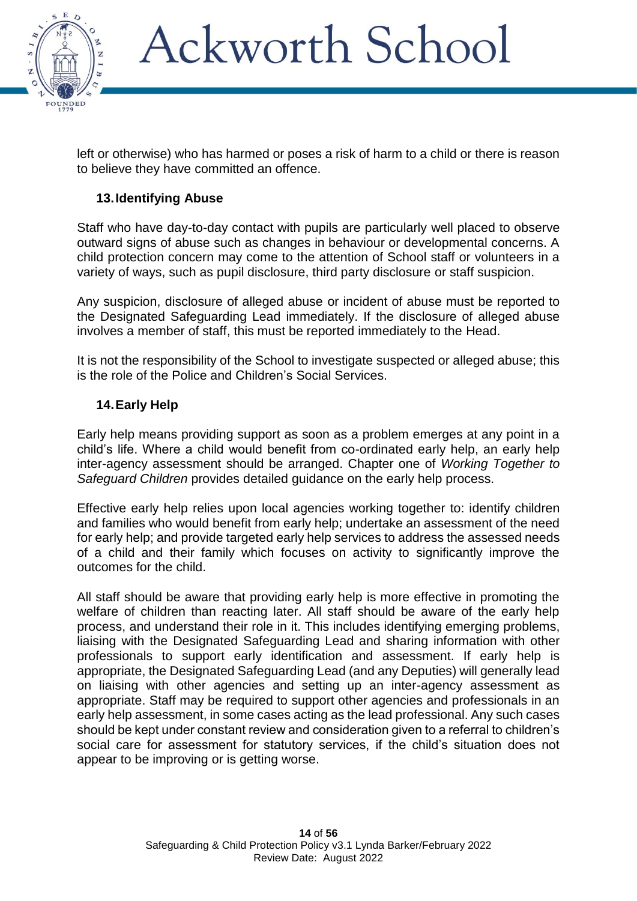left or otherwise) who has harmed or poses a risk of harm to a child or there is reason to believe they have committed an offence.

## 13. Identifying Abuse

Staff who have day-to-day contact with pupils are particularly well placed to observe outward signs of abuse such as changes in behaviour or developmental concerns. A child protection concern may come to the attention of School staff or volunteers in a variety of ways, such as pupil disclosure, third party disclosure or staff suspicion.

Any suspicion, disclosure of alleged abuse or incident of abuse must be reported to the Designated Safeguarding Lead immediately. If the disclosure of alleged abuse involves a member of staff, this must be reported immediately to the Head.

It is not the responsibility of the School to investigate suspected or alleged abuse; this is the role of the Police and Children's Social Services.

## 14. Early Help

Early help means providing support as soon as a problem emerges at any point in a child's life. Where a child would benefit from co-ordinated early help, an early help inter-agency assessment should be arranged. Chapter one of *Working Together to Safeguard Children* provides detailed guidance on the early help process.

Effective early help relies upon local agencies working together to: identify children and families who would benefit from early help; undertake an assessment of the need for early help; and provide targeted early help services to address the assessed needs of a child and their family which focuses on activity to significantly improve the outcomes for the child.

All staff should be aware that providing early help is more effective in promoting the welfare of children than reacting later. All staff should be aware of the early help process, and understand their role in it. This includes identifying emerging problems, liaising with the Designated Safeguarding Lead and sharing information with other professionals to support early identification and assessment. If early help is appropriate, the Designated Safeguarding Lead (and any Deputies) will generally lead on liaising with other agencies and setting up an inter-agency assessment as appropriate. Staff may be required to support other agencies and professionals in an early help assessment, in some cases acting as the lead professional. Any such cases should be kept under constant review and consideration given to a referral to children's social care for assessment for statutory services, if the child's situation does not appear to be improving or is getting worse.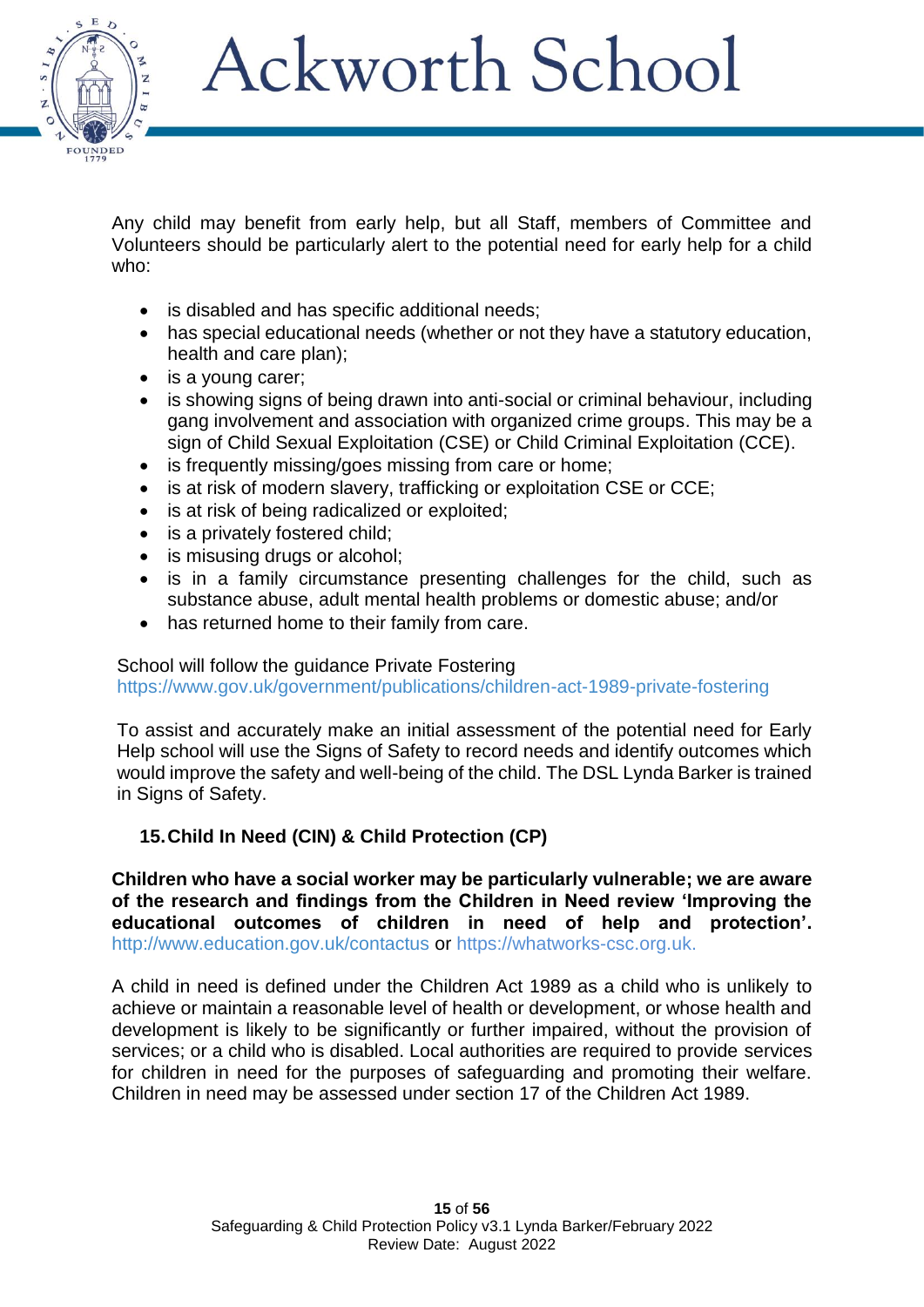Any child may benefit from early help, but all Staff, members of Committee and Volunteers should be particularly alert to the potential need for early help for a child who:

- is disabled and has specific additional needs;
- has special educational needs (whether or not they have a statutory education, health and care plan);
- is a young carer;
- is showing signs of being drawn into anti-social or criminal behaviour, including gang involvement and association with organized crime groups. This may be a sign of Child Sexual Exploitation (CSE) or Child Criminal Exploitation (CCE).
- is frequently missing/goes missing from care or home;
- is at risk of modern slavery, trafficking or exploitation CSE or CCE;
- is at risk of being radicalized or exploited;
- is a privately fostered child;
- is misusing drugs or alcohol;
- is in a family circumstance presenting challenges for the child, such as substance abuse, adult mental health problems or domestic abuse; and/or
- has returned home to their family from care.

School will follow the guidance Private Fostering https://www.gov.uk/government/publications/children-act-1989-private-fostering

To assist and accurately make an initial assessment of the potential need for Early Help school will use the Signs of Safety to record needs and identify outcomes which would improve the safety and well-being of the child. The DSL Lynda Barker is trained in Signs of Safety.

## 15. Child In Need (CIN) & Child Protection (CP)

**Children who have a social worker may be particularly vulnerable; we are aware of the research and findings from the Children in Need review 'Improving the educational outcomes of children in need of help and protection'.** http://www.education.gov.uk/contactus or https://whatworks-csc.org.uk.

A child in need is defined under the Children Act 1989 as a child who is unlikely to achieve or maintain a reasonable level of health or development, or whose health and development is likely to be significantly or further impaired, without the provision of services; or a child who is disabled. Local authorities are required to provide services for children in need for the purposes of safeguarding and promoting their welfare. Children in need may be assessed under section 17 of the Children Act 1989.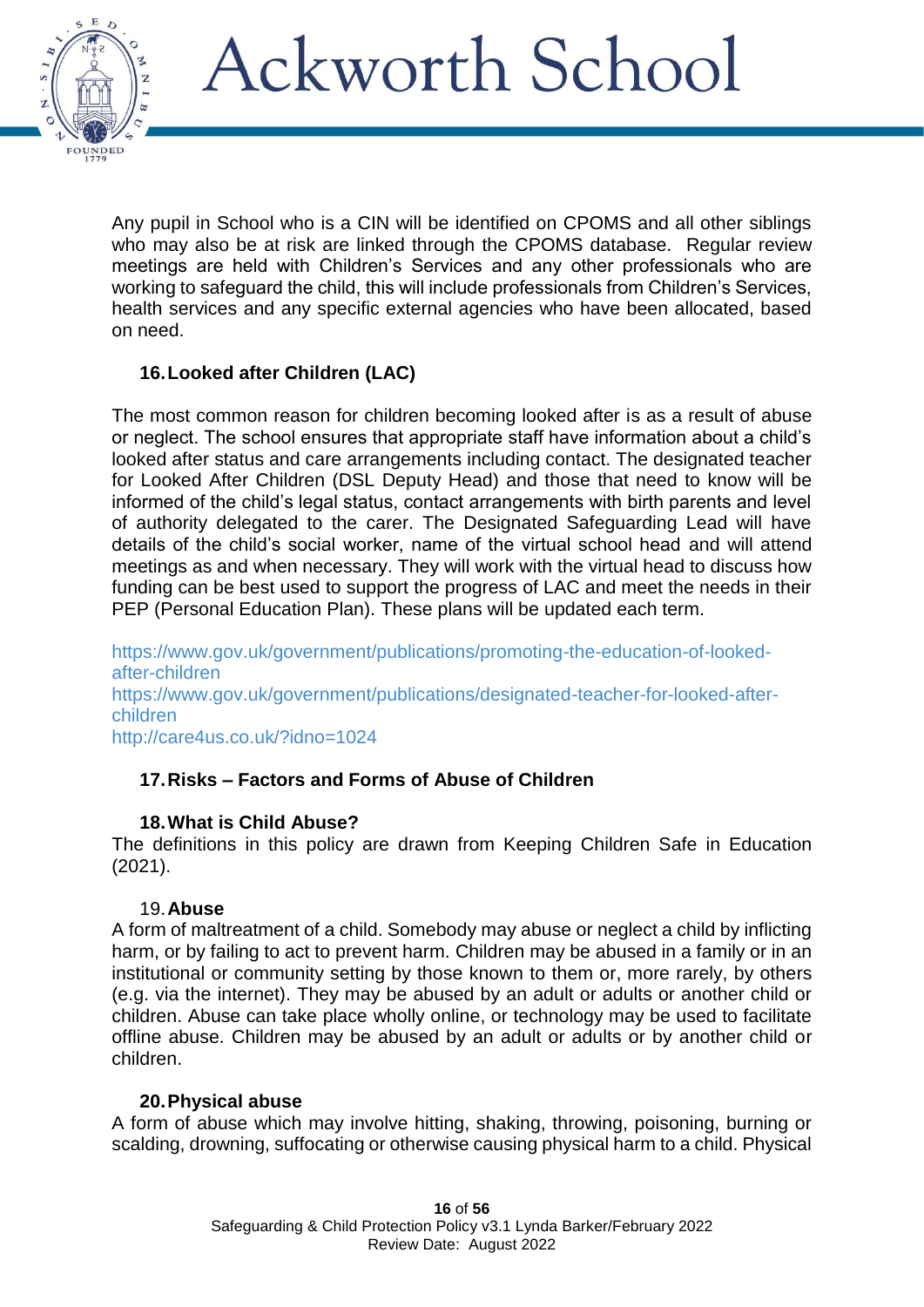Any pupil in School who is a CIN will be identified on CPOMS and all other siblings who may also be at risk are linked through the CPOMS database. Regular review meetings are held with Children's Services and any other professionals who are working to safeguard the child, this will include professionals from Children's Services, health services and any specific external agencies who have been allocated, based on need.

## 16. Looked after Children (LAC)

The most common reason for children becoming looked after is as a result of abuse or neglect. The school ensures that appropriate staff have information about a child's looked after status and care arrangements including contact. The designated teacher for Looked After Children (DSL Deputy Head) and those that need to know will be informed of the child's legal status, contact arrangements with birth parents and level of authority delegated to the carer. The Designated Safeguarding Lead will have details of the child's social worker, name of the virtual school head and will attend meetings as and when necessary. They will work with the virtual head to discuss how funding can be best used to support the progress of LAC and meet the needs in their PEP (Personal Education Plan). These plans will be updated each term.

https://www.gov.uk/government/publications/promoting-the-education-of-looked-after-children
https://www.gov.uk/government/publications/designated-teacher-for-looked-after-children
http://care4us.co.uk/?idno=1024

## 17. Risks – Factors and Forms of Abuse of Children

## 18. What is Child Abuse?

The definitions in this policy are drawn from Keeping Children Safe in Education (2021).

### 19. Abuse

A form of maltreatment of a child. Somebody may abuse or neglect a child by inflicting harm, or by failing to act to prevent harm. Children may be abused in a family or in an institutional or community setting by those known to them or, more rarely, by others (e.g. via the internet). They may be abused by an adult or adults or another child or children. Abuse can take place wholly online, or technology may be used to facilitate offline abuse. Children may be abused by an adult or adults or by another child or children.

## 20. Physical abuse

A form of abuse which may involve hitting, shaking, throwing, poisoning, burning or scalding, drowning, suffocating or otherwise causing physical harm to a child. Physical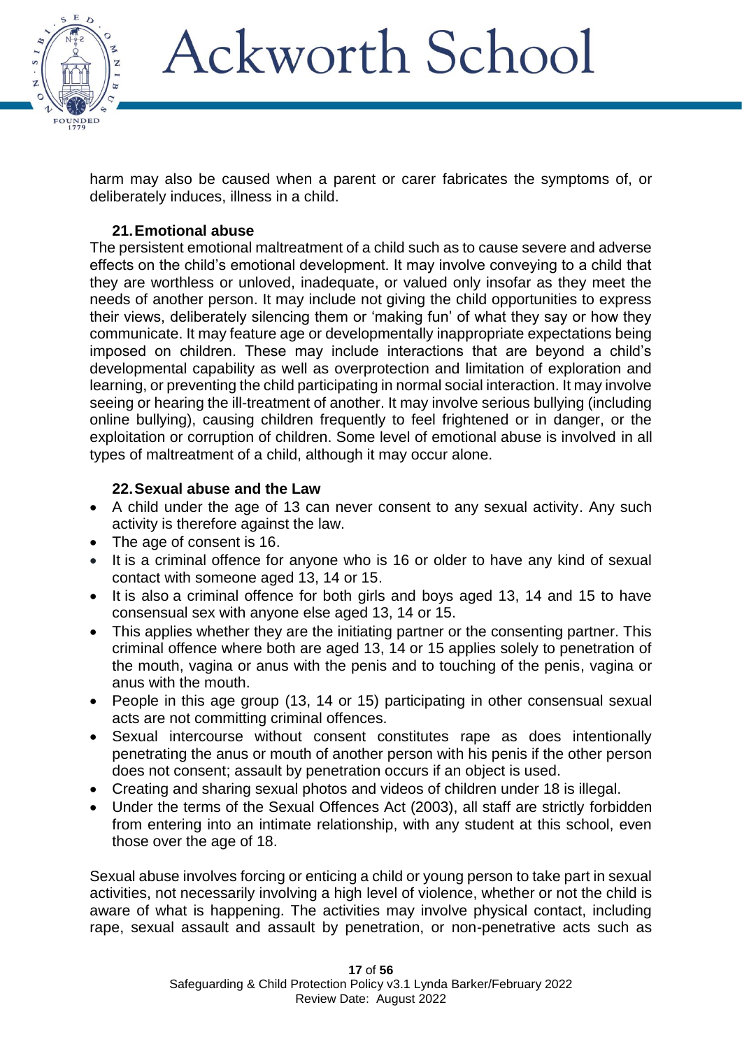harm may also be caused when a parent or carer fabricates the symptoms of, or deliberately induces, illness in a child.

### 21. Emotional abuse

The persistent emotional maltreatment of a child such as to cause severe and adverse effects on the child's emotional development. It may involve conveying to a child that they are worthless or unloved, inadequate, or valued only insofar as they meet the needs of another person. It may include not giving the child opportunities to express their views, deliberately silencing them or 'making fun' of what they say or how they communicate. It may feature age or developmentally inappropriate expectations being imposed on children. These may include interactions that are beyond a child's developmental capability as well as overprotection and limitation of exploration and learning, or preventing the child participating in normal social interaction. It may involve seeing or hearing the ill-treatment of another. It may involve serious bullying (including online bullying), causing children frequently to feel frightened or in danger, or the exploitation or corruption of children. Some level of emotional abuse is involved in all types of maltreatment of a child, although it may occur alone.

### 22. Sexual abuse and the Law

- A child under the age of 13 can never consent to any sexual activity. Any such activity is therefore against the law.
- The age of consent is 16.
- It is a criminal offence for anyone who is 16 or older to have any kind of sexual contact with someone aged 13, 14 or 15.
- It is also a criminal offence for both girls and boys aged 13, 14 and 15 to have consensual sex with anyone else aged 13, 14 or 15.
- This applies whether they are the initiating partner or the consenting partner. This criminal offence where both are aged 13, 14 or 15 applies solely to penetration of the mouth, vagina or anus with the penis and to touching of the penis, vagina or anus with the mouth.
- People in this age group (13, 14 or 15) participating in other consensual sexual acts are not committing criminal offences.
- Sexual intercourse without consent constitutes rape as does intentionally penetrating the anus or mouth of another person with his penis if the other person does not consent; assault by penetration occurs if an object is used.
- Creating and sharing sexual photos and videos of children under 18 is illegal.
- Under the terms of the Sexual Offences Act (2003), all staff are strictly forbidden from entering into an intimate relationship, with any student at this school, even those over the age of 18.

Sexual abuse involves forcing or enticing a child or young person to take part in sexual activities, not necessarily involving a high level of violence, whether or not the child is aware of what is happening. The activities may involve physical contact, including rape, sexual assault and assault by penetration, or non-penetrative acts such as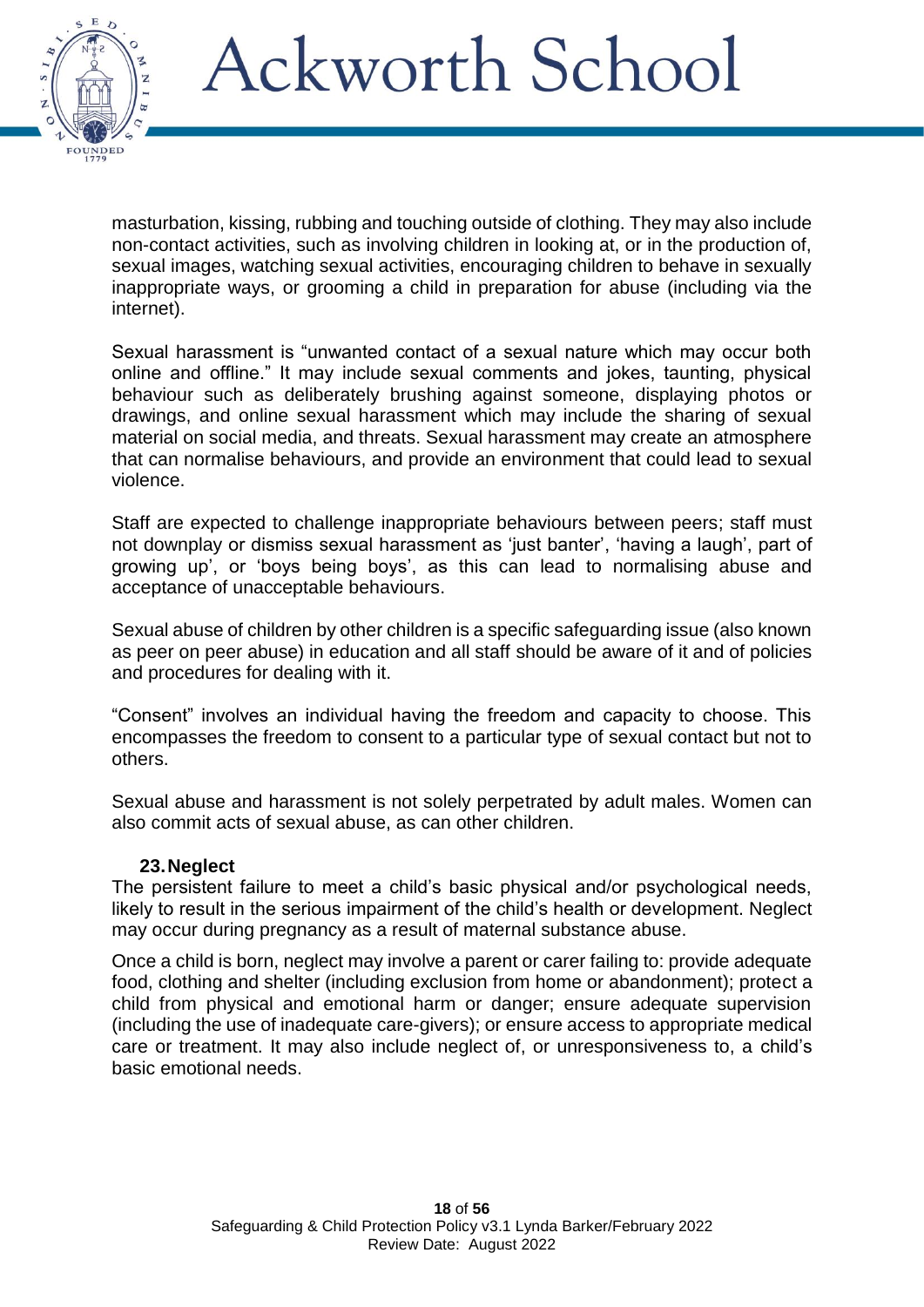masturbation, kissing, rubbing and touching outside of clothing. They may also include non-contact activities, such as involving children in looking at, or in the production of, sexual images, watching sexual activities, encouraging children to behave in sexually inappropriate ways, or grooming a child in preparation for abuse (including via the internet).

Sexual harassment is “unwanted contact of a sexual nature which may occur both online and offline.” It may include sexual comments and jokes, taunting, physical behaviour such as deliberately brushing against someone, displaying photos or drawings, and online sexual harassment which may include the sharing of sexual material on social media, and threats. Sexual harassment may create an atmosphere that can normalise behaviours, and provide an environment that could lead to sexual violence.

Staff are expected to challenge inappropriate behaviours between peers; staff must not downplay or dismiss sexual harassment as ‘just banter’, ‘having a laugh’, part of growing up’, or ‘boys being boys’, as this can lead to normalising abuse and acceptance of unacceptable behaviours.

Sexual abuse of children by other children is a specific safeguarding issue (also known as peer on peer abuse) in education and all staff should be aware of it and of policies and procedures for dealing with it.

“Consent” involves an individual having the freedom and capacity to choose. This encompasses the freedom to consent to a particular type of sexual contact but not to others.

Sexual abuse and harassment is not solely perpetrated by adult males. Women can also commit acts of sexual abuse, as can other children.

### 23. Neglect

The persistent failure to meet a child’s basic physical and/or psychological needs, likely to result in the serious impairment of the child’s health or development. Neglect may occur during pregnancy as a result of maternal substance abuse.

Once a child is born, neglect may involve a parent or carer failing to: provide adequate food, clothing and shelter (including exclusion from home or abandonment); protect a child from physical and emotional harm or danger; ensure adequate supervision (including the use of inadequate care-givers); or ensure access to appropriate medical care or treatment. It may also include neglect of, or unresponsiveness to, a child’s basic emotional needs.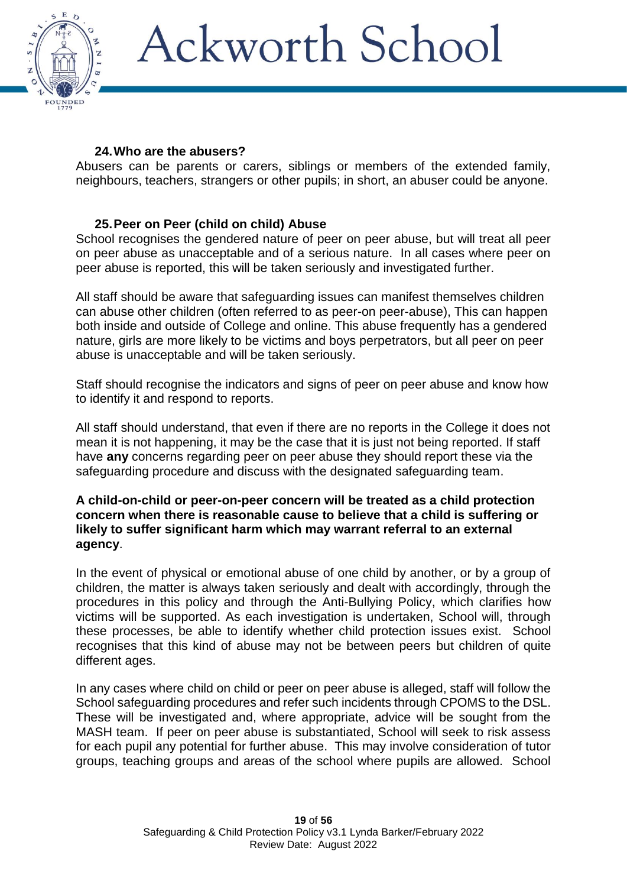## 24. Who are the abusers?

Abusers can be parents or carers, siblings or members of the extended family, neighbours, teachers, strangers or other pupils; in short, an abuser could be anyone.

## 25. Peer on Peer (child on child) Abuse

School recognises the gendered nature of peer on peer abuse, but will treat all peer on peer abuse as unacceptable and of a serious nature. In all cases where peer on peer abuse is reported, this will be taken seriously and investigated further.

All staff should be aware that safeguarding issues can manifest themselves children can abuse other children (often referred to as peer-on peer-abuse), This can happen both inside and outside of College and online. This abuse frequently has a gendered nature, girls are more likely to be victims and boys perpetrators, but all peer on peer abuse is unacceptable and will be taken seriously.

Staff should recognise the indicators and signs of peer on peer abuse and know how to identify it and respond to reports.

All staff should understand, that even if there are no reports in the College it does not mean it is not happening, it may be the case that it is just not being reported. If staff have **any** concerns regarding peer on peer abuse they should report these via the safeguarding procedure and discuss with the designated safeguarding team.

**A child-on-child or peer-on-peer concern will be treated as a child protection concern when there is reasonable cause to believe that a child is suffering or likely to suffer significant harm which may warrant referral to an external agency**.

In the event of physical or emotional abuse of one child by another, or by a group of children, the matter is always taken seriously and dealt with accordingly, through the procedures in this policy and through the Anti-Bullying Policy, which clarifies how victims will be supported. As each investigation is undertaken, School will, through these processes, be able to identify whether child protection issues exist. School recognises that this kind of abuse may not be between peers but children of quite different ages.

In any cases where child on child or peer on peer abuse is alleged, staff will follow the School safeguarding procedures and refer such incidents through CPOMS to the DSL. These will be investigated and, where appropriate, advice will be sought from the MASH team. If peer on peer abuse is substantiated, School will seek to risk assess for each pupil any potential for further abuse. This may involve consideration of tutor groups, teaching groups and areas of the school where pupils are allowed. School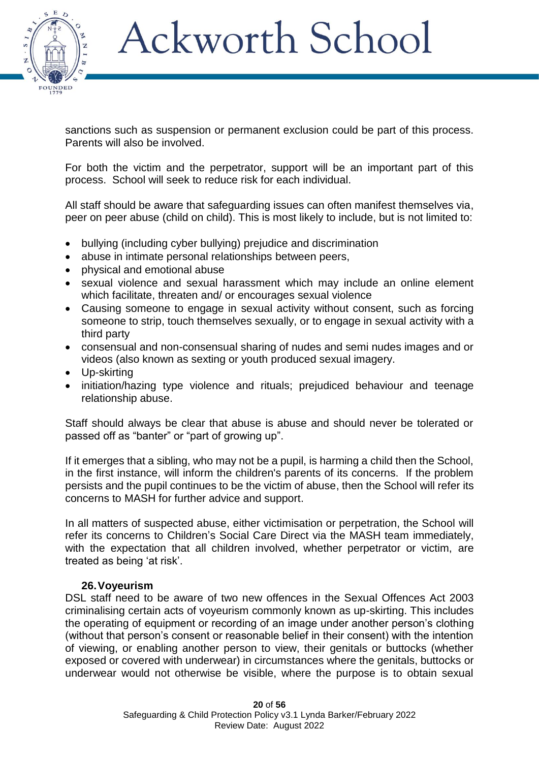sanctions such as suspension or permanent exclusion could be part of this process. Parents will also be involved.

For both the victim and the perpetrator, support will be an important part of this process. School will seek to reduce risk for each individual.

All staff should be aware that safeguarding issues can often manifest themselves via, peer on peer abuse (child on child). This is most likely to include, but is not limited to:

- bullying (including cyber bullying) prejudice and discrimination
- abuse in intimate personal relationships between peers,
- physical and emotional abuse
- sexual violence and sexual harassment which may include an online element which facilitate, threaten and/ or encourages sexual violence
- Causing someone to engage in sexual activity without consent, such as forcing someone to strip, touch themselves sexually, or to engage in sexual activity with a third party
- consensual and non-consensual sharing of nudes and semi nudes images and or videos (also known as sexting or youth produced sexual imagery.
- Up-skirting
- initiation/hazing type violence and rituals; prejudiced behaviour and teenage relationship abuse.

Staff should always be clear that abuse is abuse and should never be tolerated or passed off as "banter" or "part of growing up".

If it emerges that a sibling, who may not be a pupil, is harming a child then the School, in the first instance, will inform the children's parents of its concerns. If the problem persists and the pupil continues to be the victim of abuse, then the School will refer its concerns to MASH for further advice and support.

In all matters of suspected abuse, either victimisation or perpetration, the School will refer its concerns to Children's Social Care Direct via the MASH team immediately, with the expectation that all children involved, whether perpetrator or victim, are treated as being 'at risk'.

### 26. Voyeurism

DSL staff need to be aware of two new offences in the Sexual Offences Act 2003 criminalising certain acts of voyeurism commonly known as up-skirting. This includes the operating of equipment or recording of an image under another person's clothing (without that person's consent or reasonable belief in their consent) with the intention of viewing, or enabling another person to view, their genitals or buttocks (whether exposed or covered with underwear) in circumstances where the genitals, buttocks or underwear would not otherwise be visible, where the purpose is to obtain sexual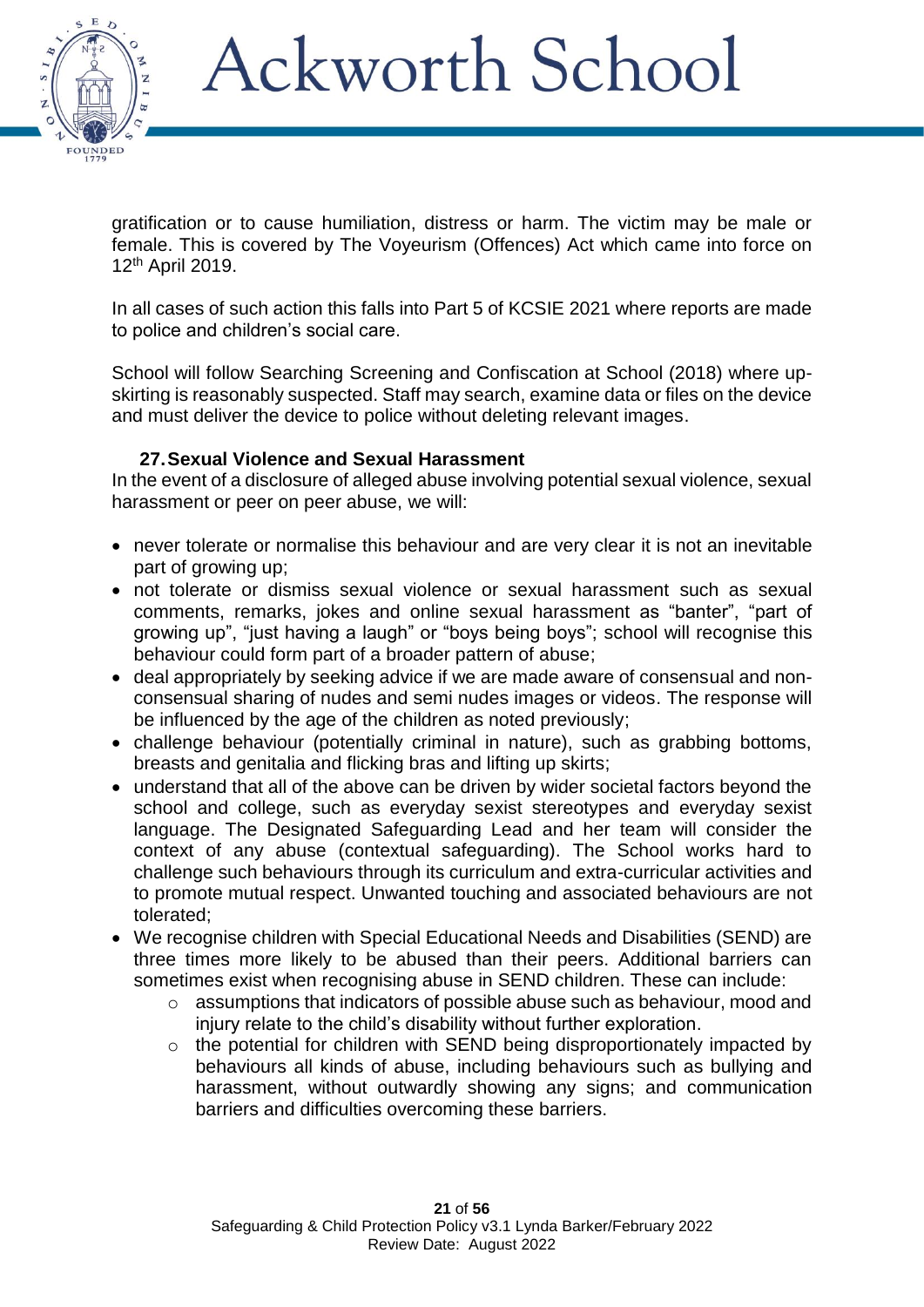gratification or to cause humiliation, distress or harm. The victim may be male or female. This is covered by The Voyeurism (Offences) Act which came into force on 12th April 2019.

In all cases of such action this falls into Part 5 of KCSIE 2021 where reports are made to police and children's social care.

School will follow Searching Screening and Confiscation at School (2018) where up-skirting is reasonably suspected. Staff may search, examine data or files on the device and must deliver the device to police without deleting relevant images.

### 27. Sexual Violence and Sexual Harassment

In the event of a disclosure of alleged abuse involving potential sexual violence, sexual harassment or peer on peer abuse, we will:

- never tolerate or normalise this behaviour and are very clear it is not an inevitable part of growing up;
- not tolerate or dismiss sexual violence or sexual harassment such as sexual comments, remarks, jokes and online sexual harassment as "banter", "part of growing up", "just having a laugh" or "boys being boys"; school will recognise this behaviour could form part of a broader pattern of abuse;
- deal appropriately by seeking advice if we are made aware of consensual and non-consensual sharing of nudes and semi nudes images or videos. The response will be influenced by the age of the children as noted previously;
- challenge behaviour (potentially criminal in nature), such as grabbing bottoms, breasts and genitalia and flicking bras and lifting up skirts;
- understand that all of the above can be driven by wider societal factors beyond the school and college, such as everyday sexist stereotypes and everyday sexist language. The Designated Safeguarding Lead and her team will consider the context of any abuse (contextual safeguarding). The School works hard to challenge such behaviours through its curriculum and extra-curricular activities and to promote mutual respect. Unwanted touching and associated behaviours are not tolerated;
- We recognise children with Special Educational Needs and Disabilities (SEND) are three times more likely to be abused than their peers. Additional barriers can sometimes exist when recognising abuse in SEND children. These can include:
  - assumptions that indicators of possible abuse such as behaviour, mood and injury relate to the child's disability without further exploration.
  - the potential for children with SEND being disproportionately impacted by behaviours all kinds of abuse, including behaviours such as bullying and harassment, without outwardly showing any signs; and communication barriers and difficulties overcoming these barriers.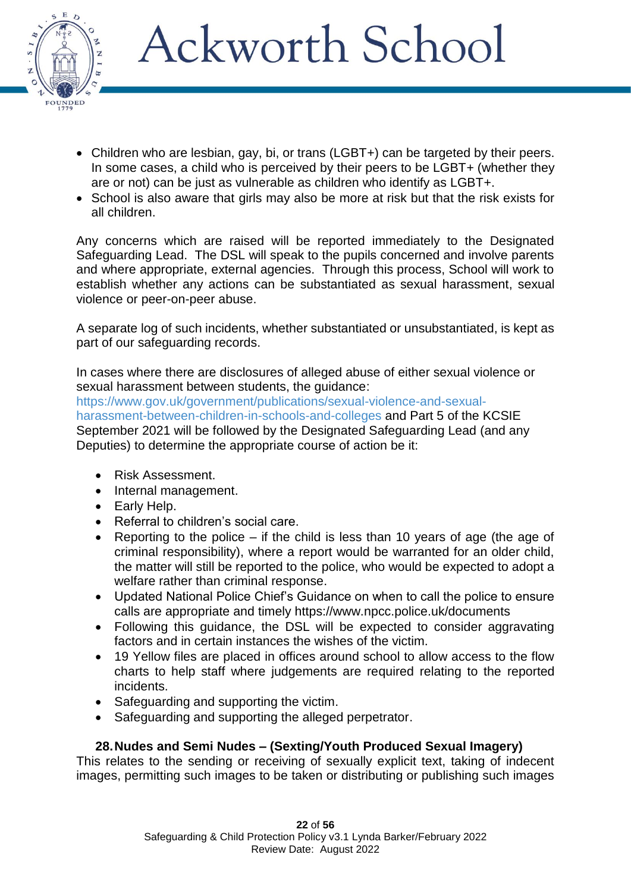- Children who are lesbian, gay, bi, or trans (LGBT+) can be targeted by their peers. In some cases, a child who is perceived by their peers to be LGBT+ (whether they are or not) can be just as vulnerable as children who identify as LGBT+.
- School is also aware that girls may also be more at risk but that the risk exists for all children.

Any concerns which are raised will be reported immediately to the Designated Safeguarding Lead. The DSL will speak to the pupils concerned and involve parents and where appropriate, external agencies. Through this process, School will work to establish whether any actions can be substantiated as sexual harassment, sexual violence or peer-on-peer abuse.

A separate log of such incidents, whether substantiated or unsubstantiated, is kept as part of our safeguarding records.

In cases where there are disclosures of alleged abuse of either sexual violence or sexual harassment between students, the guidance: https://www.gov.uk/government/publications/sexual-violence-and-sexual-harassment-between-children-in-schools-and-colleges and Part 5 of the KCSIE September 2021 will be followed by the Designated Safeguarding Lead (and any Deputies) to determine the appropriate course of action be it:

- Risk Assessment.
- Internal management.
- Early Help.
- Referral to children's social care.
- Reporting to the police – if the child is less than 10 years of age (the age of criminal responsibility), where a report would be warranted for an older child, the matter will still be reported to the police, who would be expected to adopt a welfare rather than criminal response.
- Updated National Police Chief's Guidance on when to call the police to ensure calls are appropriate and timely https://www.npcc.police.uk/documents
- Following this guidance, the DSL will be expected to consider aggravating factors and in certain instances the wishes of the victim.
- 19 Yellow files are placed in offices around school to allow access to the flow charts to help staff where judgements are required relating to the reported incidents.
- Safeguarding and supporting the victim.
- Safeguarding and supporting the alleged perpetrator.

### 28. Nudes and Semi Nudes – (Sexting/Youth Produced Sexual Imagery)

This relates to the sending or receiving of sexually explicit text, taking of indecent images, permitting such images to be taken or distributing or publishing such images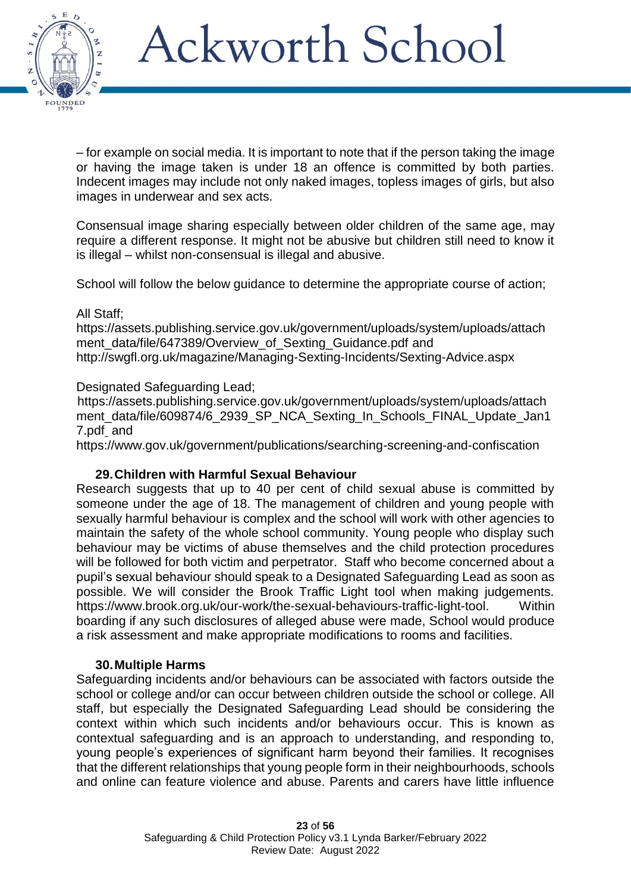– for example on social media. It is important to note that if the person taking the image or having the image taken is under 18 an offence is committed by both parties. Indecent images may include not only naked images, topless images of girls, but also images in underwear and sex acts.

Consensual image sharing especially between older children of the same age, may require a different response. It might not be abusive but children still need to know it is illegal – whilst non-consensual is illegal and abusive.

School will follow the below guidance to determine the appropriate course of action;

All Staff;
https://assets.publishing.service.gov.uk/government/uploads/system/uploads/attachment_data/file/647389/Overview_of_Sexting_Guidance.pdf and
http://swgfl.org.uk/magazine/Managing-Sexting-Incidents/Sexting-Advice.aspx

Designated Safeguarding Lead;
https://assets.publishing.service.gov.uk/government/uploads/system/uploads/attachment_data/file/609874/6_2939_SP_NCA_Sexting_In_Schools_FINAL_Update_Jan17.pdf and
https://www.gov.uk/government/publications/searching-screening-and-confiscation

### 29. Children with Harmful Sexual Behaviour

Research suggests that up to 40 per cent of child sexual abuse is committed by someone under the age of 18. The management of children and young people with sexually harmful behaviour is complex and the school will work with other agencies to maintain the safety of the whole school community. Young people who display such behaviour may be victims of abuse themselves and the child protection procedures will be followed for both victim and perpetrator. Staff who become concerned about a pupil's sexual behaviour should speak to a Designated Safeguarding Lead as soon as possible. We will consider the Brook Traffic Light tool when making judgements. https://www.brook.org.uk/our-work/the-sexual-behaviours-traffic-light-tool. Within boarding if any such disclosures of alleged abuse were made, School would produce a risk assessment and make appropriate modifications to rooms and facilities.

### 30. Multiple Harms

Safeguarding incidents and/or behaviours can be associated with factors outside the school or college and/or can occur between children outside the school or college. All staff, but especially the Designated Safeguarding Lead should be considering the context within which such incidents and/or behaviours occur. This is known as contextual safeguarding and is an approach to understanding, and responding to, young people's experiences of significant harm beyond their families. It recognises that the different relationships that young people form in their neighbourhoods, schools and online can feature violence and abuse. Parents and carers have little influence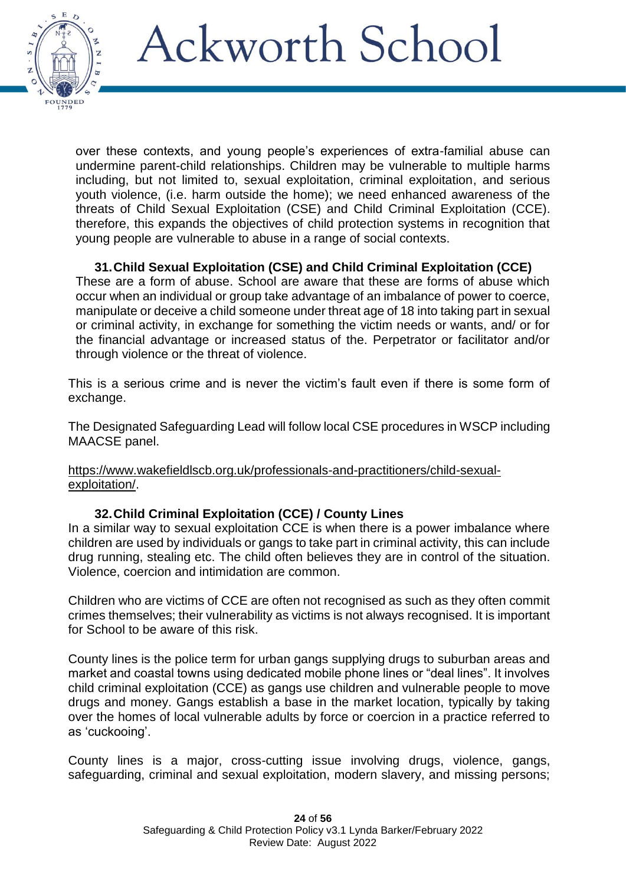over these contexts, and young people's experiences of extra-familial abuse can undermine parent-child relationships. Children may be vulnerable to multiple harms including, but not limited to, sexual exploitation, criminal exploitation, and serious youth violence, (i.e. harm outside the home); we need enhanced awareness of the threats of Child Sexual Exploitation (CSE) and Child Criminal Exploitation (CCE). therefore, this expands the objectives of child protection systems in recognition that young people are vulnerable to abuse in a range of social contexts.

### 31. Child Sexual Exploitation (CSE) and Child Criminal Exploitation (CCE)

These are a form of abuse. School are aware that these are forms of abuse which occur when an individual or group take advantage of an imbalance of power to coerce, manipulate or deceive a child someone under threat age of 18 into taking part in sexual or criminal activity, in exchange for something the victim needs or wants, and/ or for the financial advantage or increased status of the. Perpetrator or facilitator and/or through violence or the threat of violence.

This is a serious crime and is never the victim's fault even if there is some form of exchange.

The Designated Safeguarding Lead will follow local CSE procedures in WSCP including MAACSE panel.

https://www.wakefieldlscb.org.uk/professionals-and-practitioners/child-sexual-exploitation/.

### 32. Child Criminal Exploitation (CCE) / County Lines

In a similar way to sexual exploitation CCE is when there is a power imbalance where children are used by individuals or gangs to take part in criminal activity, this can include drug running, stealing etc. The child often believes they are in control of the situation. Violence, coercion and intimidation are common.

Children who are victims of CCE are often not recognised as such as they often commit crimes themselves; their vulnerability as victims is not always recognised. It is important for School to be aware of this risk.

County lines is the police term for urban gangs supplying drugs to suburban areas and market and coastal towns using dedicated mobile phone lines or "deal lines". It involves child criminal exploitation (CCE) as gangs use children and vulnerable people to move drugs and money. Gangs establish a base in the market location, typically by taking over the homes of local vulnerable adults by force or coercion in a practice referred to as 'cuckooing'.

County lines is a major, cross-cutting issue involving drugs, violence, gangs, safeguarding, criminal and sexual exploitation, modern slavery, and missing persons;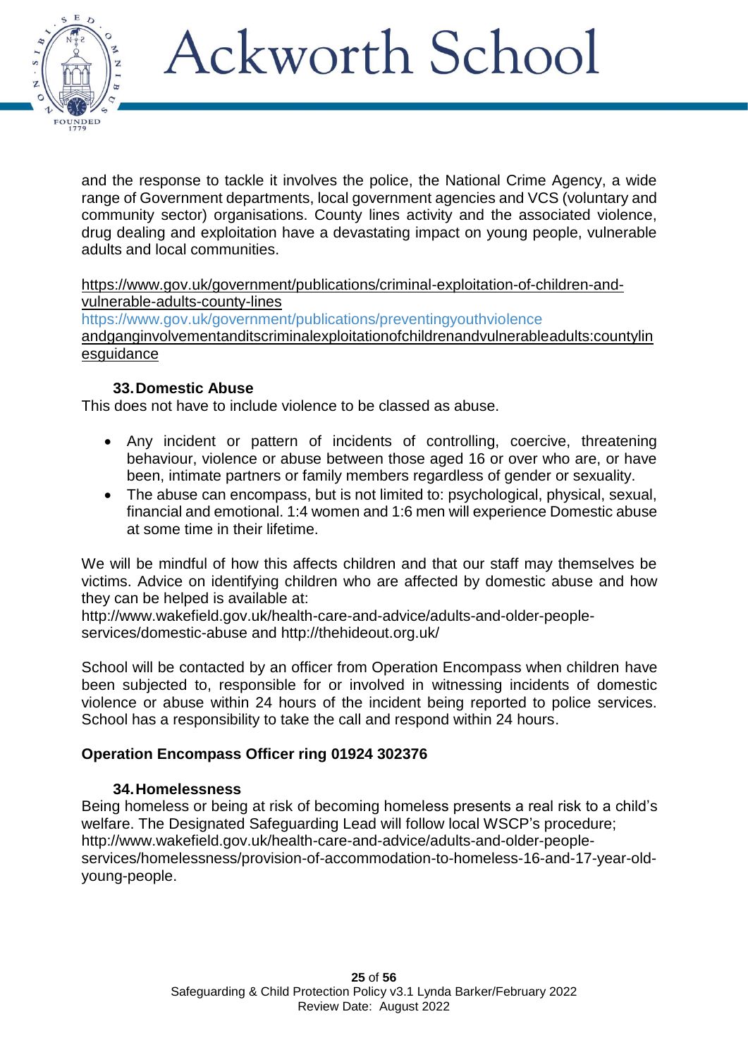and the response to tackle it involves the police, the National Crime Agency, a wide range of Government departments, local government agencies and VCS (voluntary and community sector) organisations. County lines activity and the associated violence, drug dealing and exploitation have a devastating impact on young people, vulnerable adults and local communities.

https://www.gov.uk/government/publications/criminal-exploitation-of-children-and-vulnerable-adults-county-lines
https://www.gov.uk/government/publications/preventingyouthviolence andganginvolvementanditscriminalexploitationofchildrenandvulnerableadults:countylinesguidance

### 33. Domestic Abuse

This does not have to include violence to be classed as abuse.

- Any incident or pattern of incidents of controlling, coercive, threatening behaviour, violence or abuse between those aged 16 or over who are, or have been, intimate partners or family members regardless of gender or sexuality.
- The abuse can encompass, but is not limited to: psychological, physical, sexual, financial and emotional. 1:4 women and 1:6 men will experience Domestic abuse at some time in their lifetime.

We will be mindful of how this affects children and that our staff may themselves be victims. Advice on identifying children who are affected by domestic abuse and how they can be helped is available at: http://www.wakefield.gov.uk/health-care-and-advice/adults-and-older-people-services/domestic-abuse and http://thehideout.org.uk/

School will be contacted by an officer from Operation Encompass when children have been subjected to, responsible for or involved in witnessing incidents of domestic violence or abuse within 24 hours of the incident being reported to police services. School has a responsibility to take the call and respond within 24 hours.

**Operation Encompass Officer ring 01924 302376**

### 34. Homelessness

Being homeless or being at risk of becoming homeless presents a real risk to a child's welfare. The Designated Safeguarding Lead will follow local WSCP's procedure; http://www.wakefield.gov.uk/health-care-and-advice/adults-and-older-people-services/homelessness/provision-of-accommodation-to-homeless-16-and-17-year-old-young-people.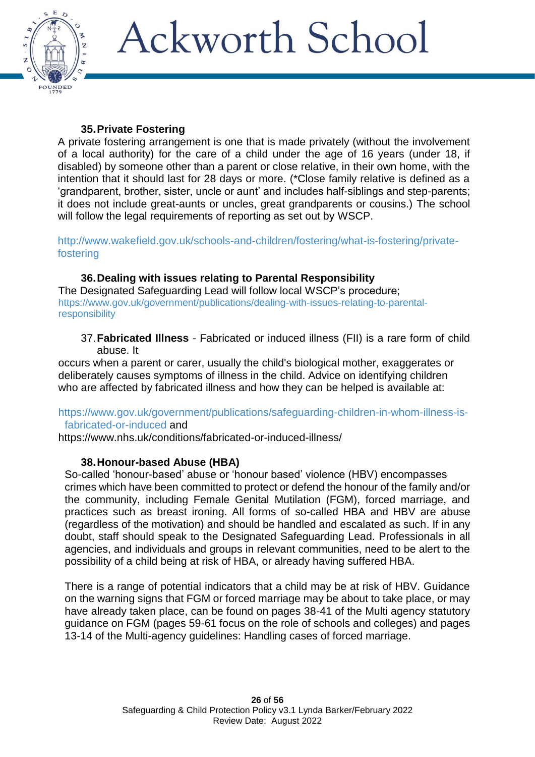### 35. Private Fostering

A private fostering arrangement is one that is made privately (without the involvement of a local authority) for the care of a child under the age of 16 years (under 18, if disabled) by someone other than a parent or close relative, in their own home, with the intention that it should last for 28 days or more. (*Close family relative is defined as a 'grandparent, brother, sister, uncle or aunt' and includes half-siblings and step-parents; it does not include great-aunts or uncles, great grandparents or cousins.) The school will follow the legal requirements of reporting as set out by WSCP.

http://www.wakefield.gov.uk/schools-and-children/fostering/what-is-fostering/private-fostering

### 36. Dealing with issues relating to Parental Responsibility

The Designated Safeguarding Lead will follow local WSCP's procedure; https://www.gov.uk/government/publications/dealing-with-issues-relating-to-parental-responsibility

### 37. Fabricated Illness

**Fabricated Illness** - Fabricated or induced illness (FII) is a rare form of child abuse. It occurs when a parent or carer, usually the child's biological mother, exaggerates or deliberately causes symptoms of illness in the child. Advice on identifying children who are affected by fabricated illness and how they can be helped is available at:

https://www.gov.uk/government/publications/safeguarding-children-in-whom-illness-is-fabricated-or-induced and https://www.nhs.uk/conditions/fabricated-or-induced-illness/

### 38. Honour-based Abuse (HBA)

So-called 'honour-based' abuse or 'honour based' violence (HBV) encompasses crimes which have been committed to protect or defend the honour of the family and/or the community, including Female Genital Mutilation (FGM), forced marriage, and practices such as breast ironing. All forms of so-called HBA and HBV are abuse (regardless of the motivation) and should be handled and escalated as such. If in any doubt, staff should speak to the Designated Safeguarding Lead. Professionals in all agencies, and individuals and groups in relevant communities, need to be alert to the possibility of a child being at risk of HBA, or already having suffered HBA.

There is a range of potential indicators that a child may be at risk of HBV. Guidance on the warning signs that FGM or forced marriage may be about to take place, or may have already taken place, can be found on pages 38-41 of the Multi agency statutory guidance on FGM (pages 59-61 focus on the role of schools and colleges) and pages 13-14 of the Multi-agency guidelines: Handling cases of forced marriage.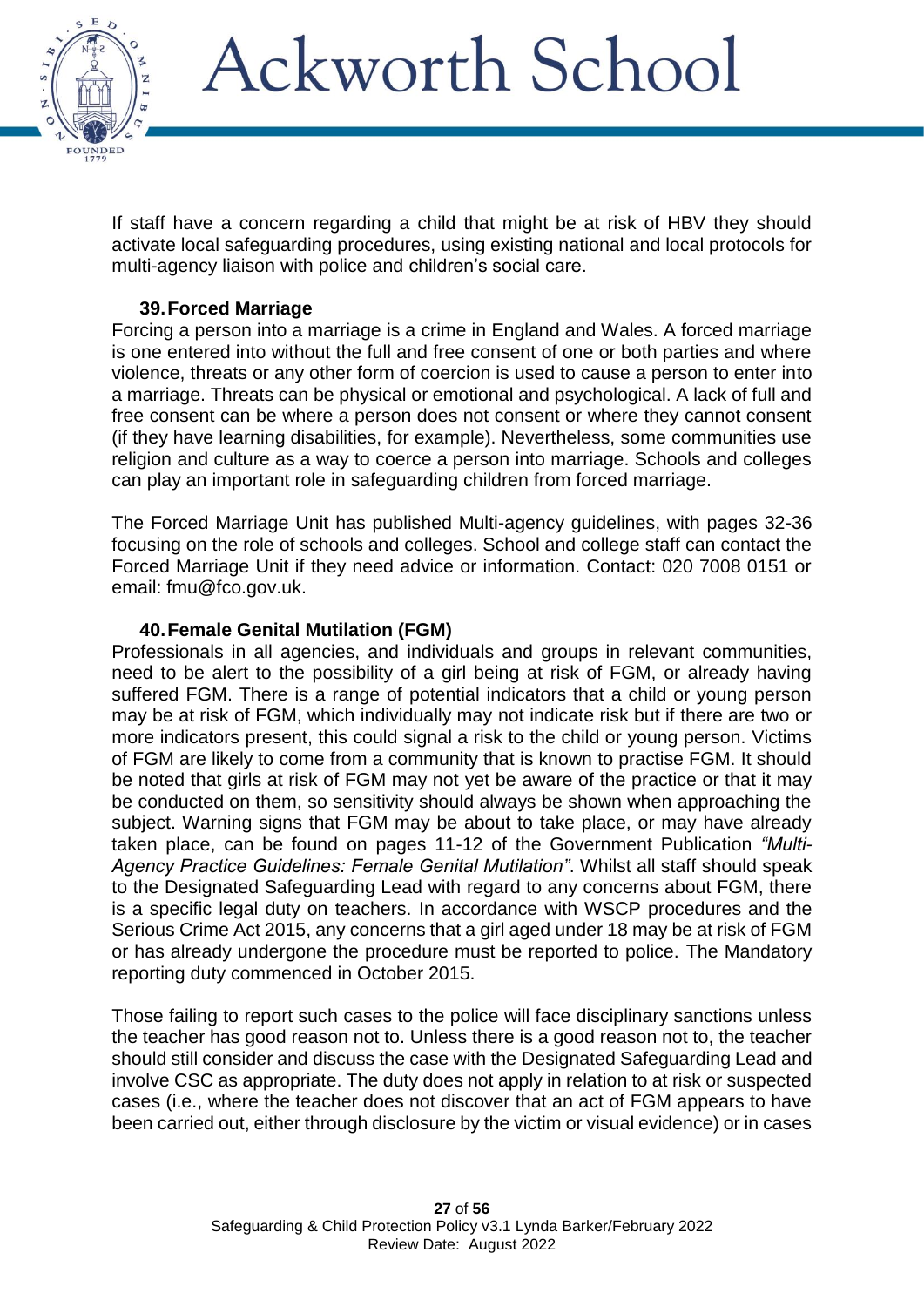If staff have a concern regarding a child that might be at risk of HBV they should activate local safeguarding procedures, using existing national and local protocols for multi-agency liaison with police and children's social care.

### 39. Forced Marriage

Forcing a person into a marriage is a crime in England and Wales. A forced marriage is one entered into without the full and free consent of one or both parties and where violence, threats or any other form of coercion is used to cause a person to enter into a marriage. Threats can be physical or emotional and psychological. A lack of full and free consent can be where a person does not consent or where they cannot consent (if they have learning disabilities, for example). Nevertheless, some communities use religion and culture as a way to coerce a person into marriage. Schools and colleges can play an important role in safeguarding children from forced marriage.

The Forced Marriage Unit has published Multi-agency guidelines, with pages 32-36 focusing on the role of schools and colleges. School and college staff can contact the Forced Marriage Unit if they need advice or information. Contact: 020 7008 0151 or email: fmu@fco.gov.uk.

### 40. Female Genital Mutilation (FGM)

Professionals in all agencies, and individuals and groups in relevant communities, need to be alert to the possibility of a girl being at risk of FGM, or already having suffered FGM. There is a range of potential indicators that a child or young person may be at risk of FGM, which individually may not indicate risk but if there are two or more indicators present, this could signal a risk to the child or young person. Victims of FGM are likely to come from a community that is known to practise FGM. It should be noted that girls at risk of FGM may not yet be aware of the practice or that it may be conducted on them, so sensitivity should always be shown when approaching the subject. Warning signs that FGM may be about to take place, or may have already taken place, can be found on pages 11-12 of the Government Publication *"Multi-Agency Practice Guidelines: Female Genital Mutilation"*. Whilst all staff should speak to the Designated Safeguarding Lead with regard to any concerns about FGM, there is a specific legal duty on teachers. In accordance with WSCP procedures and the Serious Crime Act 2015, any concerns that a girl aged under 18 may be at risk of FGM or has already undergone the procedure must be reported to police. The Mandatory reporting duty commenced in October 2015.

Those failing to report such cases to the police will face disciplinary sanctions unless the teacher has good reason not to. Unless there is a good reason not to, the teacher should still consider and discuss the case with the Designated Safeguarding Lead and involve CSC as appropriate. The duty does not apply in relation to at risk or suspected cases (i.e., where the teacher does not discover that an act of FGM appears to have been carried out, either through disclosure by the victim or visual evidence) or in cases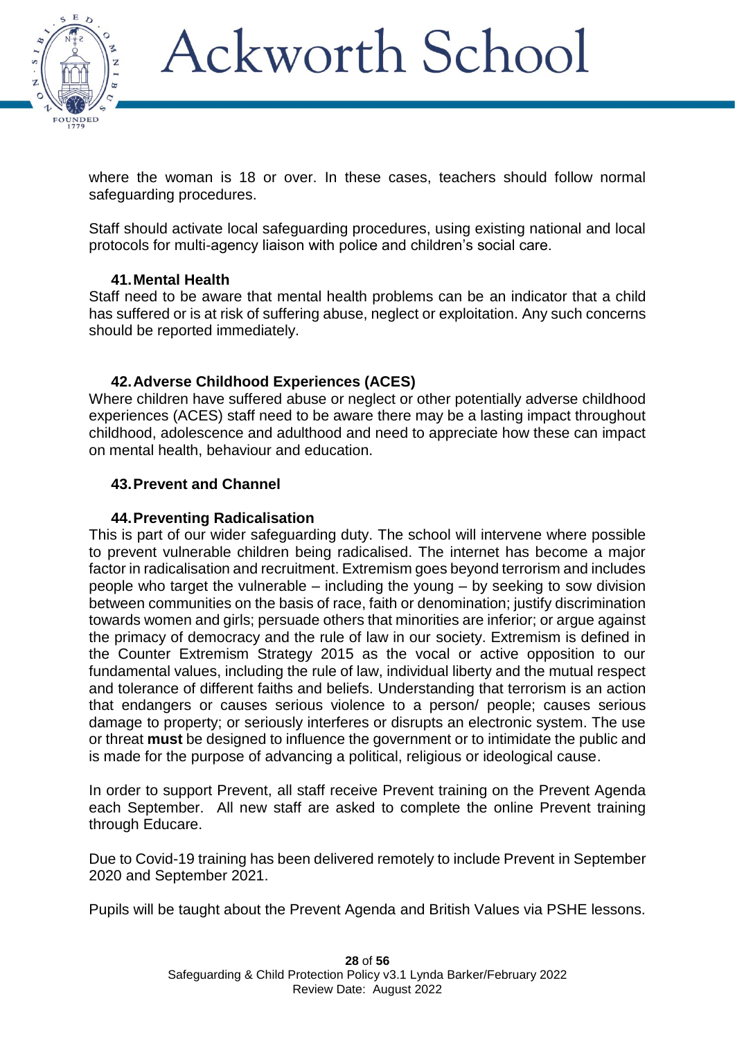where the woman is 18 or over. In these cases, teachers should follow normal safeguarding procedures.

Staff should activate local safeguarding procedures, using existing national and local protocols for multi-agency liaison with police and children's social care.

### 41. Mental Health

Staff need to be aware that mental health problems can be an indicator that a child has suffered or is at risk of suffering abuse, neglect or exploitation. Any such concerns should be reported immediately.

### 42. Adverse Childhood Experiences (ACES)

Where children have suffered abuse or neglect or other potentially adverse childhood experiences (ACES) staff need to be aware there may be a lasting impact throughout childhood, adolescence and adulthood and need to appreciate how these can impact on mental health, behaviour and education.

### 43. Prevent and Channel

### 44. Preventing Radicalisation

This is part of our wider safeguarding duty. The school will intervene where possible to prevent vulnerable children being radicalised. The internet has become a major factor in radicalisation and recruitment. Extremism goes beyond terrorism and includes people who target the vulnerable – including the young – by seeking to sow division between communities on the basis of race, faith or denomination; justify discrimination towards women and girls; persuade others that minorities are inferior; or argue against the primacy of democracy and the rule of law in our society. Extremism is defined in the Counter Extremism Strategy 2015 as the vocal or active opposition to our fundamental values, including the rule of law, individual liberty and the mutual respect and tolerance of different faiths and beliefs. Understanding that terrorism is an action that endangers or causes serious violence to a person/ people; causes serious damage to property; or seriously interferes or disrupts an electronic system. The use or threat **must** be designed to influence the government or to intimidate the public and is made for the purpose of advancing a political, religious or ideological cause.

In order to support Prevent, all staff receive Prevent training on the Prevent Agenda each September. All new staff are asked to complete the online Prevent training through Educare.

Due to Covid-19 training has been delivered remotely to include Prevent in September 2020 and September 2021.

Pupils will be taught about the Prevent Agenda and British Values via PSHE lessons.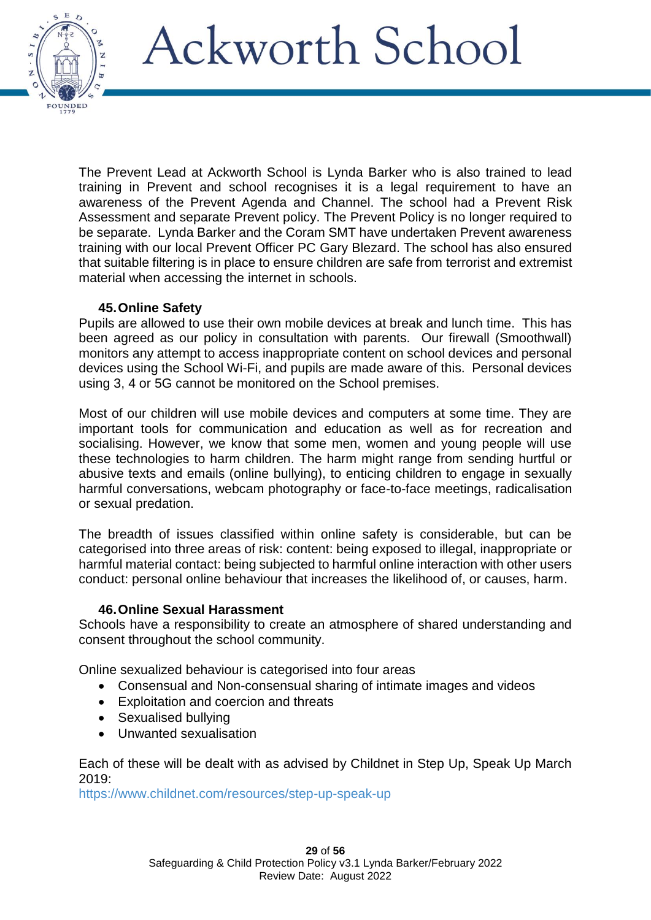The Prevent Lead at Ackworth School is Lynda Barker who is also trained to lead training in Prevent and school recognises it is a legal requirement to have an awareness of the Prevent Agenda and Channel. The school had a Prevent Risk Assessment and separate Prevent policy. The Prevent Policy is no longer required to be separate. Lynda Barker and the Coram SMT have undertaken Prevent awareness training with our local Prevent Officer PC Gary Blezard. The school has also ensured that suitable filtering is in place to ensure children are safe from terrorist and extremist material when accessing the internet in schools.

### 45. Online Safety

Pupils are allowed to use their own mobile devices at break and lunch time. This has been agreed as our policy in consultation with parents. Our firewall (Smoothwall) monitors any attempt to access inappropriate content on school devices and personal devices using the School Wi-Fi, and pupils are made aware of this. Personal devices using 3, 4 or 5G cannot be monitored on the School premises.

Most of our children will use mobile devices and computers at some time. They are important tools for communication and education as well as for recreation and socialising. However, we know that some men, women and young people will use these technologies to harm children. The harm might range from sending hurtful or abusive texts and emails (online bullying), to enticing children to engage in sexually harmful conversations, webcam photography or face-to-face meetings, radicalisation or sexual predation.

The breadth of issues classified within online safety is considerable, but can be categorised into three areas of risk: content: being exposed to illegal, inappropriate or harmful material contact: being subjected to harmful online interaction with other users conduct: personal online behaviour that increases the likelihood of, or causes, harm.

### 46. Online Sexual Harassment

Schools have a responsibility to create an atmosphere of shared understanding and consent throughout the school community.

Online sexualized behaviour is categorised into four areas

- Consensual and Non-consensual sharing of intimate images and videos
- Exploitation and coercion and threats
- Sexualised bullying
- Unwanted sexualisation

Each of these will be dealt with as advised by Childnet in Step Up, Speak Up March 2019:
https://www.childnet.com/resources/step-up-speak-up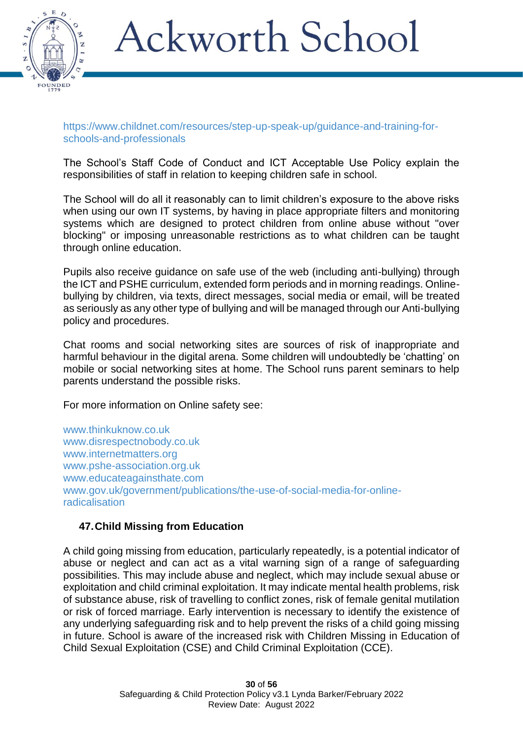https://www.childnet.com/resources/step-up-speak-up/guidance-and-training-for-schools-and-professionals

The School's Staff Code of Conduct and ICT Acceptable Use Policy explain the responsibilities of staff in relation to keeping children safe in school.

The School will do all it reasonably can to limit children's exposure to the above risks when using our own IT systems, by having in place appropriate filters and monitoring systems which are designed to protect children from online abuse without "over blocking" or imposing unreasonable restrictions as to what children can be taught through online education.

Pupils also receive guidance on safe use of the web (including anti-bullying) through the ICT and PSHE curriculum, extended form periods and in morning readings. Online-bullying by children, via texts, direct messages, social media or email, will be treated as seriously as any other type of bullying and will be managed through our Anti-bullying policy and procedures.

Chat rooms and social networking sites are sources of risk of inappropriate and harmful behaviour in the digital arena. Some children will undoubtedly be 'chatting' on mobile or social networking sites at home. The School runs parent seminars to help parents understand the possible risks.

For more information on Online safety see:

www.thinkuknow.co.uk
www.disrespectnobody.co.uk
www.internetmatters.org
www.pshe-association.org.uk
www.educateagainsthate.com
www.gov.uk/government/publications/the-use-of-social-media-for-online-radicalisation

## 47. Child Missing from Education

A child going missing from education, particularly repeatedly, is a potential indicator of abuse or neglect and can act as a vital warning sign of a range of safeguarding possibilities. This may include abuse and neglect, which may include sexual abuse or exploitation and child criminal exploitation. It may indicate mental health problems, risk of substance abuse, risk of travelling to conflict zones, risk of female genital mutilation or risk of forced marriage. Early intervention is necessary to identify the existence of any underlying safeguarding risk and to help prevent the risks of a child going missing in future. School is aware of the increased risk with Children Missing in Education of Child Sexual Exploitation (CSE) and Child Criminal Exploitation (CCE).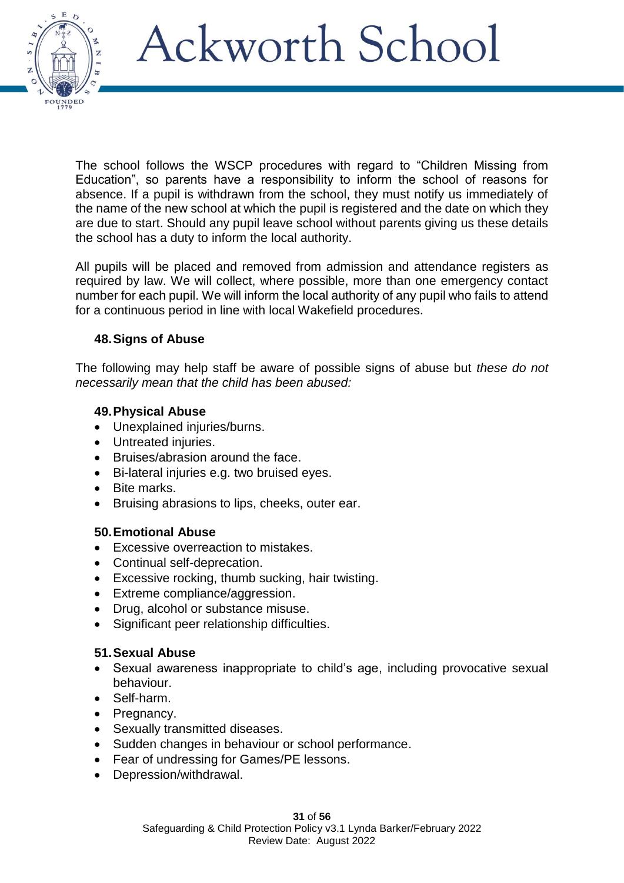The school follows the WSCP procedures with regard to "Children Missing from Education", so parents have a responsibility to inform the school of reasons for absence. If a pupil is withdrawn from the school, they must notify us immediately of the name of the new school at which the pupil is registered and the date on which they are due to start. Should any pupil leave school without parents giving us these details the school has a duty to inform the local authority.

All pupils will be placed and removed from admission and attendance registers as required by law. We will collect, where possible, more than one emergency contact number for each pupil. We will inform the local authority of any pupil who fails to attend for a continuous period in line with local Wakefield procedures.

### 48. Signs of Abuse

The following may help staff be aware of possible signs of abuse but *these do not necessarily mean that the child has been abused:*

### 49. Physical Abuse

- Unexplained injuries/burns.
- Untreated injuries.
- Bruises/abrasion around the face.
- Bi-lateral injuries e.g. two bruised eyes.
- Bite marks.
- Bruising abrasions to lips, cheeks, outer ear.

### 50. Emotional Abuse

- Excessive overreaction to mistakes.
- Continual self-deprecation.
- Excessive rocking, thumb sucking, hair twisting.
- Extreme compliance/aggression.
- Drug, alcohol or substance misuse.
- Significant peer relationship difficulties.

### 51. Sexual Abuse

- Sexual awareness inappropriate to child's age, including provocative sexual behaviour.
- Self-harm.
- Pregnancy.
- Sexually transmitted diseases.
- Sudden changes in behaviour or school performance.
- Fear of undressing for Games/PE lessons.
- Depression/withdrawal.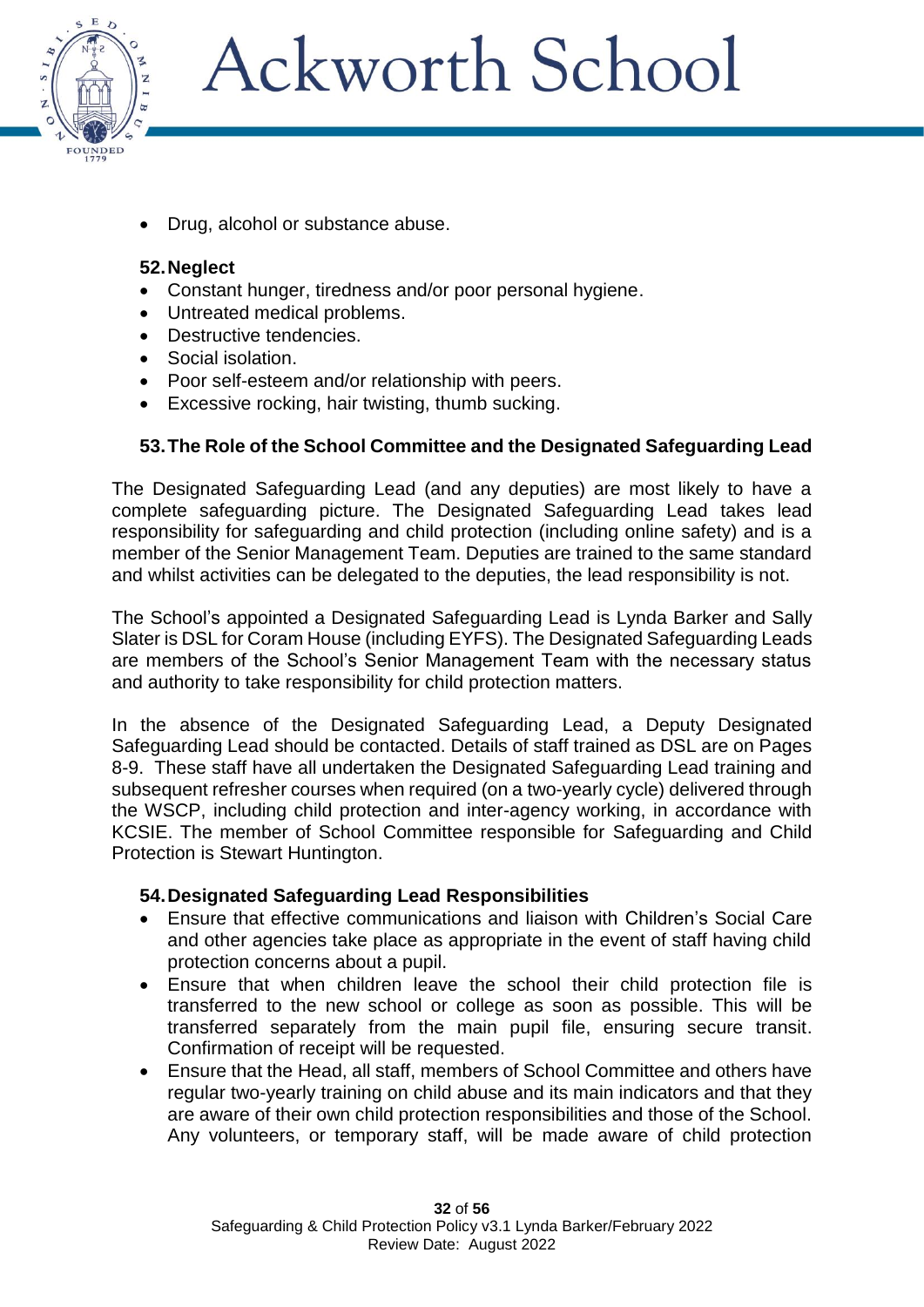- Drug, alcohol or substance abuse.

## 52. Neglect

- Constant hunger, tiredness and/or poor personal hygiene.
- Untreated medical problems.
- Destructive tendencies.
- Social isolation.
- Poor self-esteem and/or relationship with peers.
- Excessive rocking, hair twisting, thumb sucking.

## 53. The Role of the School Committee and the Designated Safeguarding Lead

The Designated Safeguarding Lead (and any deputies) are most likely to have a complete safeguarding picture. The Designated Safeguarding Lead takes lead responsibility for safeguarding and child protection (including online safety) and is a member of the Senior Management Team. Deputies are trained to the same standard and whilst activities can be delegated to the deputies, the lead responsibility is not.

The School's appointed a Designated Safeguarding Lead is Lynda Barker and Sally Slater is DSL for Coram House (including EYFS). The Designated Safeguarding Leads are members of the School's Senior Management Team with the necessary status and authority to take responsibility for child protection matters.

In the absence of the Designated Safeguarding Lead, a Deputy Designated Safeguarding Lead should be contacted. Details of staff trained as DSL are on Pages 8-9. These staff have all undertaken the Designated Safeguarding Lead training and subsequent refresher courses when required (on a two-yearly cycle) delivered through the WSCP, including child protection and inter-agency working, in accordance with KCSIE. The member of School Committee responsible for Safeguarding and Child Protection is Stewart Huntington.

## 54. Designated Safeguarding Lead Responsibilities

- Ensure that effective communications and liaison with Children's Social Care and other agencies take place as appropriate in the event of staff having child protection concerns about a pupil.
- Ensure that when children leave the school their child protection file is transferred to the new school or college as soon as possible. This will be transferred separately from the main pupil file, ensuring secure transit. Confirmation of receipt will be requested.
- Ensure that the Head, all staff, members of School Committee and others have regular two-yearly training on child abuse and its main indicators and that they are aware of their own child protection responsibilities and those of the School. Any volunteers, or temporary staff, will be made aware of child protection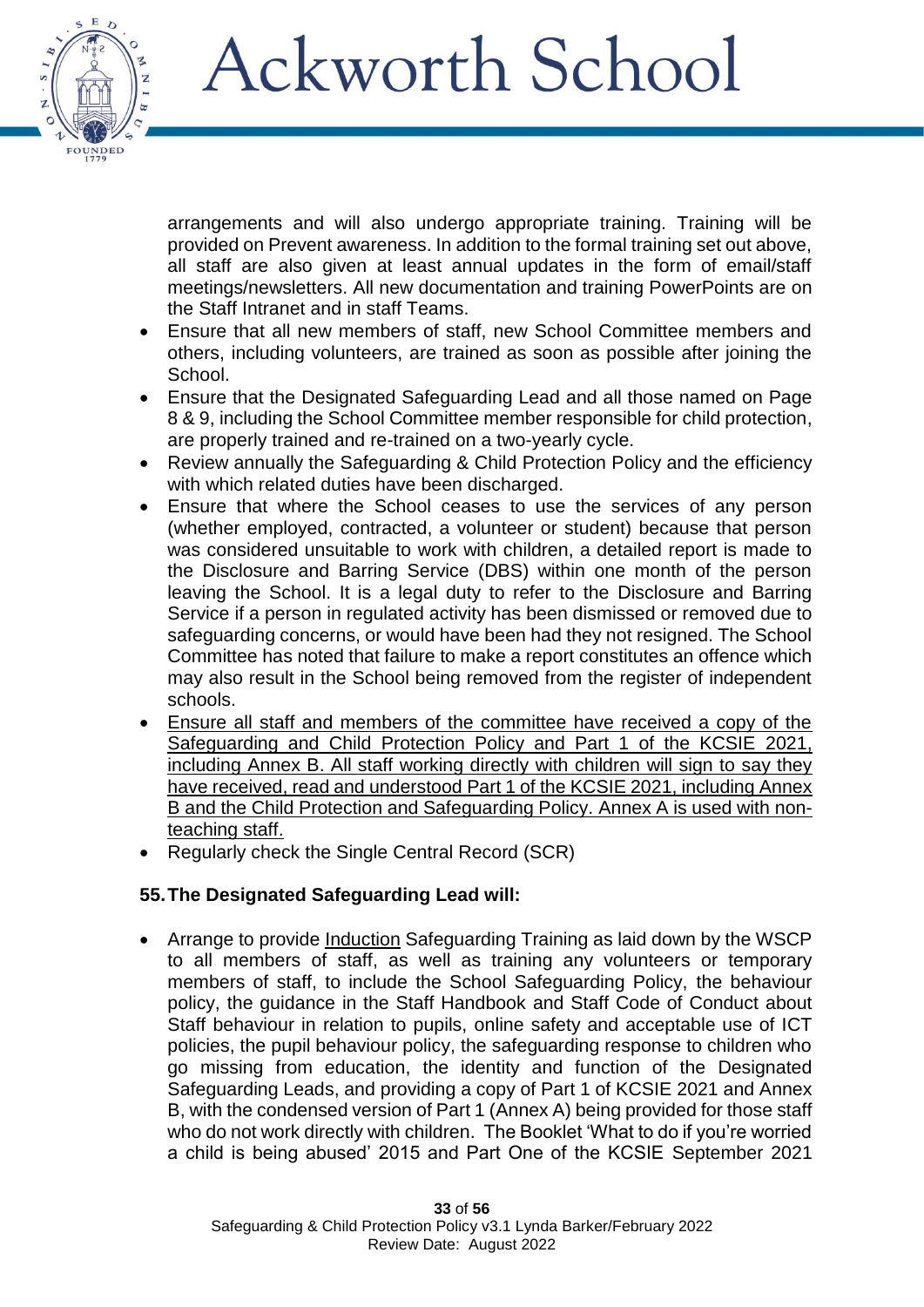arrangements and will also undergo appropriate training. Training will be provided on Prevent awareness. In addition to the formal training set out above, all staff are also given at least annual updates in the form of email/staff meetings/newsletters. All new documentation and training PowerPoints are on the Staff Intranet and in staff Teams.

- Ensure that all new members of staff, new School Committee members and others, including volunteers, are trained as soon as possible after joining the School.
- Ensure that the Designated Safeguarding Lead and all those named on Page 8 & 9, including the School Committee member responsible for child protection, are properly trained and re-trained on a two-yearly cycle.
- Review annually the Safeguarding & Child Protection Policy and the efficiency with which related duties have been discharged.
- Ensure that where the School ceases to use the services of any person (whether employed, contracted, a volunteer or student) because that person was considered unsuitable to work with children, a detailed report is made to the Disclosure and Barring Service (DBS) within one month of the person leaving the School. It is a legal duty to refer to the Disclosure and Barring Service if a person in regulated activity has been dismissed or removed due to safeguarding concerns, or would have been had they not resigned. The School Committee has noted that failure to make a report constitutes an offence which may also result in the School being removed from the register of independent schools.
- <u>Ensure all staff and members of the committee have received a copy of the Safeguarding and Child Protection Policy and Part 1 of the KCSIE 2021, including Annex B. All staff working directly with children will sign to say they have received, read and understood Part 1 of the KCSIE 2021, including Annex B and the Child Protection and Safeguarding Policy. Annex A is used with non-teaching staff.</u>
- Regularly check the Single Central Record (SCR)

## 55. The Designated Safeguarding Lead will:

- Arrange to provide <u>Induction</u> Safeguarding Training as laid down by the WSCP to all members of staff, as well as training any volunteers or temporary members of staff, to include the School Safeguarding Policy, the behaviour policy, the guidance in the Staff Handbook and Staff Code of Conduct about Staff behaviour in relation to pupils, online safety and acceptable use of ICT policies, the pupil behaviour policy, the safeguarding response to children who go missing from education, the identity and function of the Designated Safeguarding Leads, and providing a copy of Part 1 of KCSIE 2021 and Annex B, with the condensed version of Part 1 (Annex A) being provided for those staff who do not work directly with children. The Booklet 'What to do if you're worried a child is being abused' 2015 and Part One of the KCSIE September 2021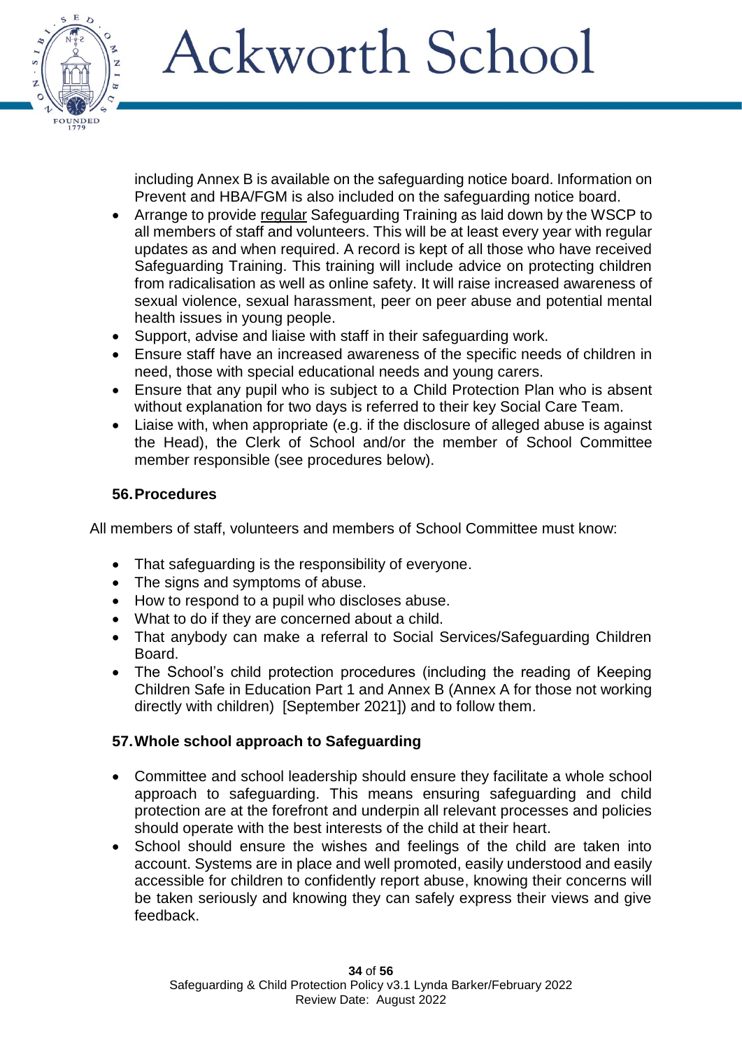including Annex B is available on the safeguarding notice board. Information on Prevent and HBA/FGM is also included on the safeguarding notice board.

- Arrange to provide regular Safeguarding Training as laid down by the WSCP to all members of staff and volunteers. This will be at least every year with regular updates as and when required. A record is kept of all those who have received Safeguarding Training. This training will include advice on protecting children from radicalisation as well as online safety. It will raise increased awareness of sexual violence, sexual harassment, peer on peer abuse and potential mental health issues in young people.
- Support, advise and liaise with staff in their safeguarding work.
- Ensure staff have an increased awareness of the specific needs of children in need, those with special educational needs and young carers.
- Ensure that any pupil who is subject to a Child Protection Plan who is absent without explanation for two days is referred to their key Social Care Team.
- Liaise with, when appropriate (e.g. if the disclosure of alleged abuse is against the Head), the Clerk of School and/or the member of School Committee member responsible (see procedures below).

## 56. Procedures

All members of staff, volunteers and members of School Committee must know:

- That safeguarding is the responsibility of everyone.
- The signs and symptoms of abuse.
- How to respond to a pupil who discloses abuse.
- What to do if they are concerned about a child.
- That anybody can make a referral to Social Services/Safeguarding Children Board.
- The School's child protection procedures (including the reading of Keeping Children Safe in Education Part 1 and Annex B (Annex A for those not working directly with children) [September 2021]) and to follow them.

## 57. Whole school approach to Safeguarding

- Committee and school leadership should ensure they facilitate a whole school approach to safeguarding. This means ensuring safeguarding and child protection are at the forefront and underpin all relevant processes and policies should operate with the best interests of the child at their heart.
- School should ensure the wishes and feelings of the child are taken into account. Systems are in place and well promoted, easily understood and easily accessible for children to confidently report abuse, knowing their concerns will be taken seriously and knowing they can safely express their views and give feedback.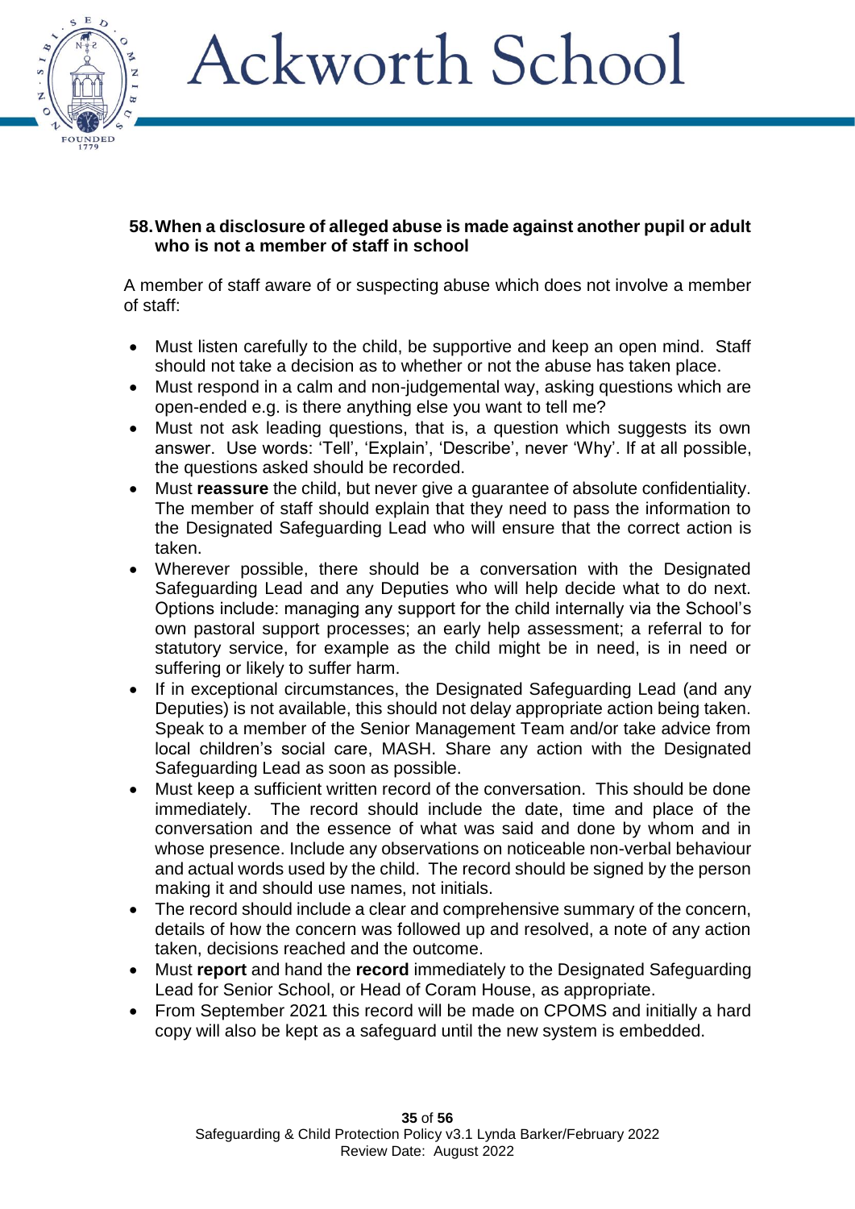## 58. When a disclosure of alleged abuse is made against another pupil or adult who is not a member of staff in school

A member of staff aware of or suspecting abuse which does not involve a member of staff:

- Must listen carefully to the child, be supportive and keep an open mind. Staff should not take a decision as to whether or not the abuse has taken place.
- Must respond in a calm and non-judgemental way, asking questions which are open-ended e.g. is there anything else you want to tell me?
- Must not ask leading questions, that is, a question which suggests its own answer. Use words: 'Tell', 'Explain', 'Describe', never 'Why'. If at all possible, the questions asked should be recorded.
- Must **reassure** the child, but never give a guarantee of absolute confidentiality. The member of staff should explain that they need to pass the information to the Designated Safeguarding Lead who will ensure that the correct action is taken.
- Wherever possible, there should be a conversation with the Designated Safeguarding Lead and any Deputies who will help decide what to do next. Options include: managing any support for the child internally via the School's own pastoral support processes; an early help assessment; a referral to for statutory service, for example as the child might be in need, is in need or suffering or likely to suffer harm.
- If in exceptional circumstances, the Designated Safeguarding Lead (and any Deputies) is not available, this should not delay appropriate action being taken. Speak to a member of the Senior Management Team and/or take advice from local children's social care, MASH. Share any action with the Designated Safeguarding Lead as soon as possible.
- Must keep a sufficient written record of the conversation. This should be done immediately. The record should include the date, time and place of the conversation and the essence of what was said and done by whom and in whose presence. Include any observations on noticeable non-verbal behaviour and actual words used by the child. The record should be signed by the person making it and should use names, not initials.
- The record should include a clear and comprehensive summary of the concern, details of how the concern was followed up and resolved, a note of any action taken, decisions reached and the outcome.
- Must **report** and hand the **record** immediately to the Designated Safeguarding Lead for Senior School, or Head of Coram House, as appropriate.
- From September 2021 this record will be made on CPOMS and initially a hard copy will also be kept as a safeguard until the new system is embedded.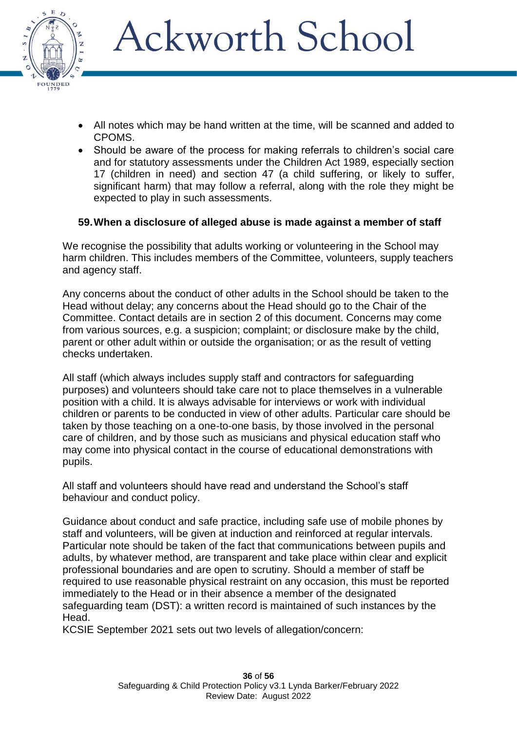- All notes which may be hand written at the time, will be scanned and added to CPOMS.
- Should be aware of the process for making referrals to children's social care and for statutory assessments under the Children Act 1989, especially section 17 (children in need) and section 47 (a child suffering, or likely to suffer, significant harm) that may follow a referral, along with the role they might be expected to play in such assessments.

### 59. When a disclosure of alleged abuse is made against a member of staff

We recognise the possibility that adults working or volunteering in the School may harm children. This includes members of the Committee, volunteers, supply teachers and agency staff.

Any concerns about the conduct of other adults in the School should be taken to the Head without delay; any concerns about the Head should go to the Chair of the Committee. Contact details are in section 2 of this document. Concerns may come from various sources, e.g. a suspicion; complaint; or disclosure make by the child, parent or other adult within or outside the organisation; or as the result of vetting checks undertaken.

All staff (which always includes supply staff and contractors for safeguarding purposes) and volunteers should take care not to place themselves in a vulnerable position with a child. It is always advisable for interviews or work with individual children or parents to be conducted in view of other adults. Particular care should be taken by those teaching on a one-to-one basis, by those involved in the personal care of children, and by those such as musicians and physical education staff who may come into physical contact in the course of educational demonstrations with pupils.

All staff and volunteers should have read and understand the School's staff behaviour and conduct policy.

Guidance about conduct and safe practice, including safe use of mobile phones by staff and volunteers, will be given at induction and reinforced at regular intervals. Particular note should be taken of the fact that communications between pupils and adults, by whatever method, are transparent and take place within clear and explicit professional boundaries and are open to scrutiny. Should a member of staff be required to use reasonable physical restraint on any occasion, this must be reported immediately to the Head or in their absence a member of the designated safeguarding team (DST): a written record is maintained of such instances by the Head.

KCSIE September 2021 sets out two levels of allegation/concern: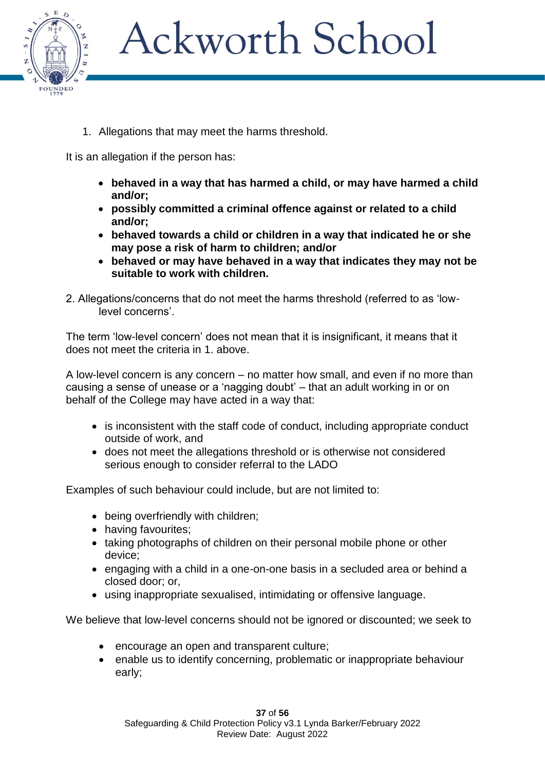1. Allegations that may meet the harms threshold.

It is an allegation if the person has:

- **behaved in a way that has harmed a child, or may have harmed a child and/or;**
- **possibly committed a criminal offence against or related to a child and/or;**
- **behaved towards a child or children in a way that indicated he or she may pose a risk of harm to children; and/or**
- **behaved or may have behaved in a way that indicates they may not be suitable to work with children.**

2. Allegations/concerns that do not meet the harms threshold (referred to as 'low-level concerns'.

The term 'low-level concern' does not mean that it is insignificant, it means that it does not meet the criteria in 1. above.

A low-level concern is any concern – no matter how small, and even if no more than causing a sense of unease or a 'nagging doubt' – that an adult working in or on behalf of the College may have acted in a way that:

- is inconsistent with the staff code of conduct, including appropriate conduct outside of work, and
- does not meet the allegations threshold or is otherwise not considered serious enough to consider referral to the LADO

Examples of such behaviour could include, but are not limited to:

- being overfriendly with children;
- having favourites;
- taking photographs of children on their personal mobile phone or other device;
- engaging with a child in a one-on-one basis in a secluded area or behind a closed door; or,
- using inappropriate sexualised, intimidating or offensive language.

We believe that low-level concerns should not be ignored or discounted; we seek to

- encourage an open and transparent culture;
- enable us to identify concerning, problematic or inappropriate behaviour early;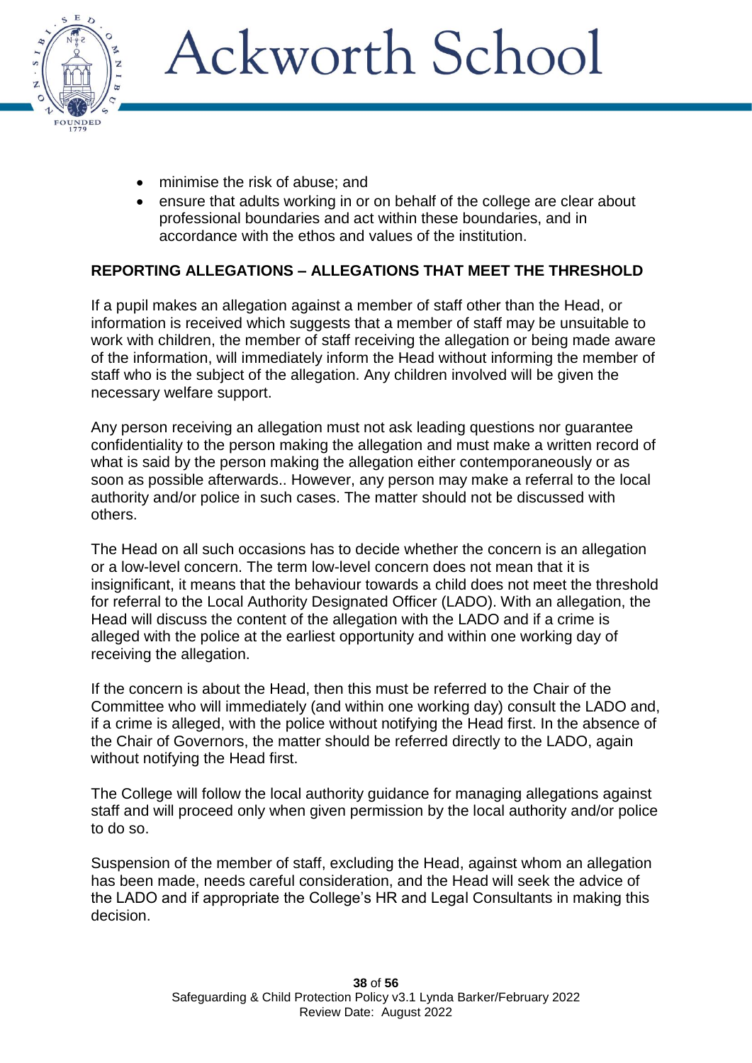- minimise the risk of abuse; and
- ensure that adults working in or on behalf of the college are clear about professional boundaries and act within these boundaries, and in accordance with the ethos and values of the institution.

**REPORTING ALLEGATIONS – ALLEGATIONS THAT MEET THE THRESHOLD**

If a pupil makes an allegation against a member of staff other than the Head, or information is received which suggests that a member of staff may be unsuitable to work with children, the member of staff receiving the allegation or being made aware of the information, will immediately inform the Head without informing the member of staff who is the subject of the allegation. Any children involved will be given the necessary welfare support.

Any person receiving an allegation must not ask leading questions nor guarantee confidentiality to the person making the allegation and must make a written record of what is said by the person making the allegation either contemporaneously or as soon as possible afterwards.. However, any person may make a referral to the local authority and/or police in such cases. The matter should not be discussed with others.

The Head on all such occasions has to decide whether the concern is an allegation or a low-level concern. The term low-level concern does not mean that it is insignificant, it means that the behaviour towards a child does not meet the threshold for referral to the Local Authority Designated Officer (LADO). With an allegation, the Head will discuss the content of the allegation with the LADO and if a crime is alleged with the police at the earliest opportunity and within one working day of receiving the allegation.

If the concern is about the Head, then this must be referred to the Chair of the Committee who will immediately (and within one working day) consult the LADO and, if a crime is alleged, with the police without notifying the Head first. In the absence of the Chair of Governors, the matter should be referred directly to the LADO, again without notifying the Head first.

The College will follow the local authority guidance for managing allegations against staff and will proceed only when given permission by the local authority and/or police to do so.

Suspension of the member of staff, excluding the Head, against whom an allegation has been made, needs careful consideration, and the Head will seek the advice of the LADO and if appropriate the College's HR and Legal Consultants in making this decision.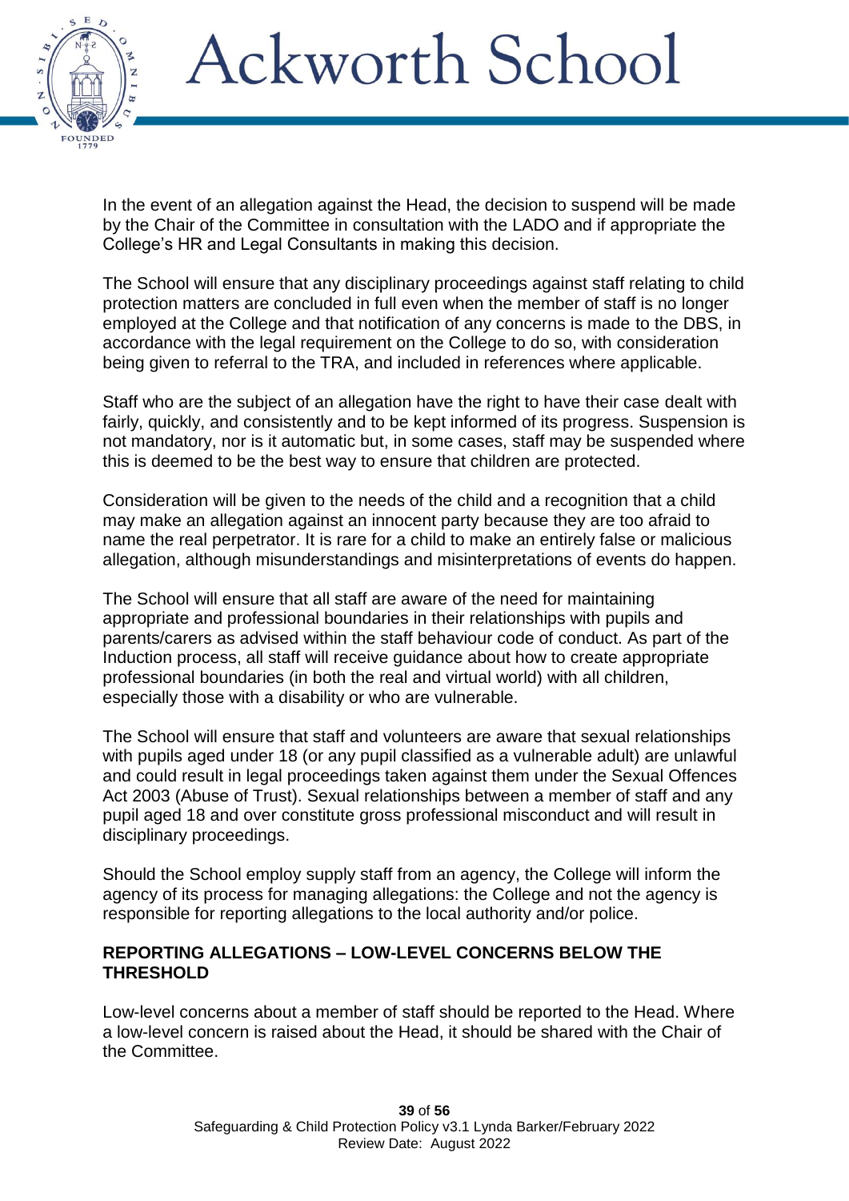In the event of an allegation against the Head, the decision to suspend will be made by the Chair of the Committee in consultation with the LADO and if appropriate the College's HR and Legal Consultants in making this decision.

The School will ensure that any disciplinary proceedings against staff relating to child protection matters are concluded in full even when the member of staff is no longer employed at the College and that notification of any concerns is made to the DBS, in accordance with the legal requirement on the College to do so, with consideration being given to referral to the TRA, and included in references where applicable.

Staff who are the subject of an allegation have the right to have their case dealt with fairly, quickly, and consistently and to be kept informed of its progress. Suspension is not mandatory, nor is it automatic but, in some cases, staff may be suspended where this is deemed to be the best way to ensure that children are protected.

Consideration will be given to the needs of the child and a recognition that a child may make an allegation against an innocent party because they are too afraid to name the real perpetrator. It is rare for a child to make an entirely false or malicious allegation, although misunderstandings and misinterpretations of events do happen.

The School will ensure that all staff are aware of the need for maintaining appropriate and professional boundaries in their relationships with pupils and parents/carers as advised within the staff behaviour code of conduct. As part of the Induction process, all staff will receive guidance about how to create appropriate professional boundaries (in both the real and virtual world) with all children, especially those with a disability or who are vulnerable.

The School will ensure that staff and volunteers are aware that sexual relationships with pupils aged under 18 (or any pupil classified as a vulnerable adult) are unlawful and could result in legal proceedings taken against them under the Sexual Offences Act 2003 (Abuse of Trust). Sexual relationships between a member of staff and any pupil aged 18 and over constitute gross professional misconduct and will result in disciplinary proceedings.

Should the School employ supply staff from an agency, the College will inform the agency of its process for managing allegations: the College and not the agency is responsible for reporting allegations to the local authority and/or police.

**REPORTING ALLEGATIONS – LOW-LEVEL CONCERNS BELOW THE THRESHOLD**

Low-level concerns about a member of staff should be reported to the Head. Where a low-level concern is raised about the Head, it should be shared with the Chair of the Committee.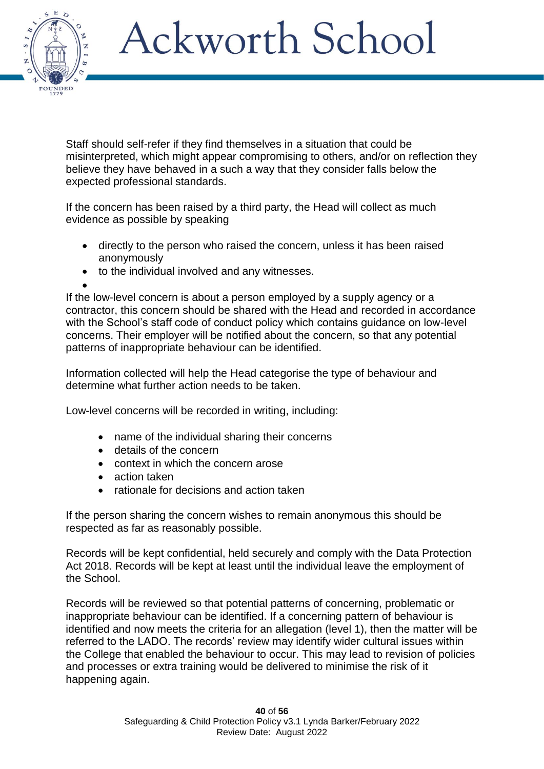Staff should self-refer if they find themselves in a situation that could be misinterpreted, which might appear compromising to others, and/or on reflection they believe they have behaved in a such a way that they consider falls below the expected professional standards.

If the concern has been raised by a third party, the Head will collect as much evidence as possible by speaking

- directly to the person who raised the concern, unless it has been raised anonymously
- to the individual involved and any witnesses.

If the low-level concern is about a person employed by a supply agency or a contractor, this concern should be shared with the Head and recorded in accordance with the School's staff code of conduct policy which contains guidance on low-level concerns. Their employer will be notified about the concern, so that any potential patterns of inappropriate behaviour can be identified.

Information collected will help the Head categorise the type of behaviour and determine what further action needs to be taken.

Low-level concerns will be recorded in writing, including:

- name of the individual sharing their concerns
- details of the concern
- context in which the concern arose
- action taken
- rationale for decisions and action taken

If the person sharing the concern wishes to remain anonymous this should be respected as far as reasonably possible.

Records will be kept confidential, held securely and comply with the Data Protection Act 2018. Records will be kept at least until the individual leave the employment of the School.

Records will be reviewed so that potential patterns of concerning, problematic or inappropriate behaviour can be identified. If a concerning pattern of behaviour is identified and now meets the criteria for an allegation (level 1), then the matter will be referred to the LADO. The records' review may identify wider cultural issues within the College that enabled the behaviour to occur. This may lead to revision of policies and processes or extra training would be delivered to minimise the risk of it happening again.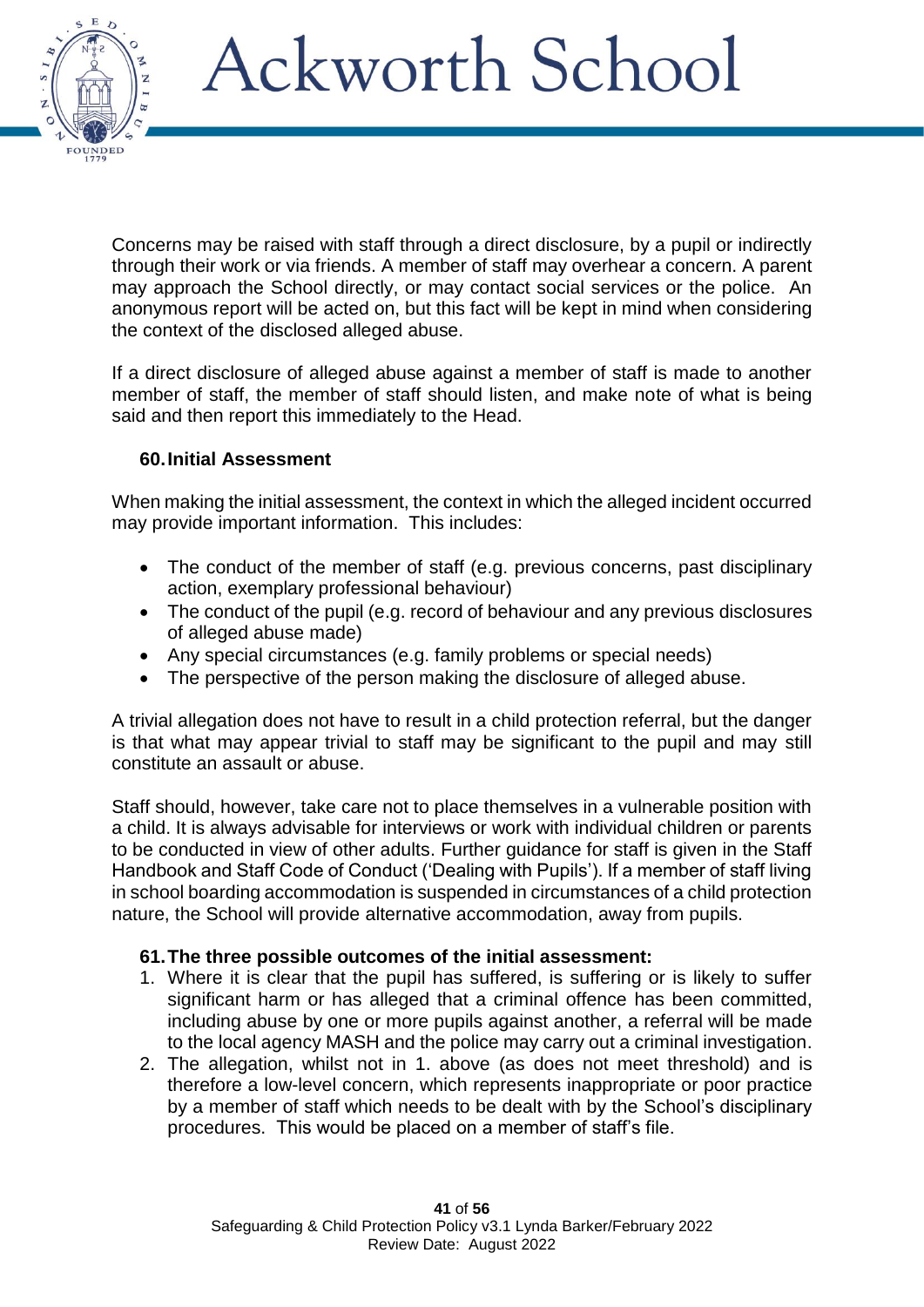Concerns may be raised with staff through a direct disclosure, by a pupil or indirectly through their work or via friends. A member of staff may overhear a concern. A parent may approach the School directly, or may contact social services or the police. An anonymous report will be acted on, but this fact will be kept in mind when considering the context of the disclosed alleged abuse.

If a direct disclosure of alleged abuse against a member of staff is made to another member of staff, the member of staff should listen, and make note of what is being said and then report this immediately to the Head.

### 60. Initial Assessment

When making the initial assessment, the context in which the alleged incident occurred may provide important information. This includes:

- The conduct of the member of staff (e.g. previous concerns, past disciplinary action, exemplary professional behaviour)
- The conduct of the pupil (e.g. record of behaviour and any previous disclosures of alleged abuse made)
- Any special circumstances (e.g. family problems or special needs)
- The perspective of the person making the disclosure of alleged abuse.

A trivial allegation does not have to result in a child protection referral, but the danger is that what may appear trivial to staff may be significant to the pupil and may still constitute an assault or abuse.

Staff should, however, take care not to place themselves in a vulnerable position with a child. It is always advisable for interviews or work with individual children or parents to be conducted in view of other adults. Further guidance for staff is given in the Staff Handbook and Staff Code of Conduct ('Dealing with Pupils'). If a member of staff living in school boarding accommodation is suspended in circumstances of a child protection nature, the School will provide alternative accommodation, away from pupils.

### 61. The three possible outcomes of the initial assessment:

1. Where it is clear that the pupil has suffered, is suffering or is likely to suffer significant harm or has alleged that a criminal offence has been committed, including abuse by one or more pupils against another, a referral will be made to the local agency MASH and the police may carry out a criminal investigation.
2. The allegation, whilst not in 1. above (as does not meet threshold) and is therefore a low-level concern, which represents inappropriate or poor practice by a member of staff which needs to be dealt with by the School's disciplinary procedures. This would be placed on a member of staff's file.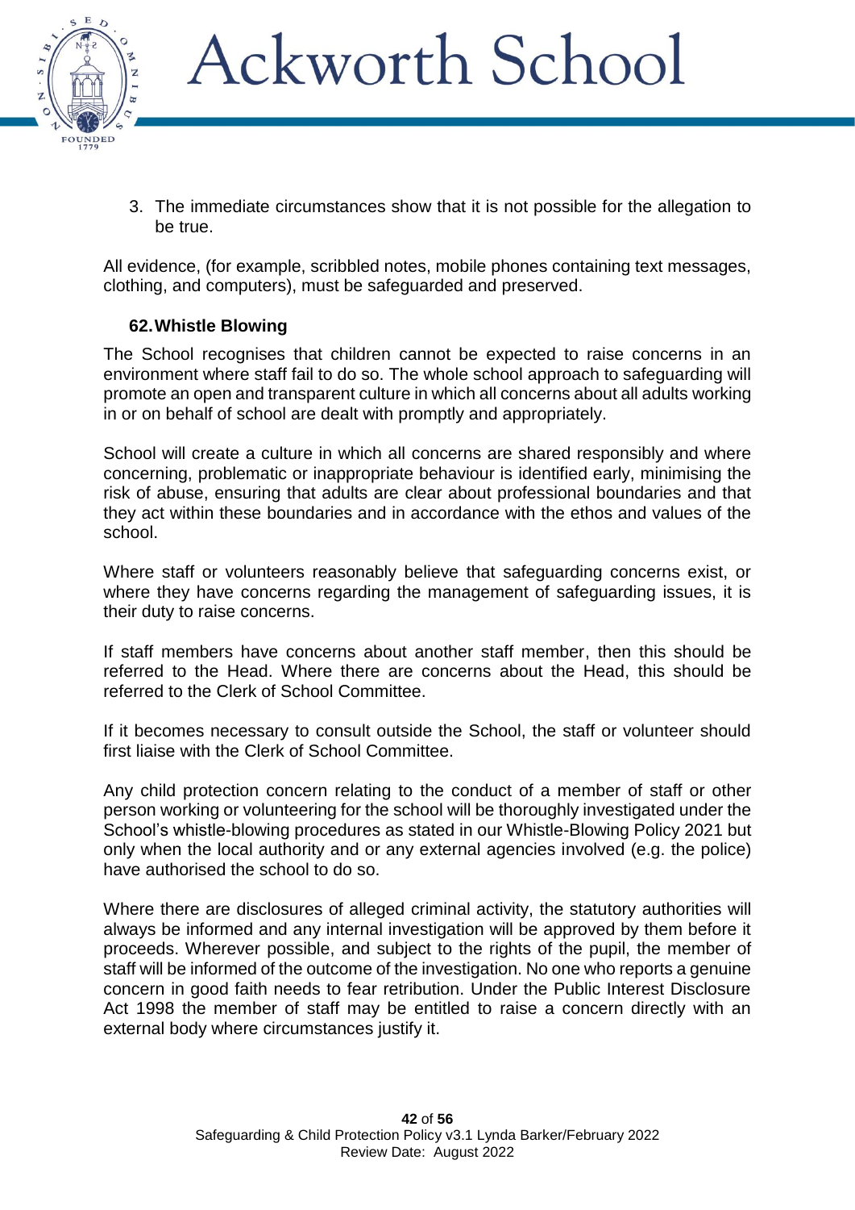3. The immediate circumstances show that it is not possible for the allegation to be true.

All evidence, (for example, scribbled notes, mobile phones containing text messages, clothing, and computers), must be safeguarded and preserved.

### 62. Whistle Blowing

The School recognises that children cannot be expected to raise concerns in an environment where staff fail to do so. The whole school approach to safeguarding will promote an open and transparent culture in which all concerns about all adults working in or on behalf of school are dealt with promptly and appropriately.

School will create a culture in which all concerns are shared responsibly and where concerning, problematic or inappropriate behaviour is identified early, minimising the risk of abuse, ensuring that adults are clear about professional boundaries and that they act within these boundaries and in accordance with the ethos and values of the school.

Where staff or volunteers reasonably believe that safeguarding concerns exist, or where they have concerns regarding the management of safeguarding issues, it is their duty to raise concerns.

If staff members have concerns about another staff member, then this should be referred to the Head. Where there are concerns about the Head, this should be referred to the Clerk of School Committee.

If it becomes necessary to consult outside the School, the staff or volunteer should first liaise with the Clerk of School Committee.

Any child protection concern relating to the conduct of a member of staff or other person working or volunteering for the school will be thoroughly investigated under the School's whistle-blowing procedures as stated in our Whistle-Blowing Policy 2021 but only when the local authority and or any external agencies involved (e.g. the police) have authorised the school to do so.

Where there are disclosures of alleged criminal activity, the statutory authorities will always be informed and any internal investigation will be approved by them before it proceeds. Wherever possible, and subject to the rights of the pupil, the member of staff will be informed of the outcome of the investigation. No one who reports a genuine concern in good faith needs to fear retribution. Under the Public Interest Disclosure Act 1998 the member of staff may be entitled to raise a concern directly with an external body where circumstances justify it.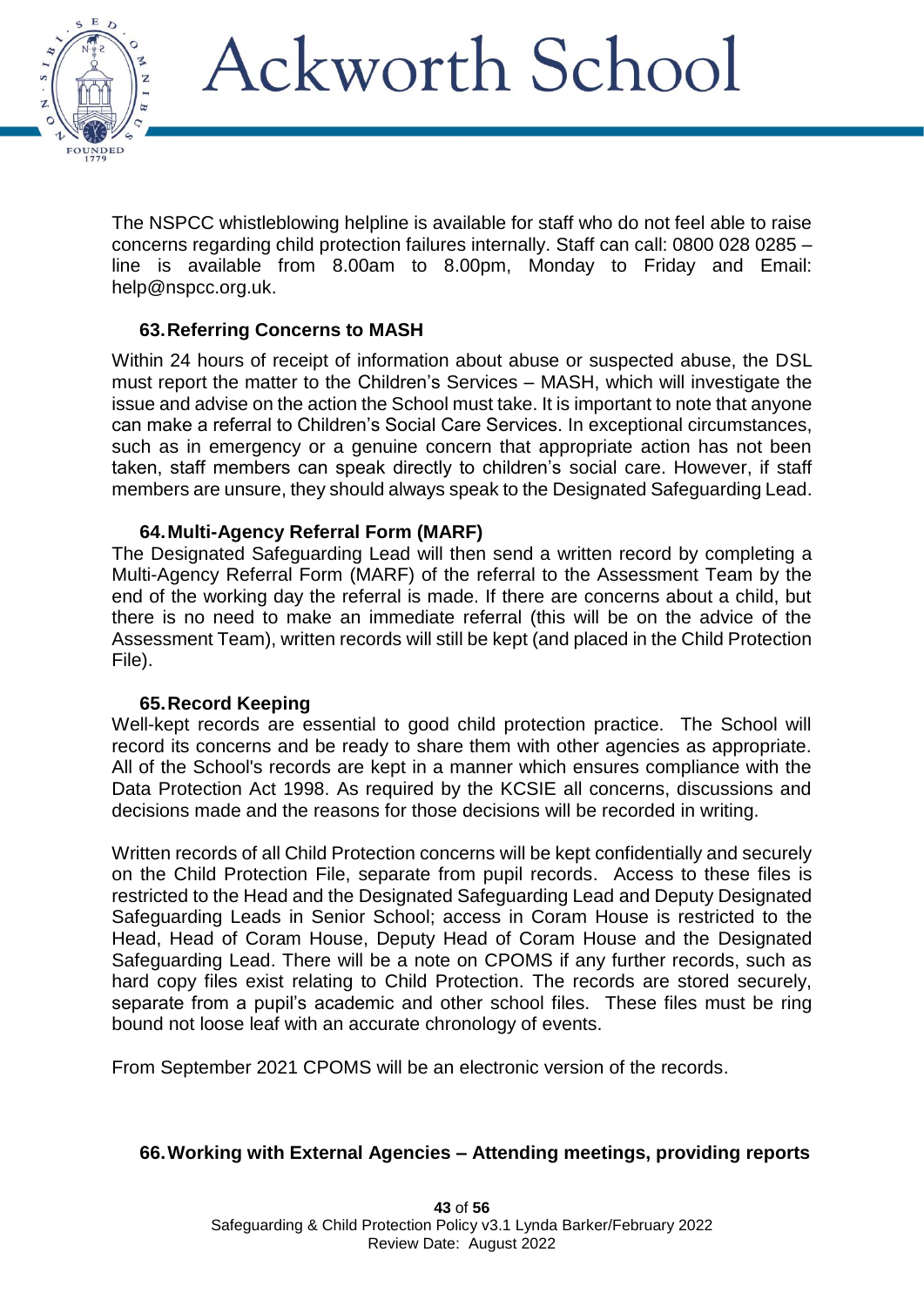The NSPCC whistleblowing helpline is available for staff who do not feel able to raise concerns regarding child protection failures internally. Staff can call: 0800 028 0285 – line is available from 8.00am to 8.00pm, Monday to Friday and Email: help@nspcc.org.uk.

### 63. Referring Concerns to MASH

Within 24 hours of receipt of information about abuse or suspected abuse, the DSL must report the matter to the Children's Services – MASH, which will investigate the issue and advise on the action the School must take. It is important to note that anyone can make a referral to Children's Social Care Services. In exceptional circumstances, such as in emergency or a genuine concern that appropriate action has not been taken, staff members can speak directly to children's social care. However, if staff members are unsure, they should always speak to the Designated Safeguarding Lead.

### 64. Multi-Agency Referral Form (MARF)

The Designated Safeguarding Lead will then send a written record by completing a Multi-Agency Referral Form (MARF) of the referral to the Assessment Team by the end of the working day the referral is made. If there are concerns about a child, but there is no need to make an immediate referral (this will be on the advice of the Assessment Team), written records will still be kept (and placed in the Child Protection File).

### 65. Record Keeping

Well-kept records are essential to good child protection practice. The School will record its concerns and be ready to share them with other agencies as appropriate. All of the School's records are kept in a manner which ensures compliance with the Data Protection Act 1998. As required by the KCSIE all concerns, discussions and decisions made and the reasons for those decisions will be recorded in writing.

Written records of all Child Protection concerns will be kept confidentially and securely on the Child Protection File, separate from pupil records. Access to these files is restricted to the Head and the Designated Safeguarding Lead and Deputy Designated Safeguarding Leads in Senior School; access in Coram House is restricted to the Head, Head of Coram House, Deputy Head of Coram House and the Designated Safeguarding Lead. There will be a note on CPOMS if any further records, such as hard copy files exist relating to Child Protection. The records are stored securely, separate from a pupil's academic and other school files. These files must be ring bound not loose leaf with an accurate chronology of events.

From September 2021 CPOMS will be an electronic version of the records.

### 66. Working with External Agencies – Attending meetings, providing reports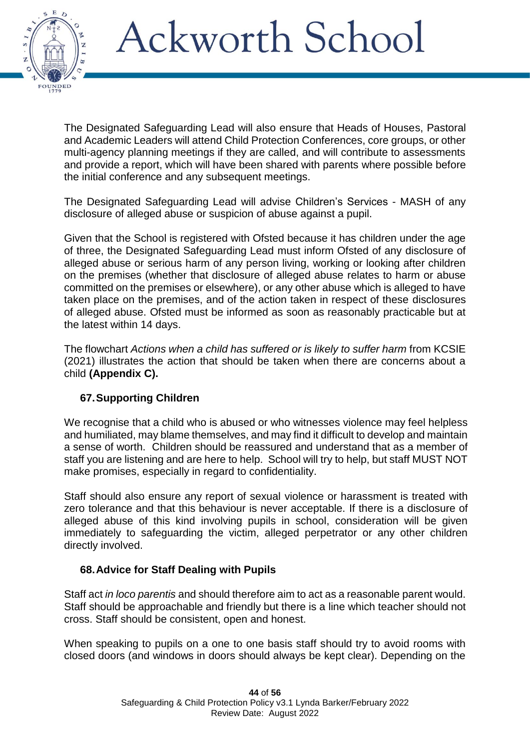The Designated Safeguarding Lead will also ensure that Heads of Houses, Pastoral and Academic Leaders will attend Child Protection Conferences, core groups, or other multi-agency planning meetings if they are called, and will contribute to assessments and provide a report, which will have been shared with parents where possible before the initial conference and any subsequent meetings.

The Designated Safeguarding Lead will advise Children's Services - MASH of any disclosure of alleged abuse or suspicion of abuse against a pupil.

Given that the School is registered with Ofsted because it has children under the age of three, the Designated Safeguarding Lead must inform Ofsted of any disclosure of alleged abuse or serious harm of any person living, working or looking after children on the premises (whether that disclosure of alleged abuse relates to harm or abuse committed on the premises or elsewhere), or any other abuse which is alleged to have taken place on the premises, and of the action taken in respect of these disclosures of alleged abuse. Ofsted must be informed as soon as reasonably practicable but at the latest within 14 days.

The flowchart *Actions when a child has suffered or is likely to suffer harm* from KCSIE (2021) illustrates the action that should be taken when there are concerns about a child **(Appendix C).**

## 67. Supporting Children

We recognise that a child who is abused or who witnesses violence may feel helpless and humiliated, may blame themselves, and may find it difficult to develop and maintain a sense of worth. Children should be reassured and understand that as a member of staff you are listening and are here to help. School will try to help, but staff MUST NOT make promises, especially in regard to confidentiality.

Staff should also ensure any report of sexual violence or harassment is treated with zero tolerance and that this behaviour is never acceptable. If there is a disclosure of alleged abuse of this kind involving pupils in school, consideration will be given immediately to safeguarding the victim, alleged perpetrator or any other children directly involved.

## 68. Advice for Staff Dealing with Pupils

Staff act *in loco parentis* and should therefore aim to act as a reasonable parent would. Staff should be approachable and friendly but there is a line which teacher should not cross. Staff should be consistent, open and honest.

When speaking to pupils on a one to one basis staff should try to avoid rooms with closed doors (and windows in doors should always be kept clear). Depending on the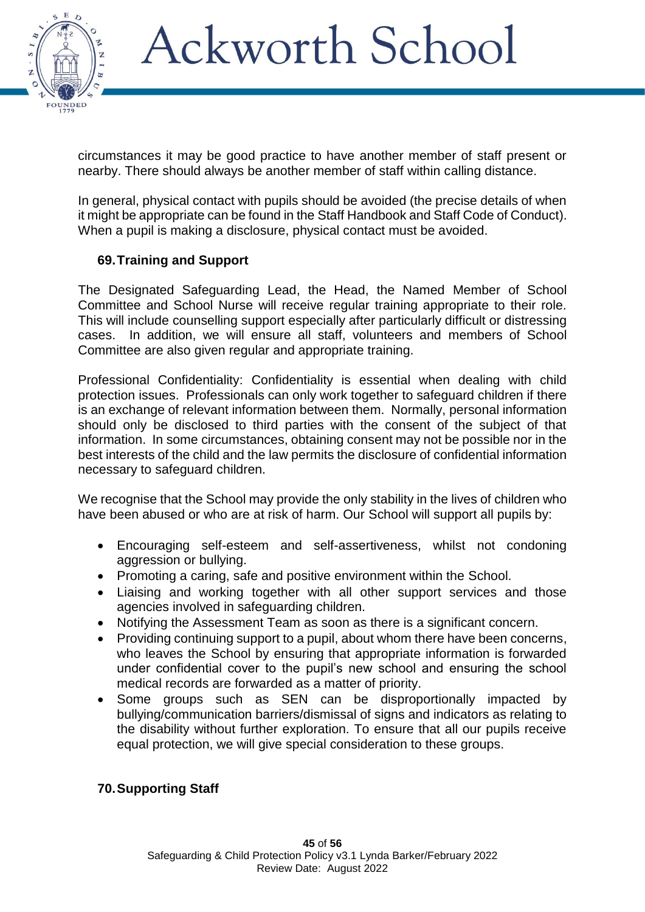circumstances it may be good practice to have another member of staff present or nearby. There should always be another member of staff within calling distance.

In general, physical contact with pupils should be avoided (the precise details of when it might be appropriate can be found in the Staff Handbook and Staff Code of Conduct). When a pupil is making a disclosure, physical contact must be avoided.

### 69. Training and Support

The Designated Safeguarding Lead, the Head, the Named Member of School Committee and School Nurse will receive regular training appropriate to their role. This will include counselling support especially after particularly difficult or distressing cases. In addition, we will ensure all staff, volunteers and members of School Committee are also given regular and appropriate training.

Professional Confidentiality: Confidentiality is essential when dealing with child protection issues. Professionals can only work together to safeguard children if there is an exchange of relevant information between them. Normally, personal information should only be disclosed to third parties with the consent of the subject of that information. In some circumstances, obtaining consent may not be possible nor in the best interests of the child and the law permits the disclosure of confidential information necessary to safeguard children.

We recognise that the School may provide the only stability in the lives of children who have been abused or who are at risk of harm. Our School will support all pupils by:

- Encouraging self-esteem and self-assertiveness, whilst not condoning aggression or bullying.
- Promoting a caring, safe and positive environment within the School.
- Liaising and working together with all other support services and those agencies involved in safeguarding children.
- Notifying the Assessment Team as soon as there is a significant concern.
- Providing continuing support to a pupil, about whom there have been concerns, who leaves the School by ensuring that appropriate information is forwarded under confidential cover to the pupil's new school and ensuring the school medical records are forwarded as a matter of priority.
- Some groups such as SEN can be disproportionally impacted by bullying/communication barriers/dismissal of signs and indicators as relating to the disability without further exploration. To ensure that all our pupils receive equal protection, we will give special consideration to these groups.

### 70. Supporting Staff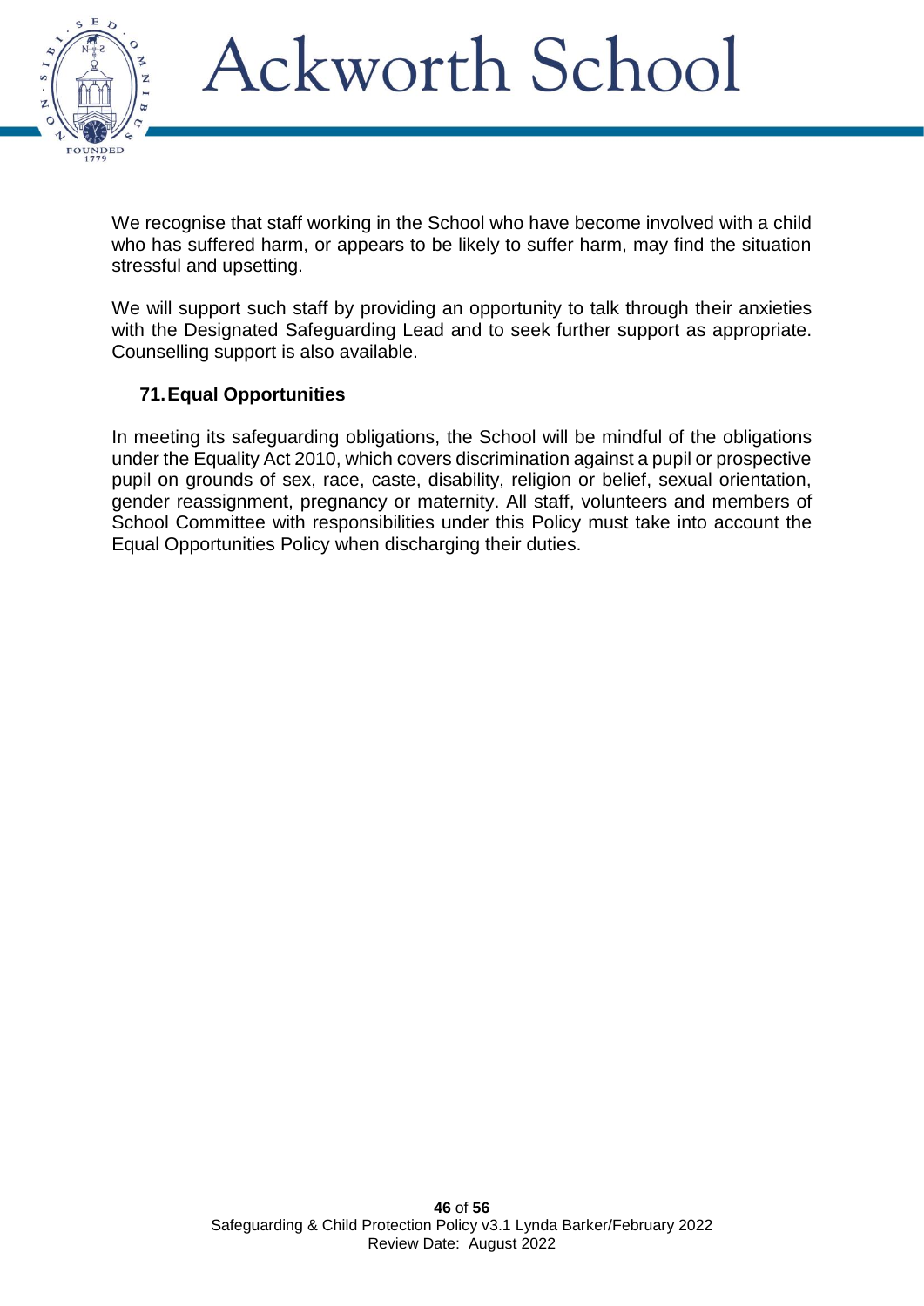We recognise that staff working in the School who have become involved with a child who has suffered harm, or appears to be likely to suffer harm, may find the situation stressful and upsetting.

We will support such staff by providing an opportunity to talk through their anxieties with the Designated Safeguarding Lead and to seek further support as appropriate. Counselling support is also available.

## 71. Equal Opportunities

In meeting its safeguarding obligations, the School will be mindful of the obligations under the Equality Act 2010, which covers discrimination against a pupil or prospective pupil on grounds of sex, race, caste, disability, religion or belief, sexual orientation, gender reassignment, pregnancy or maternity. All staff, volunteers and members of School Committee with responsibilities under this Policy must take into account the Equal Opportunities Policy when discharging their duties.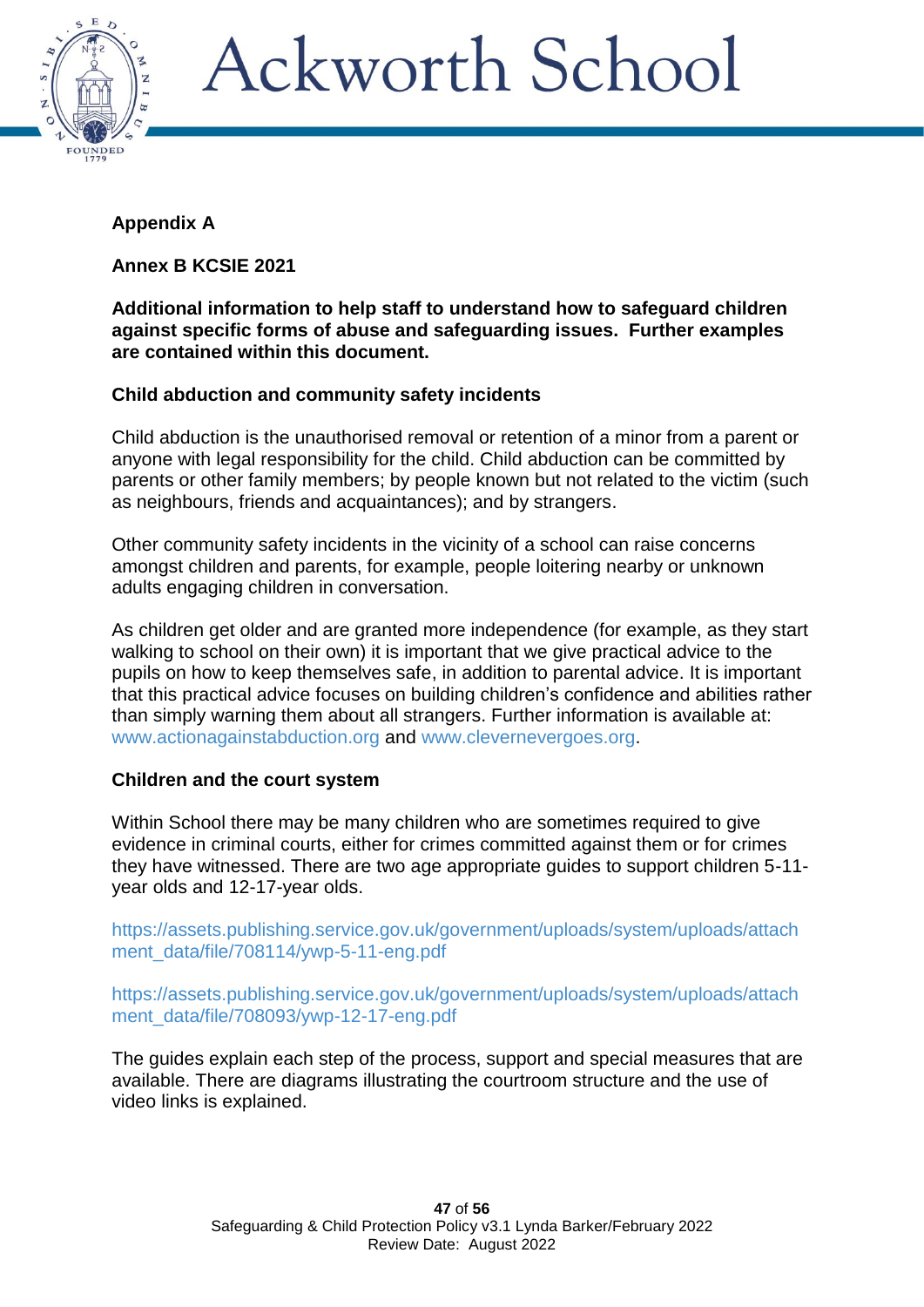**Appendix A**

**Annex B KCSIE 2021**

**Additional information to help staff to understand how to safeguard children against specific forms of abuse and safeguarding issues. Further examples are contained within this document.**

**Child abduction and community safety incidents**

Child abduction is the unauthorised removal or retention of a minor from a parent or anyone with legal responsibility for the child. Child abduction can be committed by parents or other family members; by people known but not related to the victim (such as neighbours, friends and acquaintances); and by strangers.

Other community safety incidents in the vicinity of a school can raise concerns amongst children and parents, for example, people loitering nearby or unknown adults engaging children in conversation.

As children get older and are granted more independence (for example, as they start walking to school on their own) it is important that we give practical advice to the pupils on how to keep themselves safe, in addition to parental advice. It is important that this practical advice focuses on building children's confidence and abilities rather than simply warning them about all strangers. Further information is available at: www.actionagainstabduction.org and www.clevernevergoes.org.

**Children and the court system**

Within School there may be many children who are sometimes required to give evidence in criminal courts, either for crimes committed against them or for crimes they have witnessed. There are two age appropriate guides to support children 5-11-year olds and 12-17-year olds.

https://assets.publishing.service.gov.uk/government/uploads/system/uploads/attachment_data/file/708114/ywp-5-11-eng.pdf

https://assets.publishing.service.gov.uk/government/uploads/system/uploads/attachment_data/file/708093/ywp-12-17-eng.pdf

The guides explain each step of the process, support and special measures that are available. There are diagrams illustrating the courtroom structure and the use of video links is explained.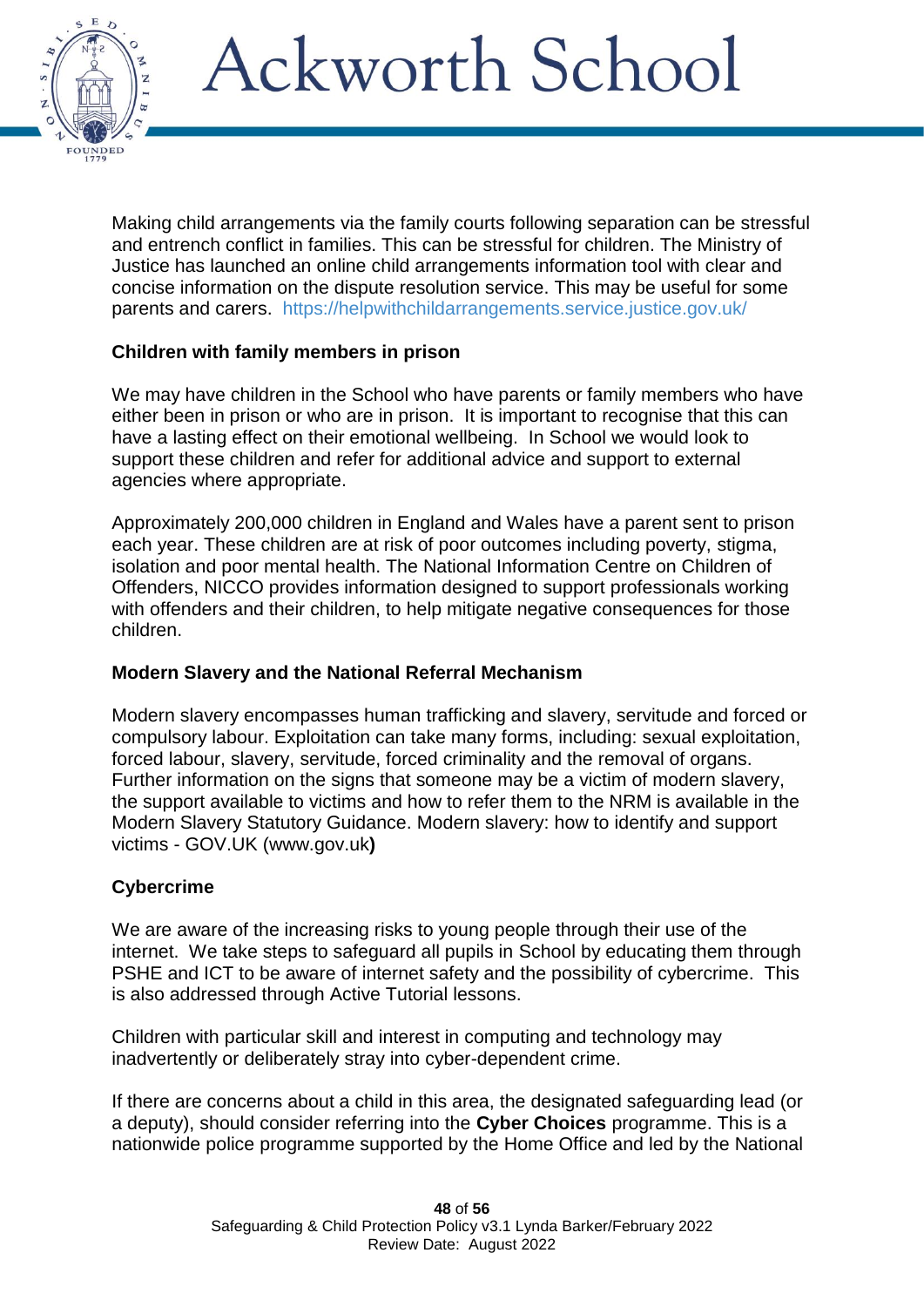Making child arrangements via the family courts following separation can be stressful and entrench conflict in families. This can be stressful for children. The Ministry of Justice has launched an online child arrangements information tool with clear and concise information on the dispute resolution service. This may be useful for some parents and carers. https://helpwithchildarrangements.service.justice.gov.uk/

**Children with family members in prison**

We may have children in the School who have parents or family members who have either been in prison or who are in prison. It is important to recognise that this can have a lasting effect on their emotional wellbeing. In School we would look to support these children and refer for additional advice and support to external agencies where appropriate.

Approximately 200,000 children in England and Wales have a parent sent to prison each year. These children are at risk of poor outcomes including poverty, stigma, isolation and poor mental health. The National Information Centre on Children of Offenders, NICCO provides information designed to support professionals working with offenders and their children, to help mitigate negative consequences for those children.

**Modern Slavery and the National Referral Mechanism**

Modern slavery encompasses human trafficking and slavery, servitude and forced or compulsory labour. Exploitation can take many forms, including: sexual exploitation, forced labour, slavery, servitude, forced criminality and the removal of organs. Further information on the signs that someone may be a victim of modern slavery, the support available to victims and how to refer them to the NRM is available in the Modern Slavery Statutory Guidance. Modern slavery: how to identify and support victims - GOV.UK (www.gov.uk**)**

**Cybercrime**

We are aware of the increasing risks to young people through their use of the internet. We take steps to safeguard all pupils in School by educating them through PSHE and ICT to be aware of internet safety and the possibility of cybercrime. This is also addressed through Active Tutorial lessons.

Children with particular skill and interest in computing and technology may inadvertently or deliberately stray into cyber-dependent crime.

If there are concerns about a child in this area, the designated safeguarding lead (or a deputy), should consider referring into the **Cyber Choices** programme. This is a nationwide police programme supported by the Home Office and led by the National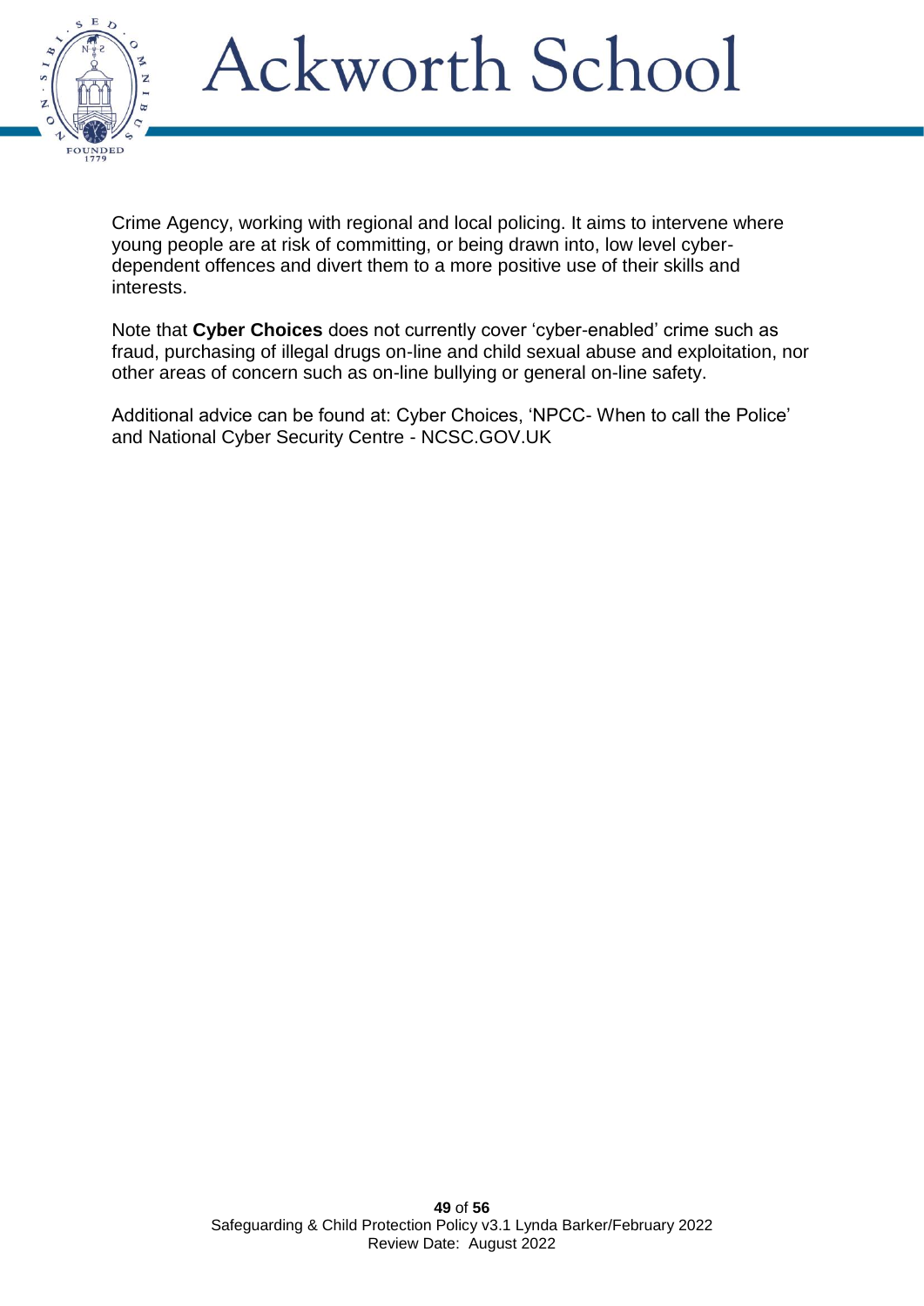Crime Agency, working with regional and local policing. It aims to intervene where young people are at risk of committing, or being drawn into, low level cyber-dependent offences and divert them to a more positive use of their skills and interests.

Note that **Cyber Choices** does not currently cover 'cyber-enabled' crime such as fraud, purchasing of illegal drugs on-line and child sexual abuse and exploitation, nor other areas of concern such as on-line bullying or general on-line safety.

Additional advice can be found at: Cyber Choices, 'NPCC- When to call the Police' and National Cyber Security Centre - NCSC.GOV.UK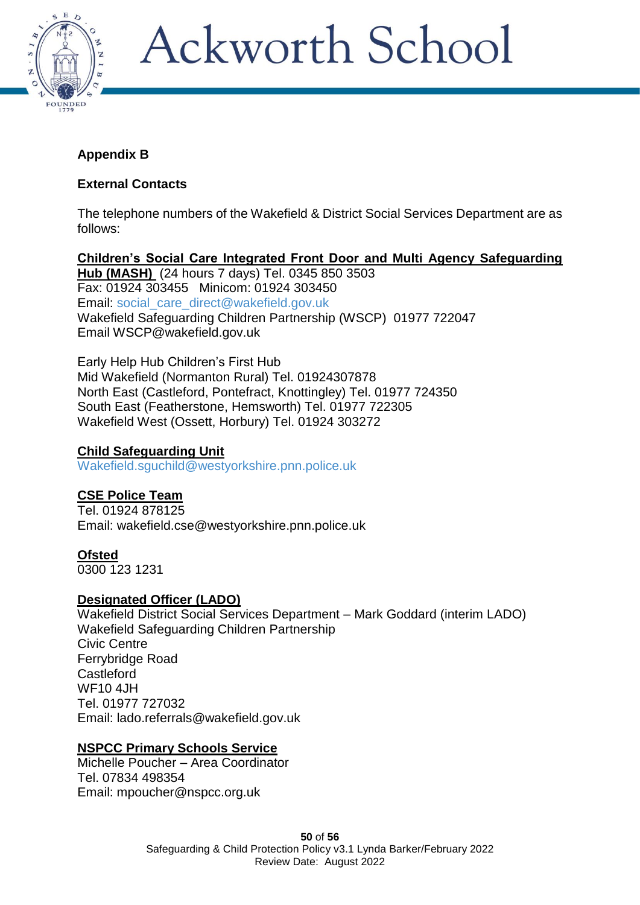**Appendix B**

**External Contacts**

The telephone numbers of the Wakefield & District Social Services Department are as follows:

**Children's Social Care Integrated Front Door and Multi Agency Safeguarding Hub (MASH)** (24 hours 7 days) Tel. 0345 850 3503
Fax: 01924 303455 Minicom: 01924 303450
Email: social_care_direct@wakefield.gov.uk
Wakefield Safeguarding Children Partnership (WSCP) 01977 722047
Email WSCP@wakefield.gov.uk

Early Help Hub Children's First Hub
Mid Wakefield (Normanton Rural) Tel. 01924307878
North East (Castleford, Pontefract, Knottingley) Tel. 01977 724350
South East (Featherstone, Hemsworth) Tel. 01977 722305
Wakefield West (Ossett, Horbury) Tel. 01924 303272

**Child Safeguarding Unit**
Wakefield.sguchild@westyorkshire.pnn.police.uk

**CSE Police Team**
Tel. 01924 878125
Email: wakefield.cse@westyorkshire.pnn.police.uk

**Ofsted**
0300 123 1231

**Designated Officer (LADO)**
Wakefield District Social Services Department – Mark Goddard (interim LADO)
Wakefield Safeguarding Children Partnership
Civic Centre
Ferrybridge Road
Castleford
WF10 4JH
Tel. 01977 727032
Email: lado.referrals@wakefield.gov.uk

**NSPCC Primary Schools Service**
Michelle Poucher – Area Coordinator
Tel. 07834 498354
Email: mpoucher@nspcc.org.uk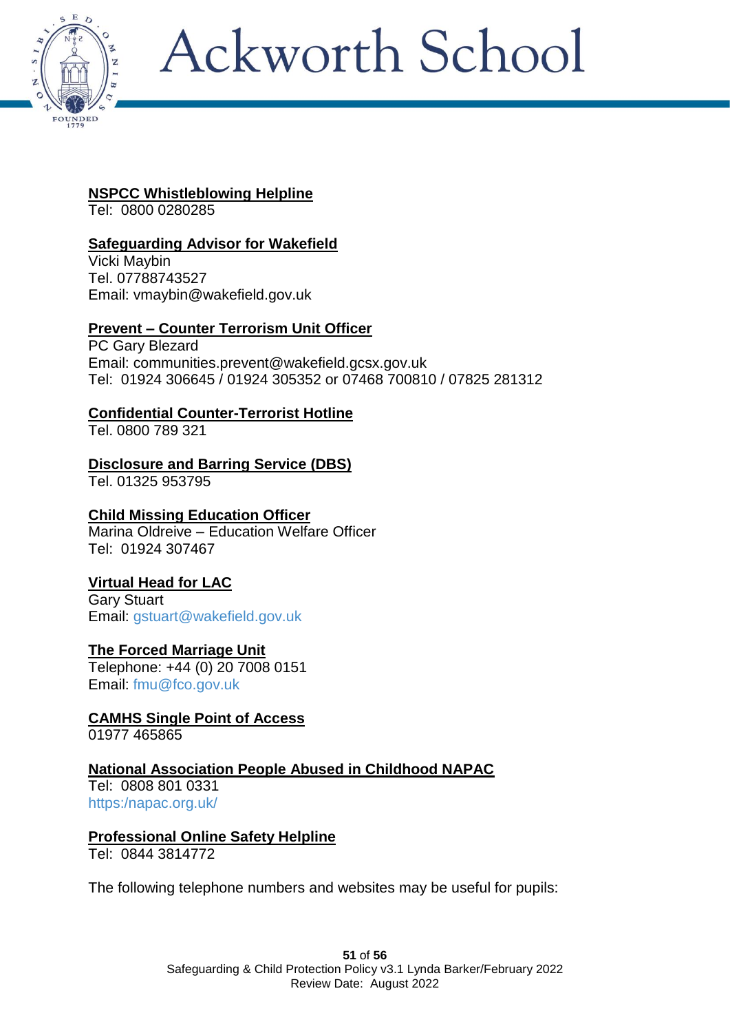**NSPCC Whistleblowing Helpline**
Tel: 0800 0280285

**Safeguarding Advisor for Wakefield**
Vicki Maybin
Tel. 07788743527
Email: vmaybin@wakefield.gov.uk

**Prevent – Counter Terrorism Unit Officer**
PC Gary Blezard
Email: communities.prevent@wakefield.gcsx.gov.uk
Tel: 01924 306645 / 01924 305352 or 07468 700810 / 07825 281312

**Confidential Counter-Terrorist Hotline**
Tel. 0800 789 321

**Disclosure and Barring Service (DBS)**
Tel. 01325 953795

**Child Missing Education Officer**
Marina Oldreive – Education Welfare Officer
Tel: 01924 307467

**Virtual Head for LAC**
Gary Stuart
Email: gstuart@wakefield.gov.uk

**The Forced Marriage Unit**
Telephone: +44 (0) 20 7008 0151
Email: fmu@fco.gov.uk

**CAMHS Single Point of Access**
01977 465865

**National Association People Abused in Childhood NAPAC**
Tel: 0808 801 0331
https:/napac.org.uk/

**Professional Online Safety Helpline**
Tel: 0844 3814772

The following telephone numbers and websites may be useful for pupils: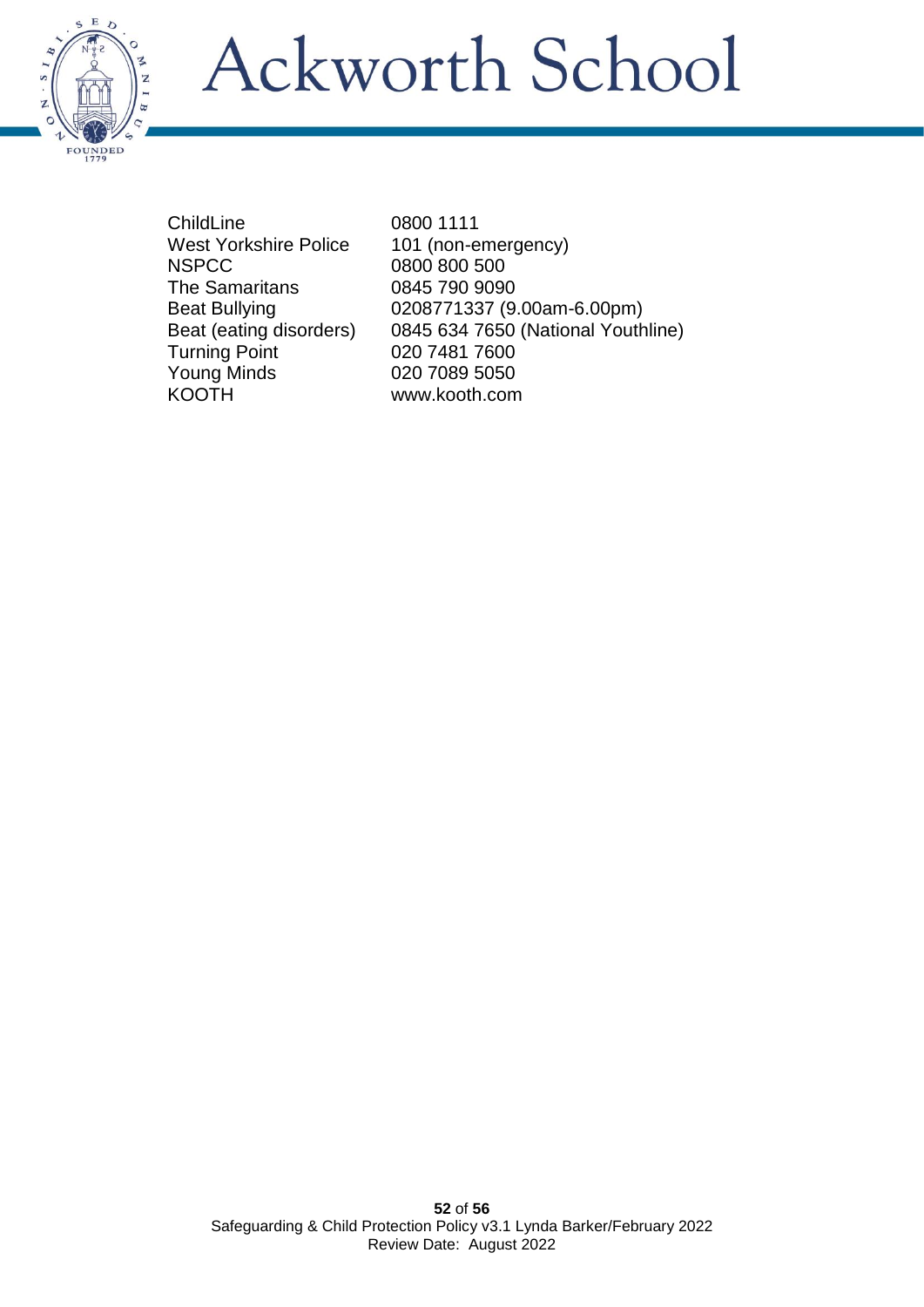| | |
|---|---|
| ChildLine | 0800 1111 |
| West Yorkshire Police | 101 (non-emergency) |
| NSPCC | 0800 800 500 |
| The Samaritans | 0845 790 9090 |
| Beat Bullying | 0208771337 (9.00am-6.00pm) |
| Beat (eating disorders) | 0845 634 7650 (National Youthline) |
| Turning Point | 020 7481 7600 |
| Young Minds | 020 7089 5050 |
| KOOTH | www.kooth.com |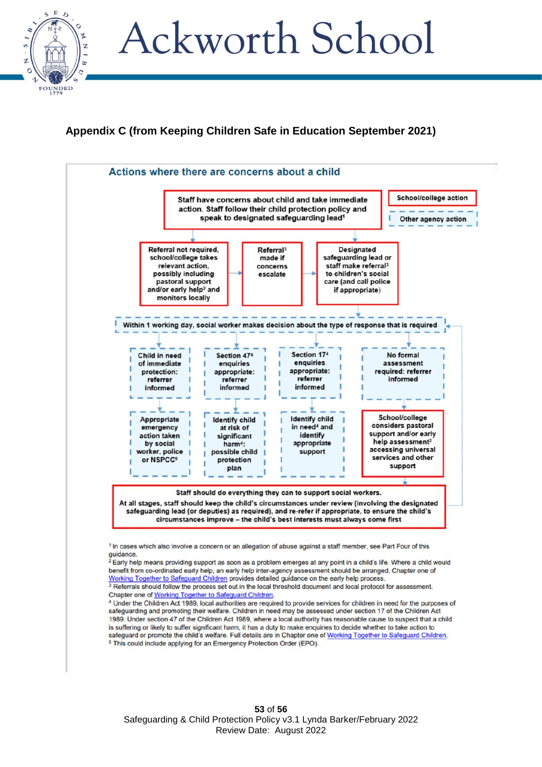## Appendix C (from Keeping Children Safe in Education September 2021)

### Actions where there are concerns about a child

School/college action

Other agency action

Staff have concerns about child and take immediate action. Staff follow their child protection policy and speak to designated safeguarding lead[1]

Referral not required, school/college takes relevant action, possibly including pastoral support and/or early help[2] and monitors locally

Referral[3] made if concerns escalate

Designated safeguarding lead or staff make referral[3] to children's social care (and call police if appropriate)

Within 1 working day, social worker makes decision about the type of response that is required

Child in need of immediate protection: referrer informed

Section 47[4] enquiries appropriate: referrer informed

Section 17[4] enquiries appropriate: referrer informed

No formal assessment required: referrer informed

Appropriate emergency action taken by social worker, police or NSPCC[5]

Identify child at risk of significant harm[4]: possible child protection plan

Identify child in need[4] and identify appropriate support

School/college considers pastoral support and/or early help assessment[2] accessing universal services and other support

Staff should do everything they can to support social workers.

At all stages, staff should keep the child's circumstances under review (involving the designated safeguarding lead (or deputies) as required), and re-refer if appropriate, to ensure the child's circumstances improve – the child's best interests must always come first

[1] In cases which also involve a concern or an allegation of abuse against a staff member, see Part Four of this guidance.

[2] Early help means providing support as soon as a problem emerges at any point in a child's life. Where a child would benefit from co-ordinated early help, an early help inter-agency assessment should be arranged. Chapter one of Working Together to Safeguard Children provides detailed guidance on the early help process.

[3] Referrals should follow the process set out in the local threshold document and local protocol for assessment. Chapter one of Working Together to Safeguard Children.

[4] Under the Children Act 1989, local authorities are required to provide services for children in need for the purposes of safeguarding and promoting their welfare. Children in need may be assessed under section 17 of the Children Act 1989. Under section 47 of the Children Act 1989, where a local authority has reasonable cause to suspect that a child is suffering or likely to suffer significant harm, it has a duty to make enquiries to decide whether to take action to safeguard or promote the child's welfare. Full details are in Chapter one of Working Together to Safeguard Children.

[5] This could include applying for an Emergency Protection Order (EPO).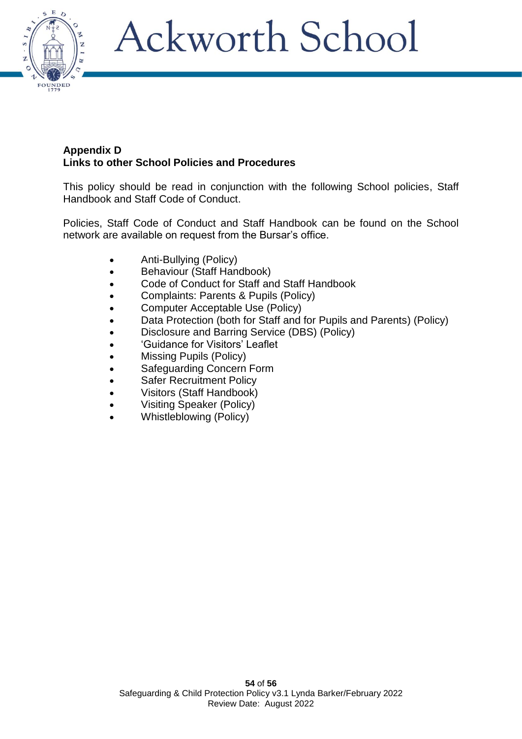**Appendix D**
**Links to other School Policies and Procedures**

This policy should be read in conjunction with the following School policies, Staff Handbook and Staff Code of Conduct.

Policies, Staff Code of Conduct and Staff Handbook can be found on the School network are available on request from the Bursar's office.

- Anti-Bullying (Policy)
- Behaviour (Staff Handbook)
- Code of Conduct for Staff and Staff Handbook
- Complaints: Parents & Pupils (Policy)
- Computer Acceptable Use (Policy)
- Data Protection (both for Staff and for Pupils and Parents) (Policy)
- Disclosure and Barring Service (DBS) (Policy)
- 'Guidance for Visitors' Leaflet
- Missing Pupils (Policy)
- Safeguarding Concern Form
- Safer Recruitment Policy
- Visitors (Staff Handbook)
- Visiting Speaker (Policy)
- Whistleblowing (Policy)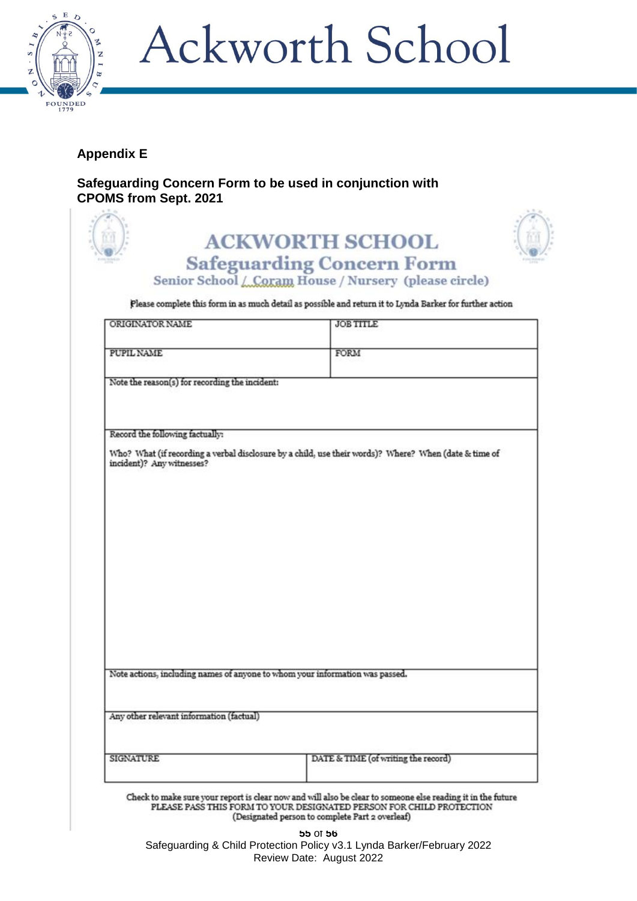## Appendix E

## Safeguarding Concern Form to be used in conjunction with CPOMS from Sept. 2021

# ACKWORTH SCHOOL

## Safeguarding Concern Form

Senior School / Coram House / Nursery (please circle)

Please complete this form in as much detail as possible and return it to Lynda Barker for further action

| ORIGINATOR NAME | JOB TITLE |
|---|---|
| PUPIL NAME | FORM |
| Note the reason(s) for recording the incident: | |
| Record the following factually:<br><br>Who? What (if recording a verbal disclosure by a child, use their words)? Where? When (date & time of incident)? Any witnesses? | |
| Note actions, including names of anyone to whom your information was passed. | |
| Any other relevant information (factual) | |
| SIGNATURE | DATE & TIME (of writing the record) |

Check to make sure your report is clear now and will also be clear to someone else reading it in the future
PLEASE PASS THIS FORM TO YOUR DESIGNATED PERSON FOR CHILD PROTECTION
(Designated person to complete Part 2 overleaf)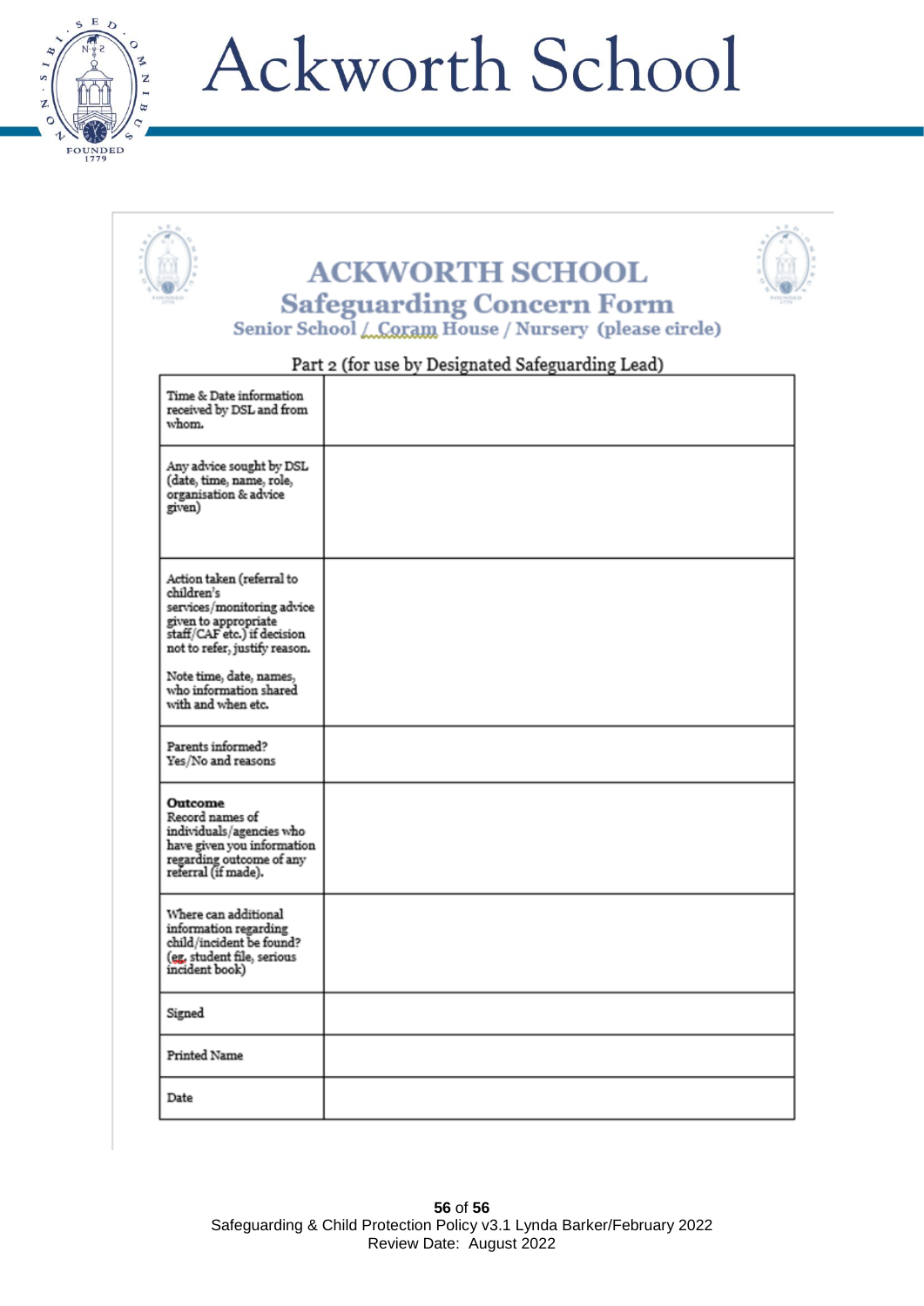# ACKWORTH SCHOOL

## Safeguarding Concern Form

### Senior School / Coram House / Nursery (please circle)

Part 2 (for use by Designated Safeguarding Lead)

| | |
|---|---|
| Time & Date information received by DSL and from whom. | |
| Any advice sought by DSL (date, time, name, role, organisation & advice given) | |
| Action taken (referral to children's services/monitoring advice given to appropriate staff/CAF etc.) if decision not to refer, justify reason.<br><br>Note time, date, names, who information shared with and when etc. | |
| Parents informed?<br>Yes/No and reasons | |
| **Outcome**<br>Record names of individuals/agencies who have given you information regarding outcome of any referral (if made). | |
| Where can additional information regarding child/incident be found? (eg. student file, serious incident book) | |
| Signed | |
| Printed Name | |
| Date | |